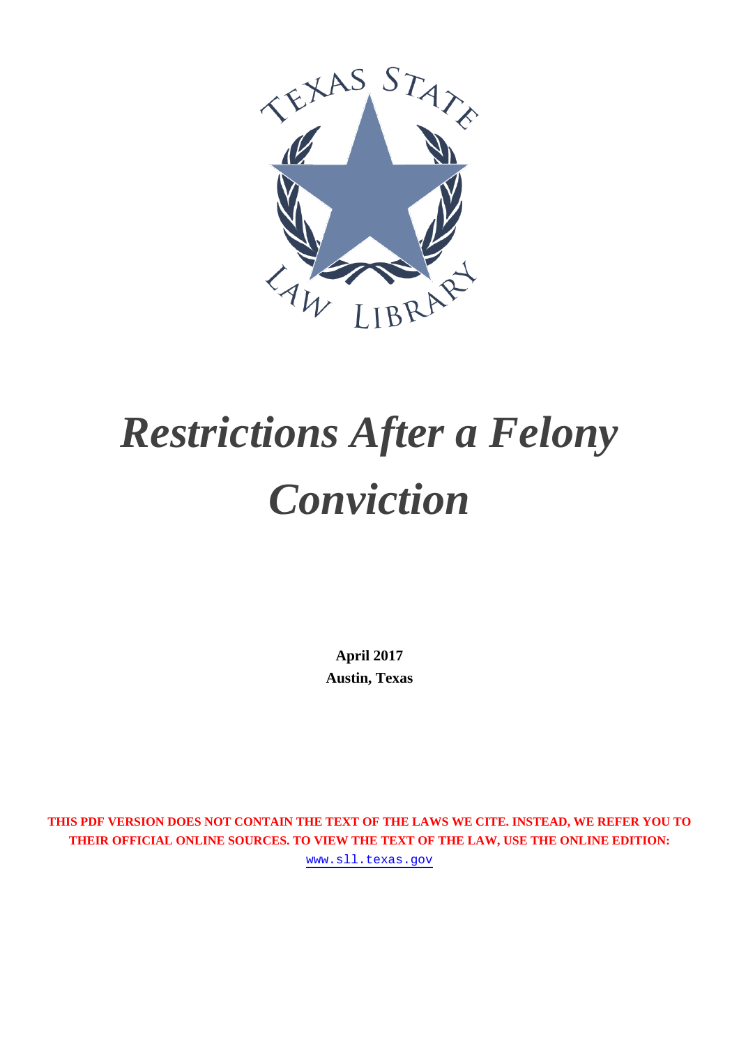# *Restrictions After a Felony Conviction*

**April 2017**
**Austin, Texas**

**THIS PDF VERSION DOES NOT CONTAIN THE TEXT OF THE LAWS WE CITE. INSTEAD, WE REFER YOU TO THEIR OFFICIAL ONLINE SOURCES. TO VIEW THE TEXT OF THE LAW, USE THE ONLINE EDITION:**
www.sll.texas.gov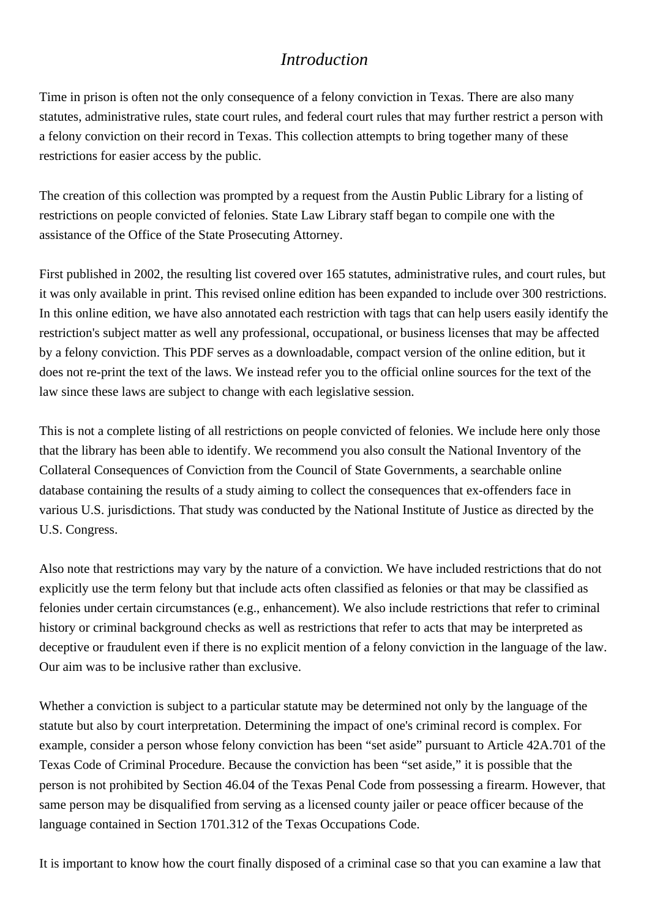# *Introduction*

Time in prison is often not the only consequence of a felony conviction in Texas. There are also many statutes, administrative rules, state court rules, and federal court rules that may further restrict a person with a felony conviction on their record in Texas. This collection attempts to bring together many of these restrictions for easier access by the public.

The creation of this collection was prompted by a request from the Austin Public Library for a listing of restrictions on people convicted of felonies. State Law Library staff began to compile one with the assistance of the Office of the State Prosecuting Attorney.

First published in 2002, the resulting list covered over 165 statutes, administrative rules, and court rules, but it was only available in print. This revised online edition has been expanded to include over 300 restrictions. In this online edition, we have also annotated each restriction with tags that can help users easily identify the restriction's subject matter as well any professional, occupational, or business licenses that may be affected by a felony conviction. This PDF serves as a downloadable, compact version of the online edition, but it does not re-print the text of the laws. We instead refer you to the official online sources for the text of the law since these laws are subject to change with each legislative session.

This is not a complete listing of all restrictions on people convicted of felonies. We include here only those that the library has been able to identify. We recommend you also consult the National Inventory of the Collateral Consequences of Conviction from the Council of State Governments, a searchable online database containing the results of a study aiming to collect the consequences that ex-offenders face in various U.S. jurisdictions. That study was conducted by the National Institute of Justice as directed by the U.S. Congress.

Also note that restrictions may vary by the nature of a conviction. We have included restrictions that do not explicitly use the term felony but that include acts often classified as felonies or that may be classified as felonies under certain circumstances (e.g., enhancement). We also include restrictions that refer to criminal history or criminal background checks as well as restrictions that refer to acts that may be interpreted as deceptive or fraudulent even if there is no explicit mention of a felony conviction in the language of the law. Our aim was to be inclusive rather than exclusive.

Whether a conviction is subject to a particular statute may be determined not only by the language of the statute but also by court interpretation. Determining the impact of one's criminal record is complex. For example, consider a person whose felony conviction has been "set aside" pursuant to Article 42A.701 of the Texas Code of Criminal Procedure. Because the conviction has been "set aside," it is possible that the person is not prohibited by Section 46.04 of the Texas Penal Code from possessing a firearm. However, that same person may be disqualified from serving as a licensed county jailer or peace officer because of the language contained in Section 1701.312 of the Texas Occupations Code.

It is important to know how the court finally disposed of a criminal case so that you can examine a law that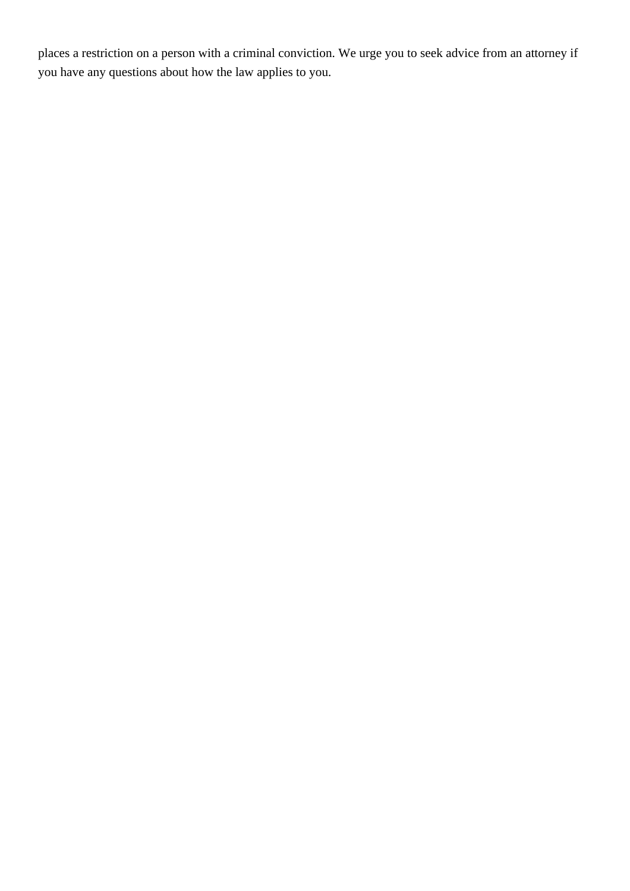places a restriction on a person with a criminal conviction. We urge you to seek advice from an attorney if you have any questions about how the law applies to you.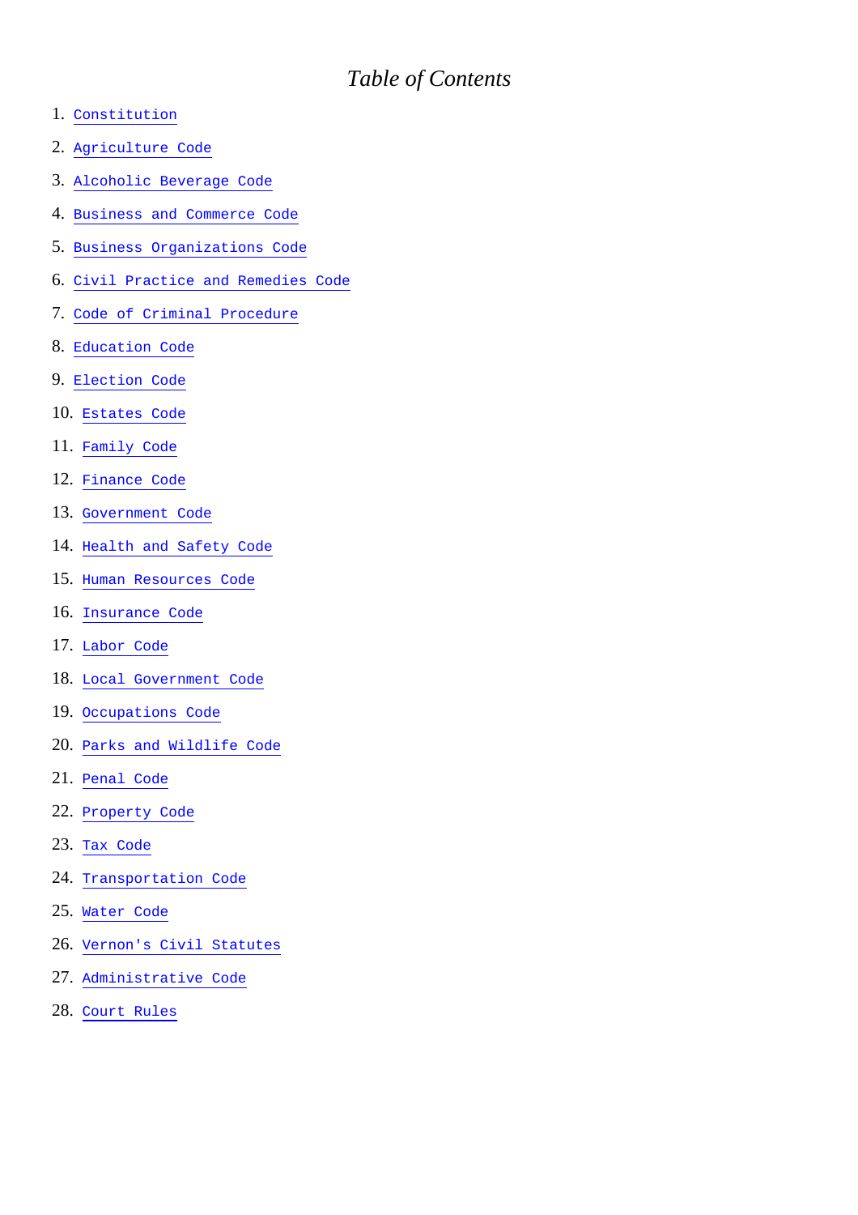# *Table of Contents*

1. Constitution
2. Agriculture Code
3. Alcoholic Beverage Code
4. Business and Commerce Code
5. Business Organizations Code
6. Civil Practice and Remedies Code
7. Code of Criminal Procedure
8. Education Code
9. Election Code
10. Estates Code
11. Family Code
12. Finance Code
13. Government Code
14. Health and Safety Code
15. Human Resources Code
16. Insurance Code
17. Labor Code
18. Local Government Code
19. Occupations Code
20. Parks and Wildlife Code
21. Penal Code
22. Property Code
23. Tax Code
24. Transportation Code
25. Water Code
26. Vernon's Civil Statutes
27. Administrative Code
28. Court Rules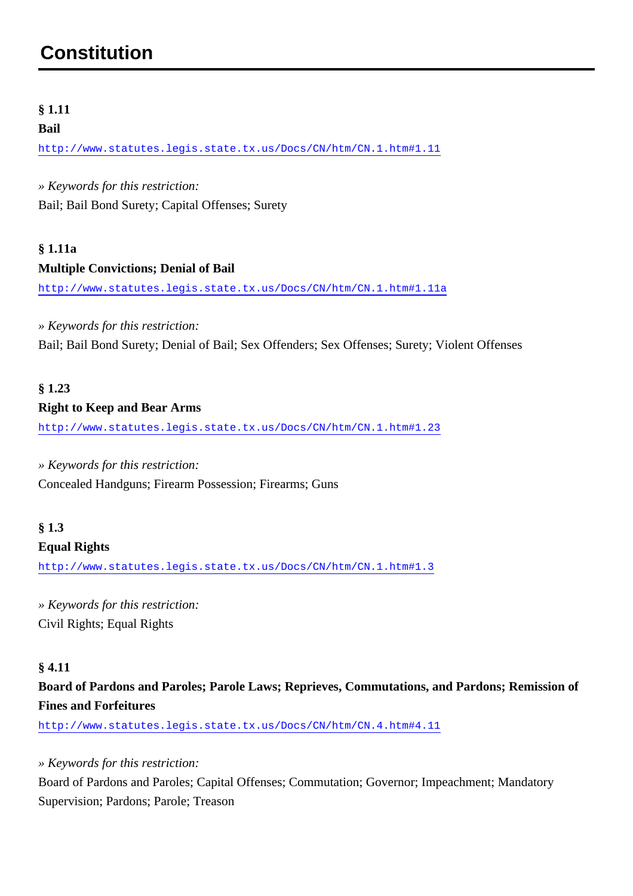# Constitution

**§ 1.11**

**Bail**

http://www.statutes.legis.state.tx.us/Docs/CN/htm/CN.1.htm#1.11

» *Keywords for this restriction:*

Bail; Bail Bond Surety; Capital Offenses; Surety

**§ 1.11a**

**Multiple Convictions; Denial of Bail**

http://www.statutes.legis.state.tx.us/Docs/CN/htm/CN.1.htm#1.11a

» *Keywords for this restriction:*

Bail; Bail Bond Surety; Denial of Bail; Sex Offenders; Sex Offenses; Surety; Violent Offenses

**§ 1.23**

**Right to Keep and Bear Arms**

http://www.statutes.legis.state.tx.us/Docs/CN/htm/CN.1.htm#1.23

» *Keywords for this restriction:*

Concealed Handguns; Firearm Possession; Firearms; Guns

**§ 1.3**

**Equal Rights**

http://www.statutes.legis.state.tx.us/Docs/CN/htm/CN.1.htm#1.3

» *Keywords for this restriction:*

Civil Rights; Equal Rights

**§ 4.11**

**Board of Pardons and Paroles; Parole Laws; Reprieves, Commutations, and Pardons; Remission of Fines and Forfeitures**

http://www.statutes.legis.state.tx.us/Docs/CN/htm/CN.4.htm#4.11

» *Keywords for this restriction:*

Board of Pardons and Paroles; Capital Offenses; Commutation; Governor; Impeachment; Mandatory Supervision; Pardons; Parole; Treason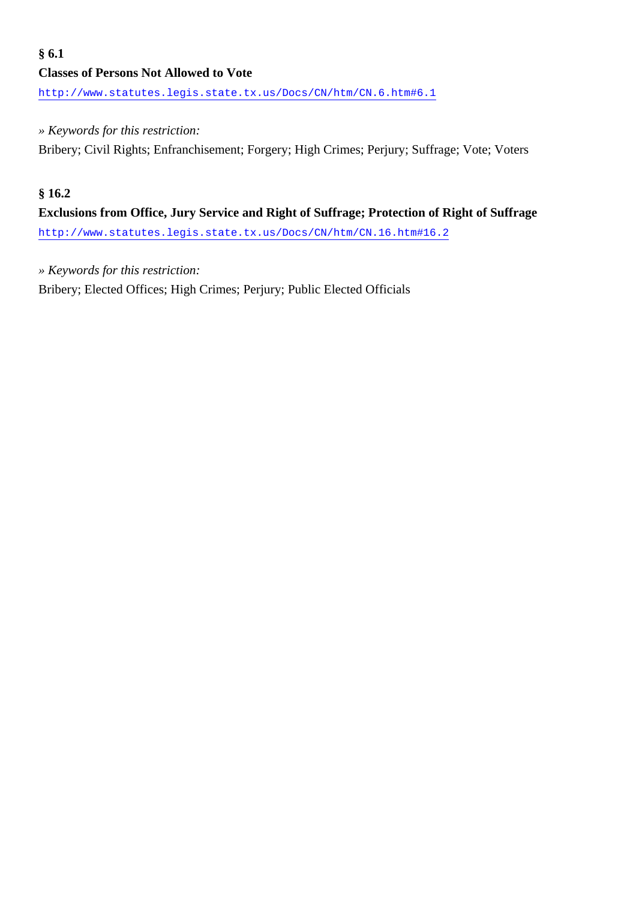**§ 6.1**

**Classes of Persons Not Allowed to Vote**

http://www.statutes.legis.state.tx.us/Docs/CN/htm/CN.6.htm#6.1

*» Keywords for this restriction:*

Bribery; Civil Rights; Enfranchisement; Forgery; High Crimes; Perjury; Suffrage; Vote; Voters

**§ 16.2**

**Exclusions from Office, Jury Service and Right of Suffrage; Protection of Right of Suffrage**

http://www.statutes.legis.state.tx.us/Docs/CN/htm/CN.16.htm#16.2

*» Keywords for this restriction:*

Bribery; Elected Offices; High Crimes; Perjury; Public Elected Officials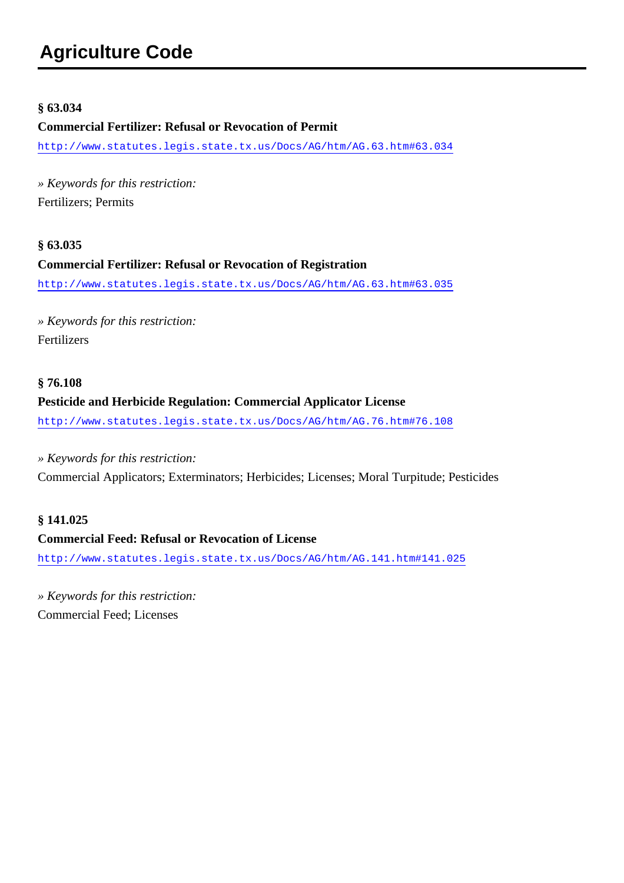## Agriculture Code

**§ 63.034**

**Commercial Fertilizer: Refusal or Revocation of Permit**

http://www.statutes.legis.state.tx.us/Docs/AG/htm/AG.63.htm#63.034

*» Keywords for this restriction:*

Fertilizers; Permits

**§ 63.035**

**Commercial Fertilizer: Refusal or Revocation of Registration**

http://www.statutes.legis.state.tx.us/Docs/AG/htm/AG.63.htm#63.035

*» Keywords for this restriction:*

Fertilizers

**§ 76.108**

**Pesticide and Herbicide Regulation: Commercial Applicator License**

http://www.statutes.legis.state.tx.us/Docs/AG/htm/AG.76.htm#76.108

*» Keywords for this restriction:*

Commercial Applicators; Exterminators; Herbicides; Licenses; Moral Turpitude; Pesticides

**§ 141.025**

**Commercial Feed: Refusal or Revocation of License**

http://www.statutes.legis.state.tx.us/Docs/AG/htm/AG.141.htm#141.025

*» Keywords for this restriction:*

Commercial Feed; Licenses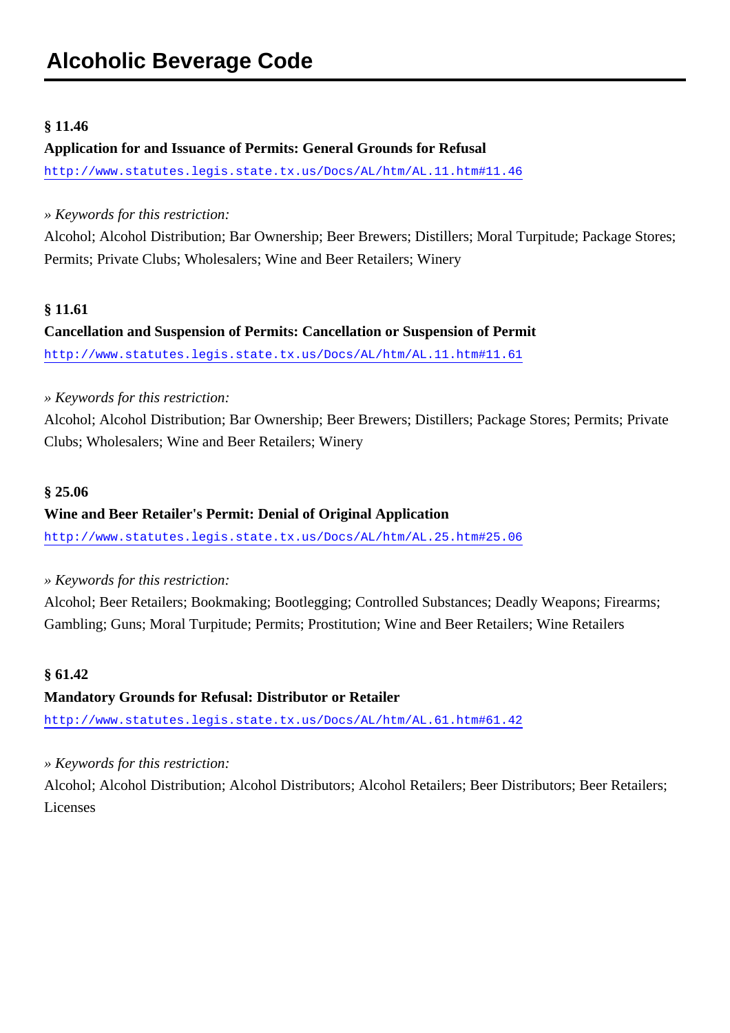# Alcoholic Beverage Code

**§ 11.46**

**Application for and Issuance of Permits: General Grounds for Refusal**

http://www.statutes.legis.state.tx.us/Docs/AL/htm/AL.11.htm#11.46

» *Keywords for this restriction:*

Alcohol; Alcohol Distribution; Bar Ownership; Beer Brewers; Distillers; Moral Turpitude; Package Stores; Permits; Private Clubs; Wholesalers; Wine and Beer Retailers; Winery

**§ 11.61**

**Cancellation and Suspension of Permits: Cancellation or Suspension of Permit**

http://www.statutes.legis.state.tx.us/Docs/AL/htm/AL.11.htm#11.61

» *Keywords for this restriction:*

Alcohol; Alcohol Distribution; Bar Ownership; Beer Brewers; Distillers; Package Stores; Permits; Private Clubs; Wholesalers; Wine and Beer Retailers; Winery

**§ 25.06**

**Wine and Beer Retailer's Permit: Denial of Original Application**

http://www.statutes.legis.state.tx.us/Docs/AL/htm/AL.25.htm#25.06

» *Keywords for this restriction:*

Alcohol; Beer Retailers; Bookmaking; Bootlegging; Controlled Substances; Deadly Weapons; Firearms; Gambling; Guns; Moral Turpitude; Permits; Prostitution; Wine and Beer Retailers; Wine Retailers

**§ 61.42**

**Mandatory Grounds for Refusal: Distributor or Retailer**

http://www.statutes.legis.state.tx.us/Docs/AL/htm/AL.61.htm#61.42

» *Keywords for this restriction:*

Alcohol; Alcohol Distribution; Alcohol Distributors; Alcohol Retailers; Beer Distributors; Beer Retailers; Licenses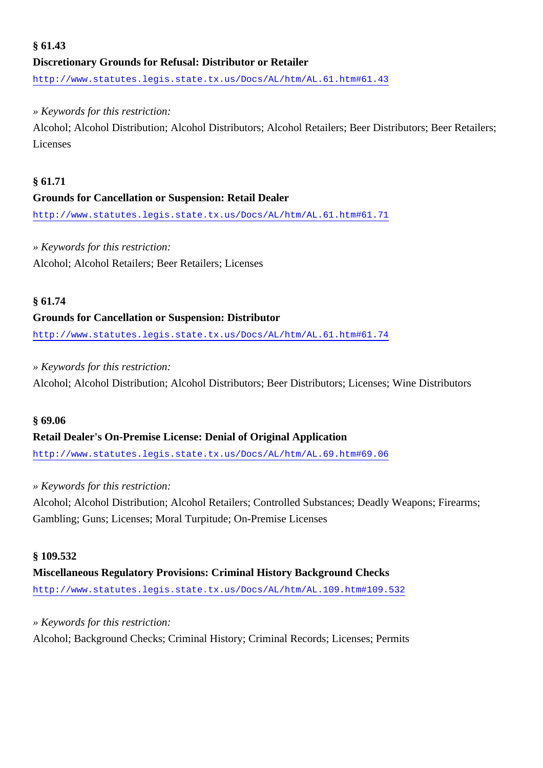**§ 61.43**

**Discretionary Grounds for Refusal: Distributor or Retailer**

http://www.statutes.legis.state.tx.us/Docs/AL/htm/AL.61.htm#61.43

*» Keywords for this restriction:*

Alcohol; Alcohol Distribution; Alcohol Distributors; Alcohol Retailers; Beer Distributors; Beer Retailers; Licenses

**§ 61.71**

**Grounds for Cancellation or Suspension: Retail Dealer**

http://www.statutes.legis.state.tx.us/Docs/AL/htm/AL.61.htm#61.71

*» Keywords for this restriction:*

Alcohol; Alcohol Retailers; Beer Retailers; Licenses

**§ 61.74**

**Grounds for Cancellation or Suspension: Distributor**

http://www.statutes.legis.state.tx.us/Docs/AL/htm/AL.61.htm#61.74

*» Keywords for this restriction:*

Alcohol; Alcohol Distribution; Alcohol Distributors; Beer Distributors; Licenses; Wine Distributors

**§ 69.06**

**Retail Dealer's On-Premise License: Denial of Original Application**

http://www.statutes.legis.state.tx.us/Docs/AL/htm/AL.69.htm#69.06

*» Keywords for this restriction:*

Alcohol; Alcohol Distribution; Alcohol Retailers; Controlled Substances; Deadly Weapons; Firearms; Gambling; Guns; Licenses; Moral Turpitude; On-Premise Licenses

**§ 109.532**

**Miscellaneous Regulatory Provisions: Criminal History Background Checks**

http://www.statutes.legis.state.tx.us/Docs/AL/htm/AL.109.htm#109.532

*» Keywords for this restriction:*

Alcohol; Background Checks; Criminal History; Criminal Records; Licenses; Permits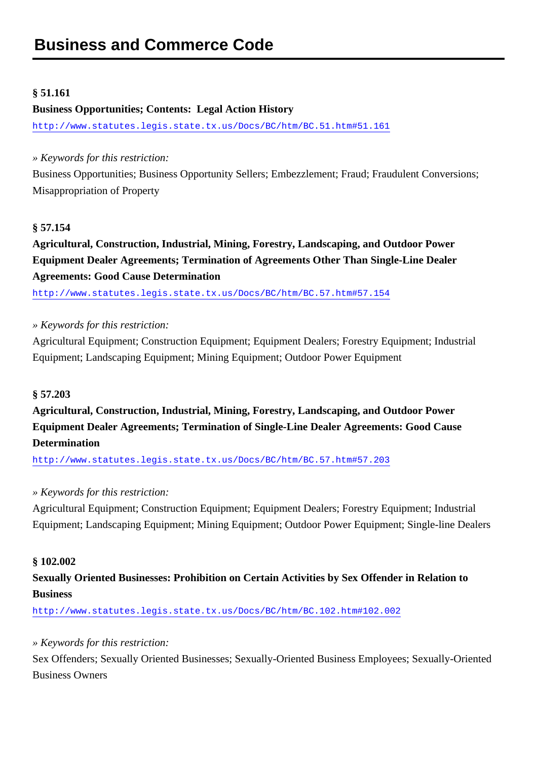## Business and Commerce Code

**§ 51.161**

**Business Opportunities; Contents: Legal Action History**

http://www.statutes.legis.state.tx.us/Docs/BC/htm/BC.51.htm#51.161

*» Keywords for this restriction:*

Business Opportunities; Business Opportunity Sellers; Embezzlement; Fraud; Fraudulent Conversions; Misappropriation of Property

**§ 57.154**

**Agricultural, Construction, Industrial, Mining, Forestry, Landscaping, and Outdoor Power Equipment Dealer Agreements; Termination of Agreements Other Than Single-Line Dealer Agreements: Good Cause Determination**

http://www.statutes.legis.state.tx.us/Docs/BC/htm/BC.57.htm#57.154

*» Keywords for this restriction:*

Agricultural Equipment; Construction Equipment; Equipment Dealers; Forestry Equipment; Industrial Equipment; Landscaping Equipment; Mining Equipment; Outdoor Power Equipment

**§ 57.203**

**Agricultural, Construction, Industrial, Mining, Forestry, Landscaping, and Outdoor Power Equipment Dealer Agreements; Termination of Single-Line Dealer Agreements: Good Cause Determination**

http://www.statutes.legis.state.tx.us/Docs/BC/htm/BC.57.htm#57.203

*» Keywords for this restriction:*

Agricultural Equipment; Construction Equipment; Equipment Dealers; Forestry Equipment; Industrial Equipment; Landscaping Equipment; Mining Equipment; Outdoor Power Equipment; Single-line Dealers

**§ 102.002**

**Sexually Oriented Businesses: Prohibition on Certain Activities by Sex Offender in Relation to Business**

http://www.statutes.legis.state.tx.us/Docs/BC/htm/BC.102.htm#102.002

*» Keywords for this restriction:*

Sex Offenders; Sexually Oriented Businesses; Sexually-Oriented Business Employees; Sexually-Oriented Business Owners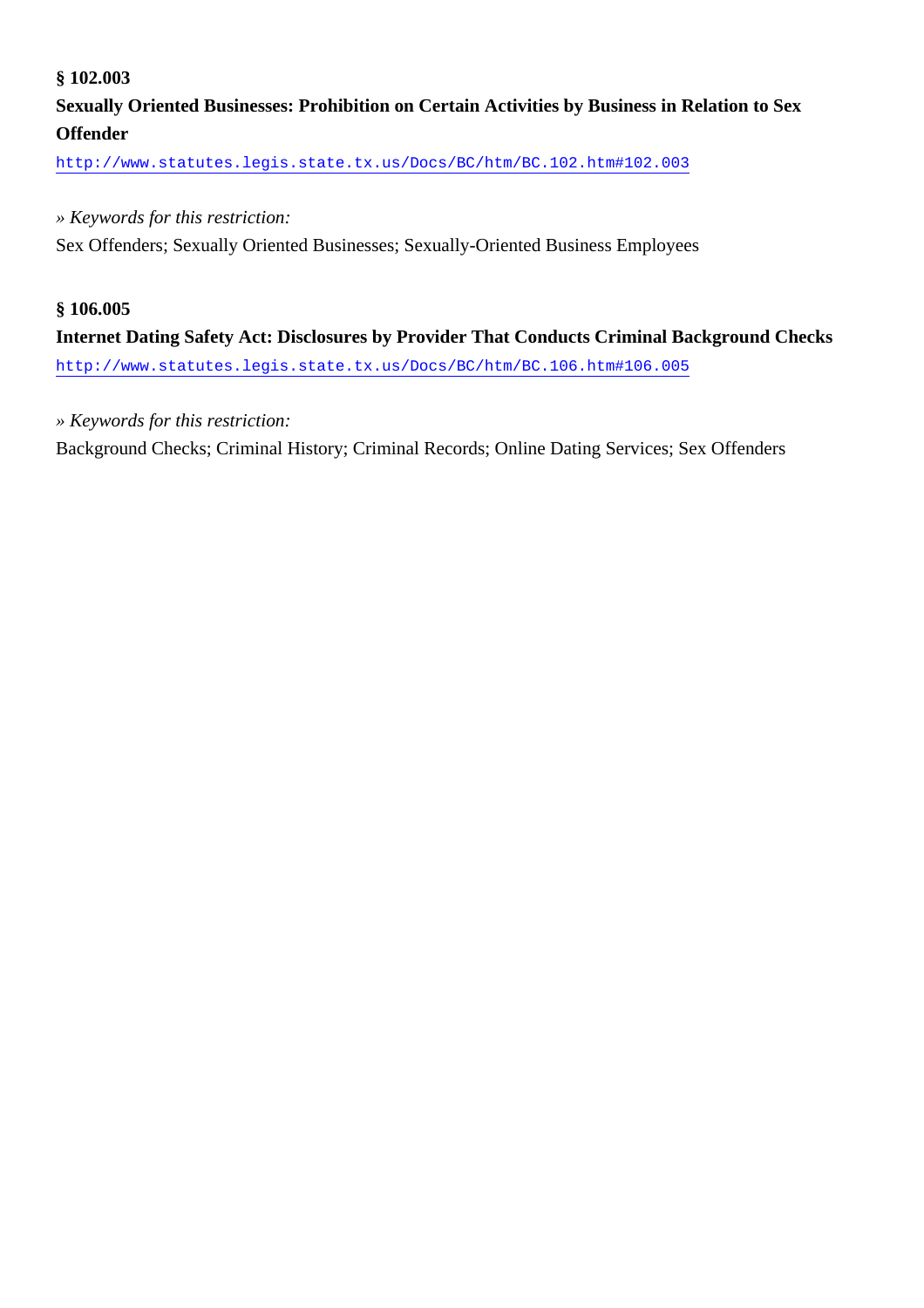**§ 102.003**

**Sexually Oriented Businesses: Prohibition on Certain Activities by Business in Relation to Sex Offender**

http://www.statutes.legis.state.tx.us/Docs/BC/htm/BC.102.htm#102.003

*» Keywords for this restriction:*

Sex Offenders; Sexually Oriented Businesses; Sexually-Oriented Business Employees

**§ 106.005**

**Internet Dating Safety Act: Disclosures by Provider That Conducts Criminal Background Checks**

http://www.statutes.legis.state.tx.us/Docs/BC/htm/BC.106.htm#106.005

*» Keywords for this restriction:*

Background Checks; Criminal History; Criminal Records; Online Dating Services; Sex Offenders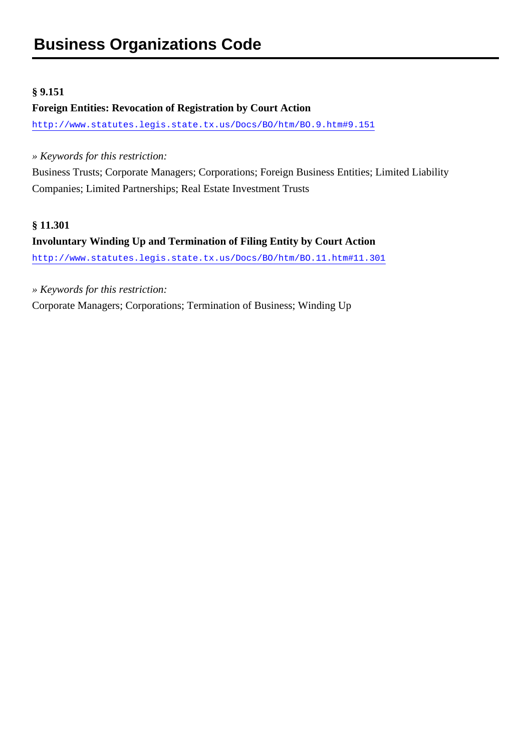# Business Organizations Code

**§ 9.151**

**Foreign Entities: Revocation of Registration by Court Action**

http://www.statutes.legis.state.tx.us/Docs/BO/htm/BO.9.htm#9.151

*» Keywords for this restriction:*

Business Trusts; Corporate Managers; Corporations; Foreign Business Entities; Limited Liability Companies; Limited Partnerships; Real Estate Investment Trusts

**§ 11.301**

**Involuntary Winding Up and Termination of Filing Entity by Court Action**

http://www.statutes.legis.state.tx.us/Docs/BO/htm/BO.11.htm#11.301

*» Keywords for this restriction:*

Corporate Managers; Corporations; Termination of Business; Winding Up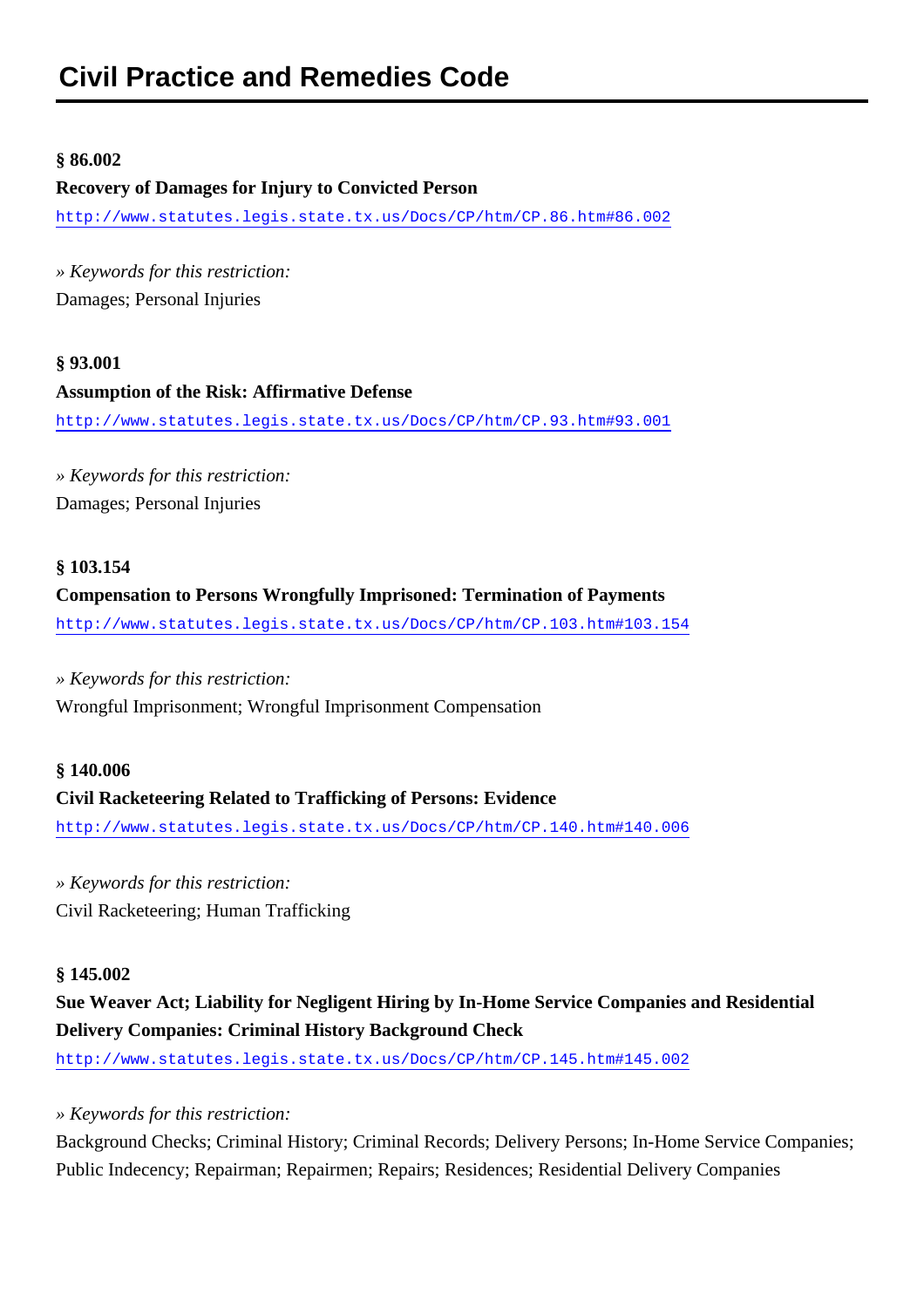# Civil Practice and Remedies Code

**§ 86.002**

**Recovery of Damages for Injury to Convicted Person**

http://www.statutes.legis.state.tx.us/Docs/CP/htm/CP.86.htm#86.002

*» Keywords for this restriction:*

Damages; Personal Injuries

**§ 93.001**

**Assumption of the Risk: Affirmative Defense**

http://www.statutes.legis.state.tx.us/Docs/CP/htm/CP.93.htm#93.001

*» Keywords for this restriction:*

Damages; Personal Injuries

**§ 103.154**

**Compensation to Persons Wrongfully Imprisoned: Termination of Payments**

http://www.statutes.legis.state.tx.us/Docs/CP/htm/CP.103.htm#103.154

*» Keywords for this restriction:*

Wrongful Imprisonment; Wrongful Imprisonment Compensation

**§ 140.006**

**Civil Racketeering Related to Trafficking of Persons: Evidence**

http://www.statutes.legis.state.tx.us/Docs/CP/htm/CP.140.htm#140.006

*» Keywords for this restriction:*

Civil Racketeering; Human Trafficking

**§ 145.002**

**Sue Weaver Act; Liability for Negligent Hiring by In-Home Service Companies and Residential Delivery Companies: Criminal History Background Check**

http://www.statutes.legis.state.tx.us/Docs/CP/htm/CP.145.htm#145.002

*» Keywords for this restriction:*

Background Checks; Criminal History; Criminal Records; Delivery Persons; In-Home Service Companies; Public Indecency; Repairman; Repairmen; Repairs; Residences; Residential Delivery Companies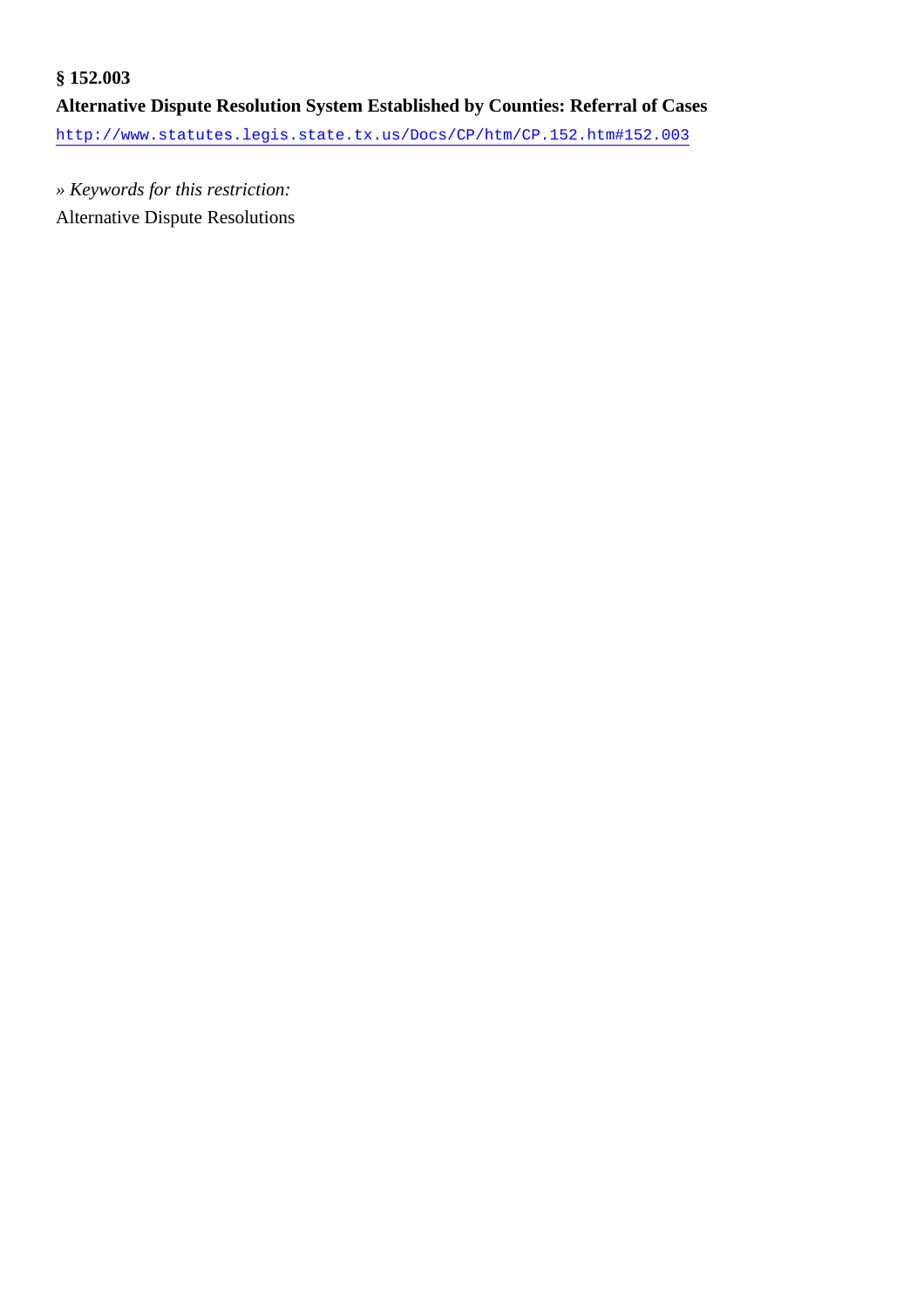**§ 152.003**

**Alternative Dispute Resolution System Established by Counties: Referral of Cases**

http://www.statutes.legis.state.tx.us/Docs/CP/htm/CP.152.htm#152.003

*» Keywords for this restriction:*

Alternative Dispute Resolutions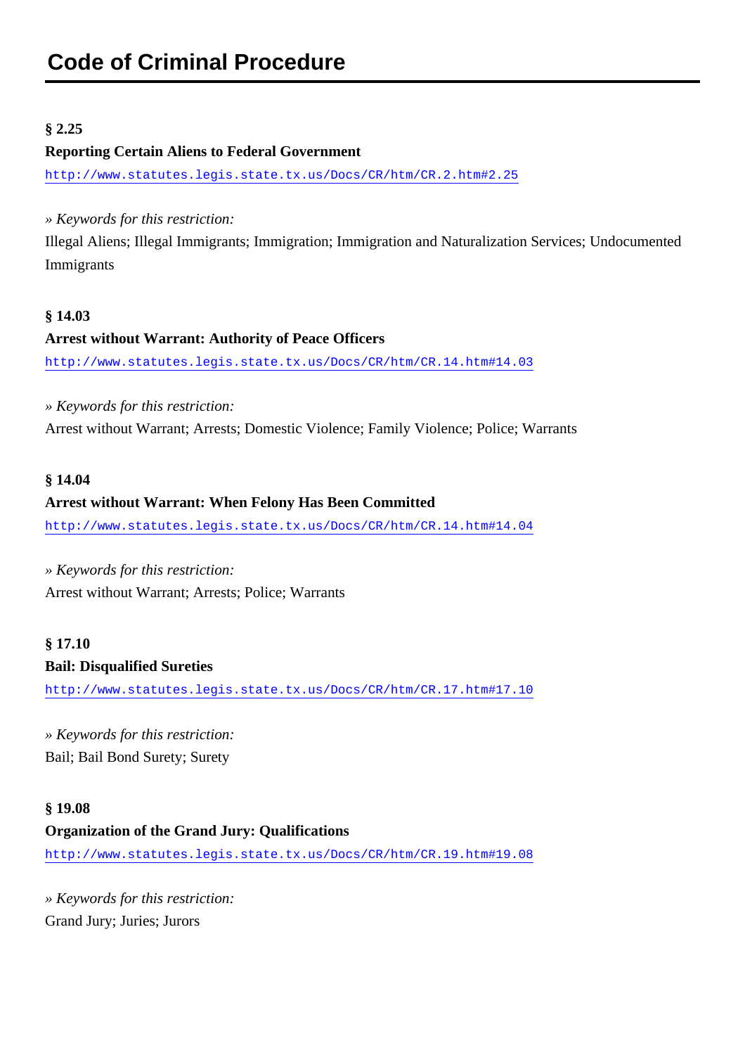## Code of Criminal Procedure

**§ 2.25**

**Reporting Certain Aliens to Federal Government**

http://www.statutes.legis.state.tx.us/Docs/CR/htm/CR.2.htm#2.25

*» Keywords for this restriction:*

Illegal Aliens; Illegal Immigrants; Immigration; Immigration and Naturalization Services; Undocumented Immigrants

**§ 14.03**

**Arrest without Warrant: Authority of Peace Officers**

http://www.statutes.legis.state.tx.us/Docs/CR/htm/CR.14.htm#14.03

*» Keywords for this restriction:*

Arrest without Warrant; Arrests; Domestic Violence; Family Violence; Police; Warrants

**§ 14.04**

**Arrest without Warrant: When Felony Has Been Committed**

http://www.statutes.legis.state.tx.us/Docs/CR/htm/CR.14.htm#14.04

*» Keywords for this restriction:*

Arrest without Warrant; Arrests; Police; Warrants

**§ 17.10**

**Bail: Disqualified Sureties**

http://www.statutes.legis.state.tx.us/Docs/CR/htm/CR.17.htm#17.10

*» Keywords for this restriction:*

Bail; Bail Bond Surety; Surety

**§ 19.08**

**Organization of the Grand Jury: Qualifications**

http://www.statutes.legis.state.tx.us/Docs/CR/htm/CR.19.htm#19.08

*» Keywords for this restriction:*

Grand Jury; Juries; Jurors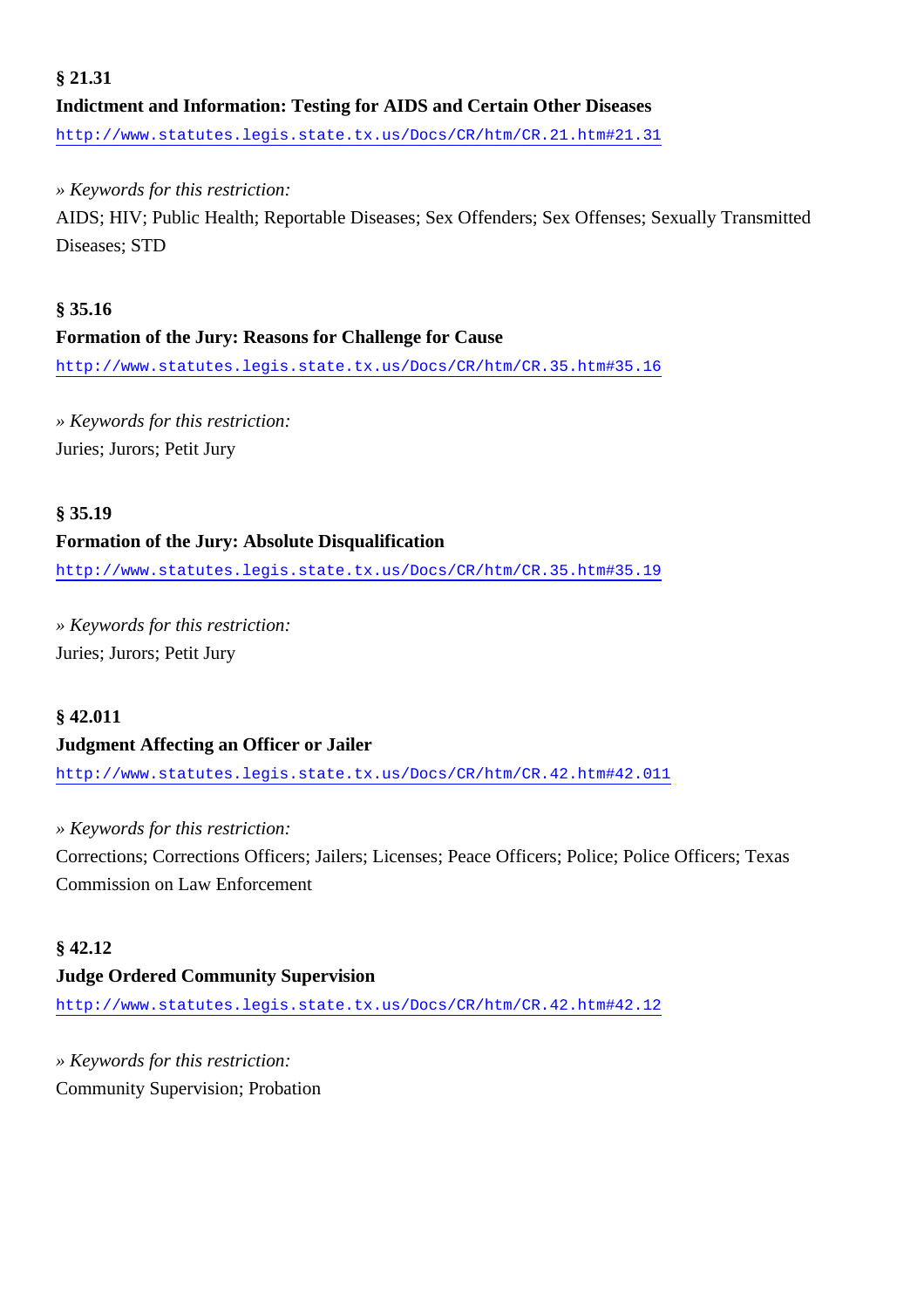**§ 21.31**

**Indictment and Information: Testing for AIDS and Certain Other Diseases**

http://www.statutes.legis.state.tx.us/Docs/CR/htm/CR.21.htm#21.31

*» Keywords for this restriction:*

AIDS; HIV; Public Health; Reportable Diseases; Sex Offenders; Sex Offenses; Sexually Transmitted Diseases; STD

**§ 35.16**

**Formation of the Jury: Reasons for Challenge for Cause**

http://www.statutes.legis.state.tx.us/Docs/CR/htm/CR.35.htm#35.16

*» Keywords for this restriction:*

Juries; Jurors; Petit Jury

**§ 35.19**

**Formation of the Jury: Absolute Disqualification**

http://www.statutes.legis.state.tx.us/Docs/CR/htm/CR.35.htm#35.19

*» Keywords for this restriction:*

Juries; Jurors; Petit Jury

**§ 42.011**

**Judgment Affecting an Officer or Jailer**

http://www.statutes.legis.state.tx.us/Docs/CR/htm/CR.42.htm#42.011

*» Keywords for this restriction:*

Corrections; Corrections Officers; Jailers; Licenses; Peace Officers; Police; Police Officers; Texas Commission on Law Enforcement

**§ 42.12**

**Judge Ordered Community Supervision**

http://www.statutes.legis.state.tx.us/Docs/CR/htm/CR.42.htm#42.12

*» Keywords for this restriction:*

Community Supervision; Probation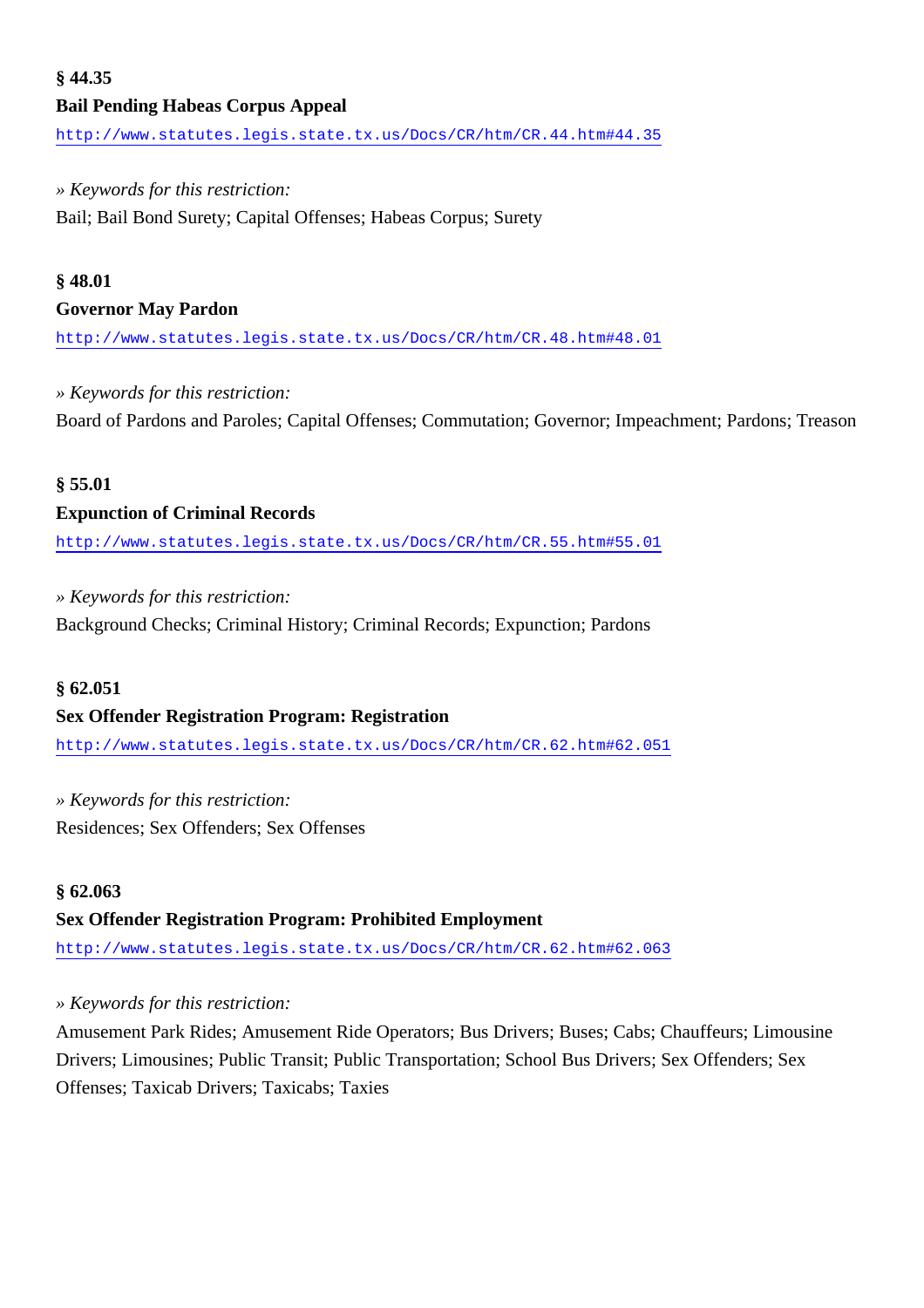**§ 44.35**

**Bail Pending Habeas Corpus Appeal**

http://www.statutes.legis.state.tx.us/Docs/CR/htm/CR.44.htm#44.35

*» Keywords for this restriction:*

Bail; Bail Bond Surety; Capital Offenses; Habeas Corpus; Surety

**§ 48.01**

**Governor May Pardon**

http://www.statutes.legis.state.tx.us/Docs/CR/htm/CR.48.htm#48.01

*» Keywords for this restriction:*

Board of Pardons and Paroles; Capital Offenses; Commutation; Governor; Impeachment; Pardons; Treason

**§ 55.01**

**Expunction of Criminal Records**

http://www.statutes.legis.state.tx.us/Docs/CR/htm/CR.55.htm#55.01

*» Keywords for this restriction:*

Background Checks; Criminal History; Criminal Records; Expunction; Pardons

**§ 62.051**

**Sex Offender Registration Program: Registration**

http://www.statutes.legis.state.tx.us/Docs/CR/htm/CR.62.htm#62.051

*» Keywords for this restriction:*

Residences; Sex Offenders; Sex Offenses

**§ 62.063**

**Sex Offender Registration Program: Prohibited Employment**

http://www.statutes.legis.state.tx.us/Docs/CR/htm/CR.62.htm#62.063

*» Keywords for this restriction:*

Amusement Park Rides; Amusement Ride Operators; Bus Drivers; Buses; Cabs; Chauffeurs; Limousine Drivers; Limousines; Public Transit; Public Transportation; School Bus Drivers; Sex Offenders; Sex Offenses; Taxicab Drivers; Taxicabs; Taxies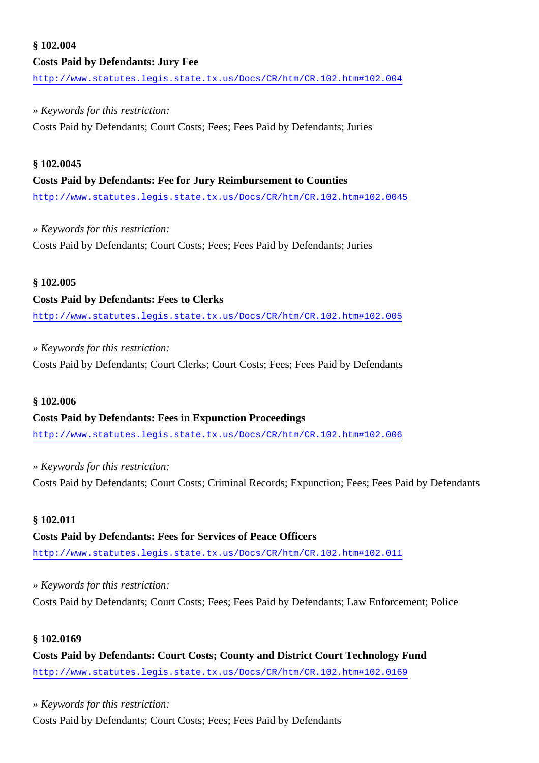**§ 102.004**

**Costs Paid by Defendants: Jury Fee**

http://www.statutes.legis.state.tx.us/Docs/CR/htm/CR.102.htm#102.004

» *Keywords for this restriction:*

Costs Paid by Defendants; Court Costs; Fees; Fees Paid by Defendants; Juries

**§ 102.0045**

**Costs Paid by Defendants: Fee for Jury Reimbursement to Counties**

http://www.statutes.legis.state.tx.us/Docs/CR/htm/CR.102.htm#102.0045

» *Keywords for this restriction:*

Costs Paid by Defendants; Court Costs; Fees; Fees Paid by Defendants; Juries

**§ 102.005**

**Costs Paid by Defendants: Fees to Clerks**

http://www.statutes.legis.state.tx.us/Docs/CR/htm/CR.102.htm#102.005

» *Keywords for this restriction:*

Costs Paid by Defendants; Court Clerks; Court Costs; Fees; Fees Paid by Defendants

**§ 102.006**

**Costs Paid by Defendants: Fees in Expunction Proceedings**

http://www.statutes.legis.state.tx.us/Docs/CR/htm/CR.102.htm#102.006

» *Keywords for this restriction:*

Costs Paid by Defendants; Court Costs; Criminal Records; Expunction; Fees; Fees Paid by Defendants

**§ 102.011**

**Costs Paid by Defendants: Fees for Services of Peace Officers**

http://www.statutes.legis.state.tx.us/Docs/CR/htm/CR.102.htm#102.011

» *Keywords for this restriction:*

Costs Paid by Defendants; Court Costs; Fees; Fees Paid by Defendants; Law Enforcement; Police

**§ 102.0169**

**Costs Paid by Defendants: Court Costs; County and District Court Technology Fund**

http://www.statutes.legis.state.tx.us/Docs/CR/htm/CR.102.htm#102.0169

» *Keywords for this restriction:*

Costs Paid by Defendants; Court Costs; Fees; Fees Paid by Defendants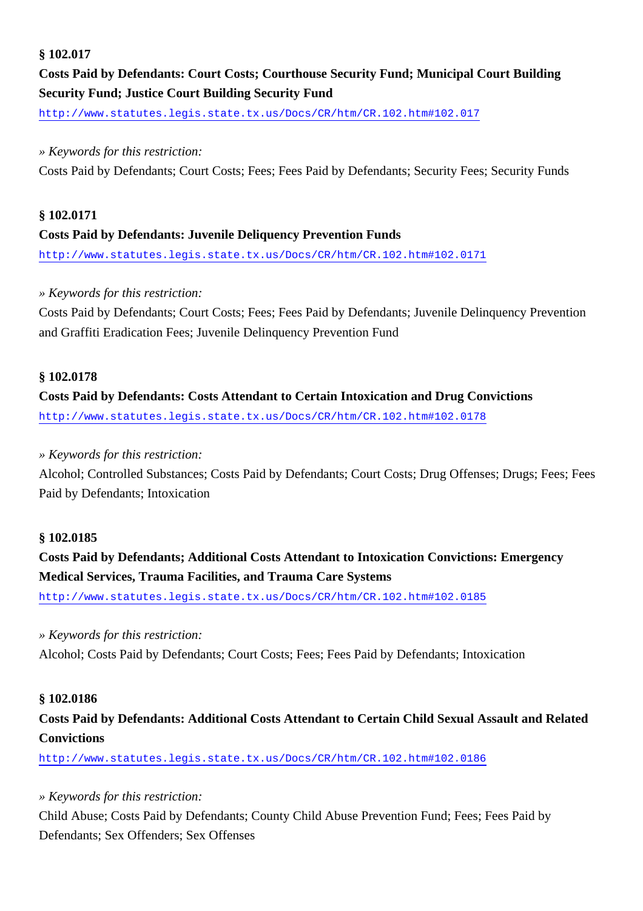**§ 102.017**

**Costs Paid by Defendants: Court Costs; Courthouse Security Fund; Municipal Court Building Security Fund; Justice Court Building Security Fund**

http://www.statutes.legis.state.tx.us/Docs/CR/htm/CR.102.htm#102.017

*» Keywords for this restriction:*

Costs Paid by Defendants; Court Costs; Fees; Fees Paid by Defendants; Security Fees; Security Funds

**§ 102.0171**

**Costs Paid by Defendants: Juvenile Deliquency Prevention Funds**

http://www.statutes.legis.state.tx.us/Docs/CR/htm/CR.102.htm#102.0171

*» Keywords for this restriction:*

Costs Paid by Defendants; Court Costs; Fees; Fees Paid by Defendants; Juvenile Delinquency Prevention and Graffiti Eradication Fees; Juvenile Delinquency Prevention Fund

**§ 102.0178**

**Costs Paid by Defendants: Costs Attendant to Certain Intoxication and Drug Convictions**

http://www.statutes.legis.state.tx.us/Docs/CR/htm/CR.102.htm#102.0178

*» Keywords for this restriction:*

Alcohol; Controlled Substances; Costs Paid by Defendants; Court Costs; Drug Offenses; Drugs; Fees; Fees Paid by Defendants; Intoxication

**§ 102.0185**

**Costs Paid by Defendants; Additional Costs Attendant to Intoxication Convictions: Emergency Medical Services, Trauma Facilities, and Trauma Care Systems**

http://www.statutes.legis.state.tx.us/Docs/CR/htm/CR.102.htm#102.0185

*» Keywords for this restriction:*

Alcohol; Costs Paid by Defendants; Court Costs; Fees; Fees Paid by Defendants; Intoxication

**§ 102.0186**

**Costs Paid by Defendants: Additional Costs Attendant to Certain Child Sexual Assault and Related Convictions**

http://www.statutes.legis.state.tx.us/Docs/CR/htm/CR.102.htm#102.0186

*» Keywords for this restriction:*

Child Abuse; Costs Paid by Defendants; County Child Abuse Prevention Fund; Fees; Fees Paid by Defendants; Sex Offenders; Sex Offenses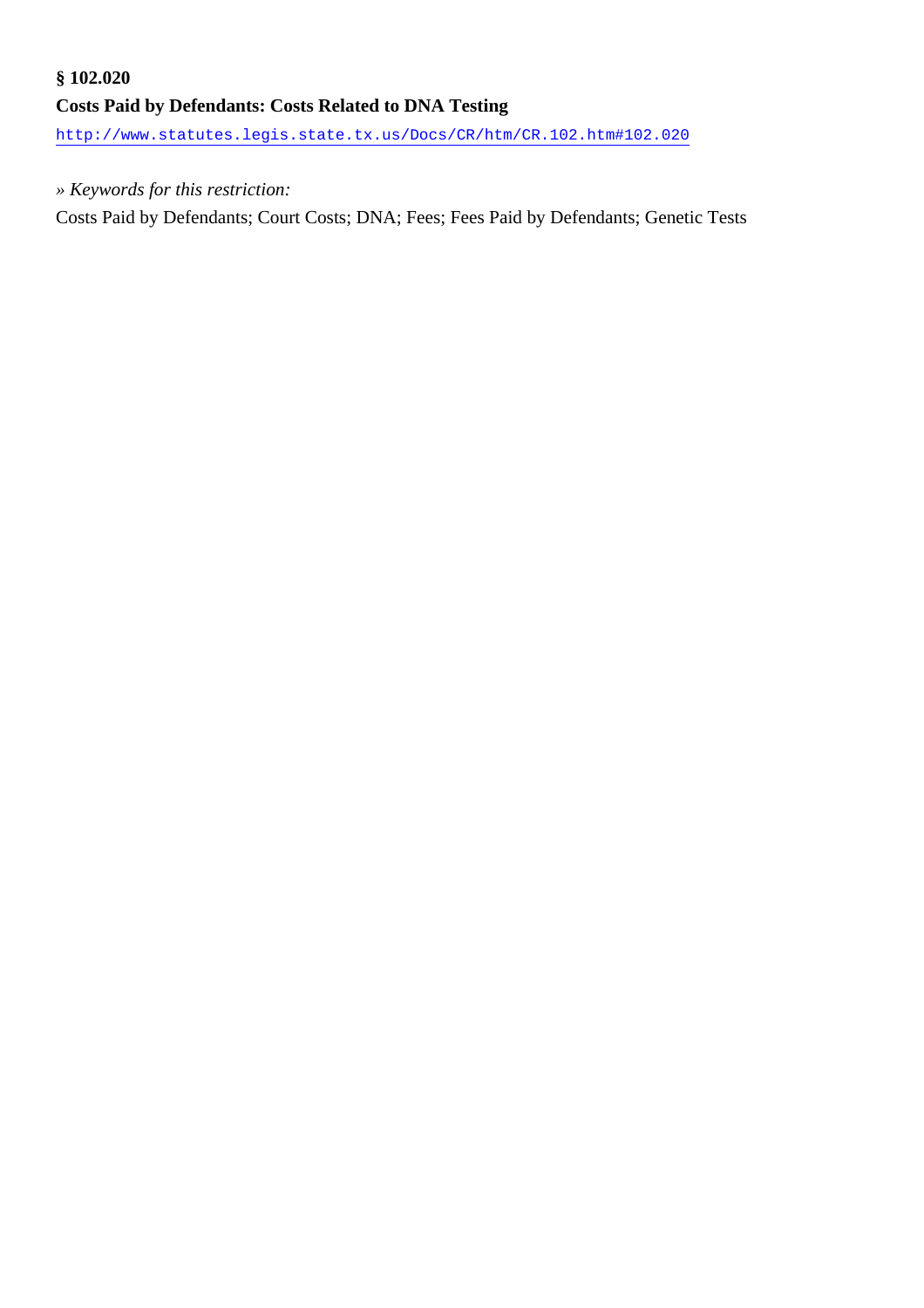**§ 102.020**

**Costs Paid by Defendants: Costs Related to DNA Testing**

http://www.statutes.legis.state.tx.us/Docs/CR/htm/CR.102.htm#102.020

*» Keywords for this restriction:*

Costs Paid by Defendants; Court Costs; DNA; Fees; Fees Paid by Defendants; Genetic Tests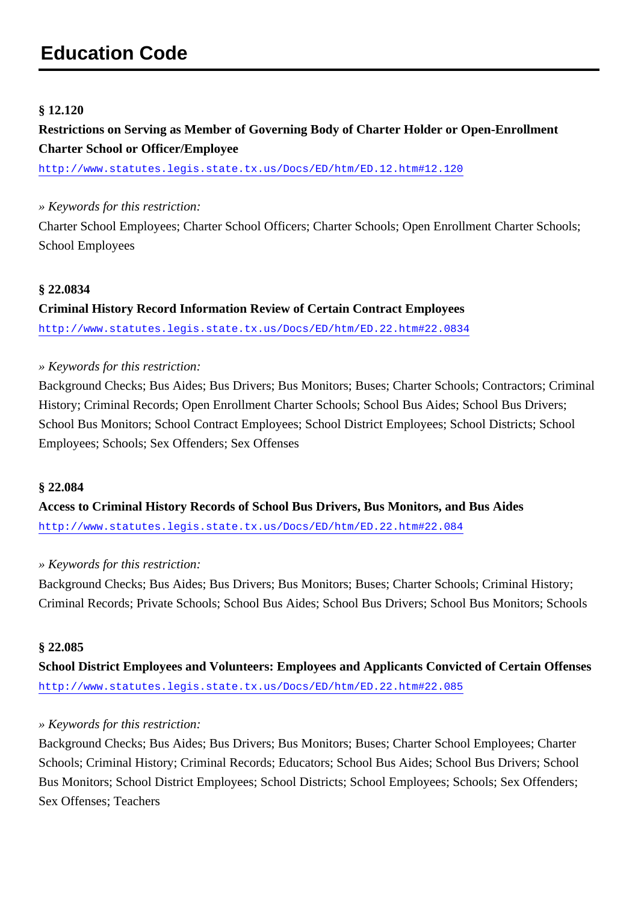# Education Code

**§ 12.120**

**Restrictions on Serving as Member of Governing Body of Charter Holder or Open-Enrollment Charter School or Officer/Employee**

http://www.statutes.legis.state.tx.us/Docs/ED/htm/ED.12.htm#12.120

*» Keywords for this restriction:*

Charter School Employees; Charter School Officers; Charter Schools; Open Enrollment Charter Schools; School Employees

**§ 22.0834**

**Criminal History Record Information Review of Certain Contract Employees**

http://www.statutes.legis.state.tx.us/Docs/ED/htm/ED.22.htm#22.0834

*» Keywords for this restriction:*

Background Checks; Bus Aides; Bus Drivers; Bus Monitors; Buses; Charter Schools; Contractors; Criminal History; Criminal Records; Open Enrollment Charter Schools; School Bus Aides; School Bus Drivers; School Bus Monitors; School Contract Employees; School District Employees; School Districts; School Employees; Schools; Sex Offenders; Sex Offenses

**§ 22.084**

**Access to Criminal History Records of School Bus Drivers, Bus Monitors, and Bus Aides**

http://www.statutes.legis.state.tx.us/Docs/ED/htm/ED.22.htm#22.084

*» Keywords for this restriction:*

Background Checks; Bus Aides; Bus Drivers; Bus Monitors; Buses; Charter Schools; Criminal History; Criminal Records; Private Schools; School Bus Aides; School Bus Drivers; School Bus Monitors; Schools

**§ 22.085**

**School District Employees and Volunteers: Employees and Applicants Convicted of Certain Offenses**

http://www.statutes.legis.state.tx.us/Docs/ED/htm/ED.22.htm#22.085

*» Keywords for this restriction:*

Background Checks; Bus Aides; Bus Drivers; Bus Monitors; Buses; Charter School Employees; Charter Schools; Criminal History; Criminal Records; Educators; School Bus Aides; School Bus Drivers; School Bus Monitors; School District Employees; School Districts; School Employees; Schools; Sex Offenders; Sex Offenses; Teachers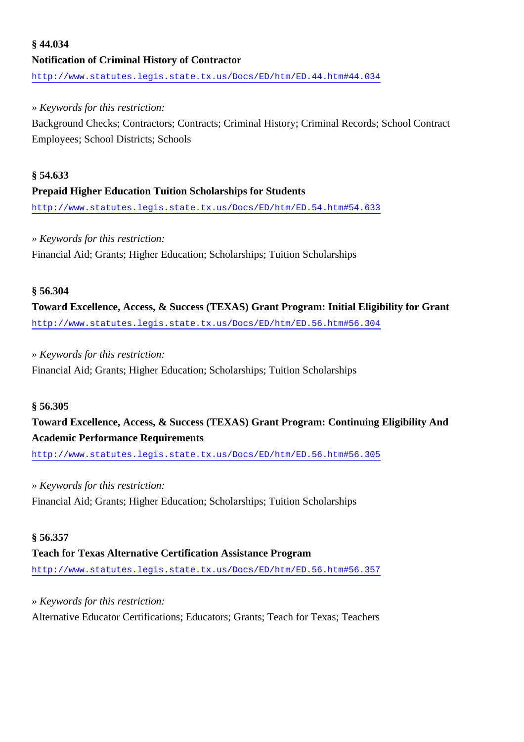**§ 44.034**

**Notification of Criminal History of Contractor**

http://www.statutes.legis.state.tx.us/Docs/ED/htm/ED.44.htm#44.034

*» Keywords for this restriction:*

Background Checks; Contractors; Contracts; Criminal History; Criminal Records; School Contract Employees; School Districts; Schools

**§ 54.633**

**Prepaid Higher Education Tuition Scholarships for Students**

http://www.statutes.legis.state.tx.us/Docs/ED/htm/ED.54.htm#54.633

*» Keywords for this restriction:*

Financial Aid; Grants; Higher Education; Scholarships; Tuition Scholarships

**§ 56.304**

**Toward Excellence, Access, & Success (TEXAS) Grant Program: Initial Eligibility for Grant**

http://www.statutes.legis.state.tx.us/Docs/ED/htm/ED.56.htm#56.304

*» Keywords for this restriction:*

Financial Aid; Grants; Higher Education; Scholarships; Tuition Scholarships

**§ 56.305**

**Toward Excellence, Access, & Success (TEXAS) Grant Program: Continuing Eligibility And Academic Performance Requirements**

http://www.statutes.legis.state.tx.us/Docs/ED/htm/ED.56.htm#56.305

*» Keywords for this restriction:*

Financial Aid; Grants; Higher Education; Scholarships; Tuition Scholarships

**§ 56.357**

**Teach for Texas Alternative Certification Assistance Program**

http://www.statutes.legis.state.tx.us/Docs/ED/htm/ED.56.htm#56.357

*» Keywords for this restriction:*

Alternative Educator Certifications; Educators; Grants; Teach for Texas; Teachers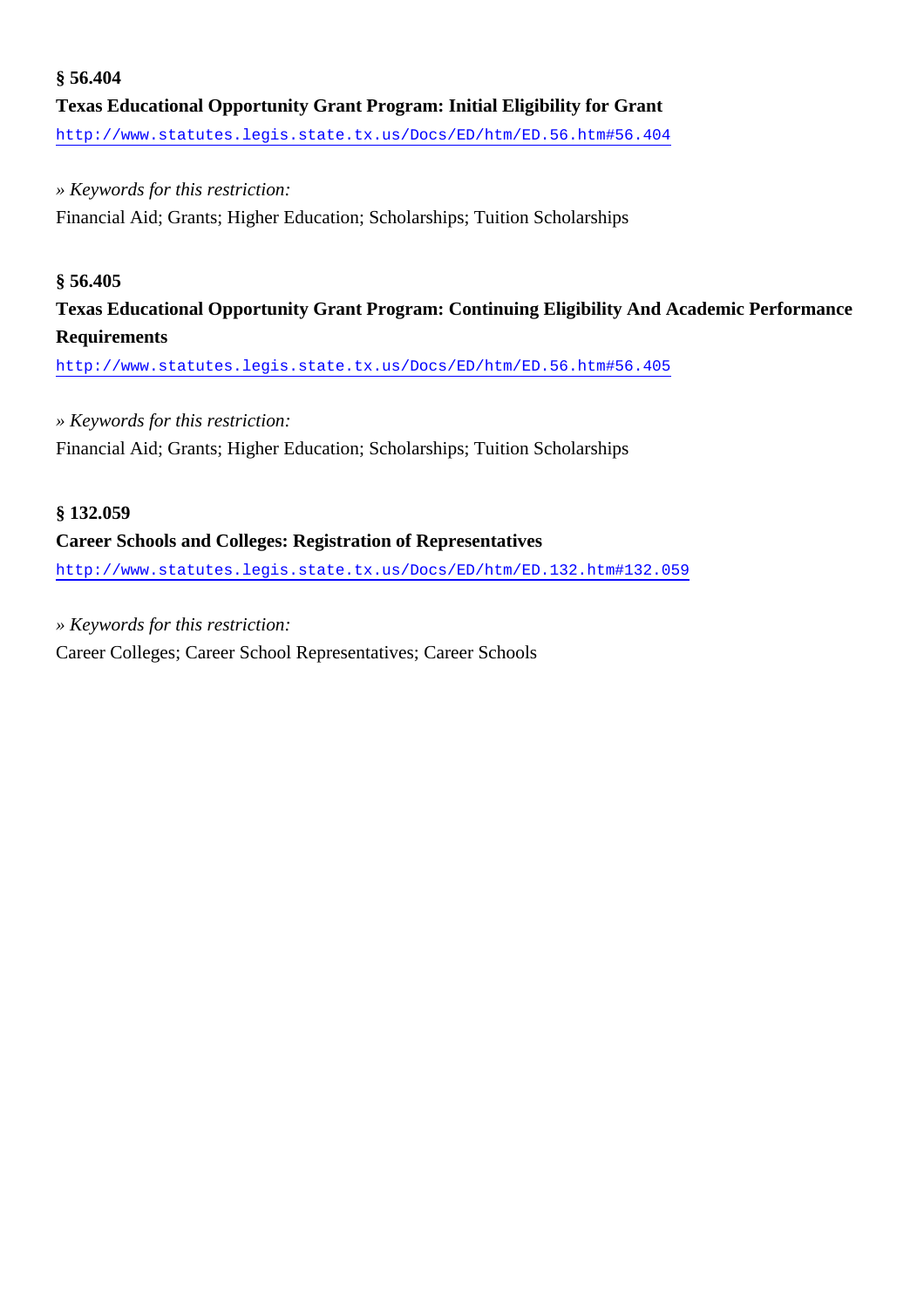**§ 56.404**

**Texas Educational Opportunity Grant Program: Initial Eligibility for Grant**

http://www.statutes.legis.state.tx.us/Docs/ED/htm/ED.56.htm#56.404

» *Keywords for this restriction:*

Financial Aid; Grants; Higher Education; Scholarships; Tuition Scholarships

**§ 56.405**

**Texas Educational Opportunity Grant Program: Continuing Eligibility And Academic Performance Requirements**

http://www.statutes.legis.state.tx.us/Docs/ED/htm/ED.56.htm#56.405

» *Keywords for this restriction:*

Financial Aid; Grants; Higher Education; Scholarships; Tuition Scholarships

**§ 132.059**

**Career Schools and Colleges: Registration of Representatives**

http://www.statutes.legis.state.tx.us/Docs/ED/htm/ED.132.htm#132.059

» *Keywords for this restriction:*

Career Colleges; Career School Representatives; Career Schools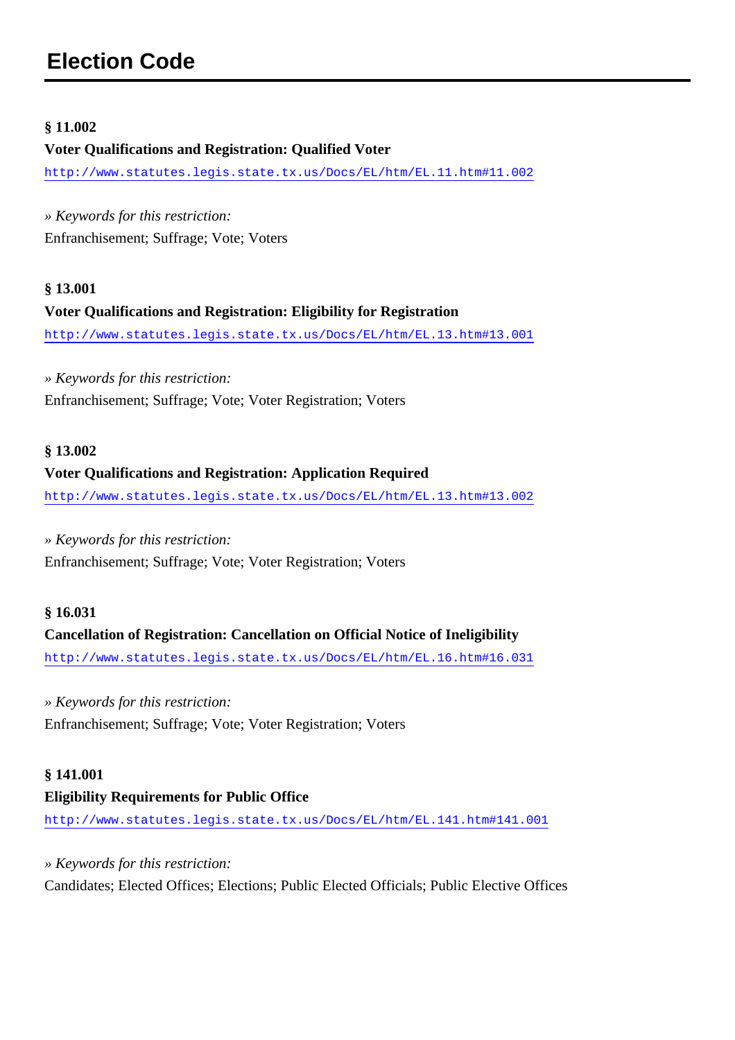# Election Code

**§ 11.002**

**Voter Qualifications and Registration: Qualified Voter**

http://www.statutes.legis.state.tx.us/Docs/EL/htm/EL.11.htm#11.002

» *Keywords for this restriction:*

Enfranchisement; Suffrage; Vote; Voters

**§ 13.001**

**Voter Qualifications and Registration: Eligibility for Registration**

http://www.statutes.legis.state.tx.us/Docs/EL/htm/EL.13.htm#13.001

» *Keywords for this restriction:*

Enfranchisement; Suffrage; Vote; Voter Registration; Voters

**§ 13.002**

**Voter Qualifications and Registration: Application Required**

http://www.statutes.legis.state.tx.us/Docs/EL/htm/EL.13.htm#13.002

» *Keywords for this restriction:*

Enfranchisement; Suffrage; Vote; Voter Registration; Voters

**§ 16.031**

**Cancellation of Registration: Cancellation on Official Notice of Ineligibility**

http://www.statutes.legis.state.tx.us/Docs/EL/htm/EL.16.htm#16.031

» *Keywords for this restriction:*

Enfranchisement; Suffrage; Vote; Voter Registration; Voters

**§ 141.001**

**Eligibility Requirements for Public Office**

http://www.statutes.legis.state.tx.us/Docs/EL/htm/EL.141.htm#141.001

» *Keywords for this restriction:*

Candidates; Elected Offices; Elections; Public Elected Officials; Public Elective Offices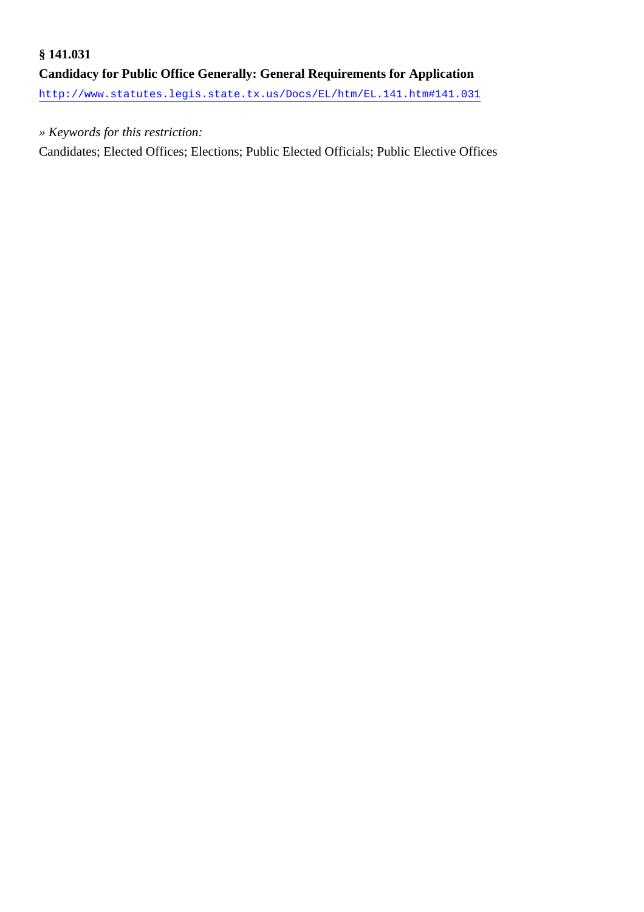**§ 141.031**

**Candidacy for Public Office Generally: General Requirements for Application**

http://www.statutes.legis.state.tx.us/Docs/EL/htm/EL.141.htm#141.031

*» Keywords for this restriction:*

Candidates; Elected Offices; Elections; Public Elected Officials; Public Elective Offices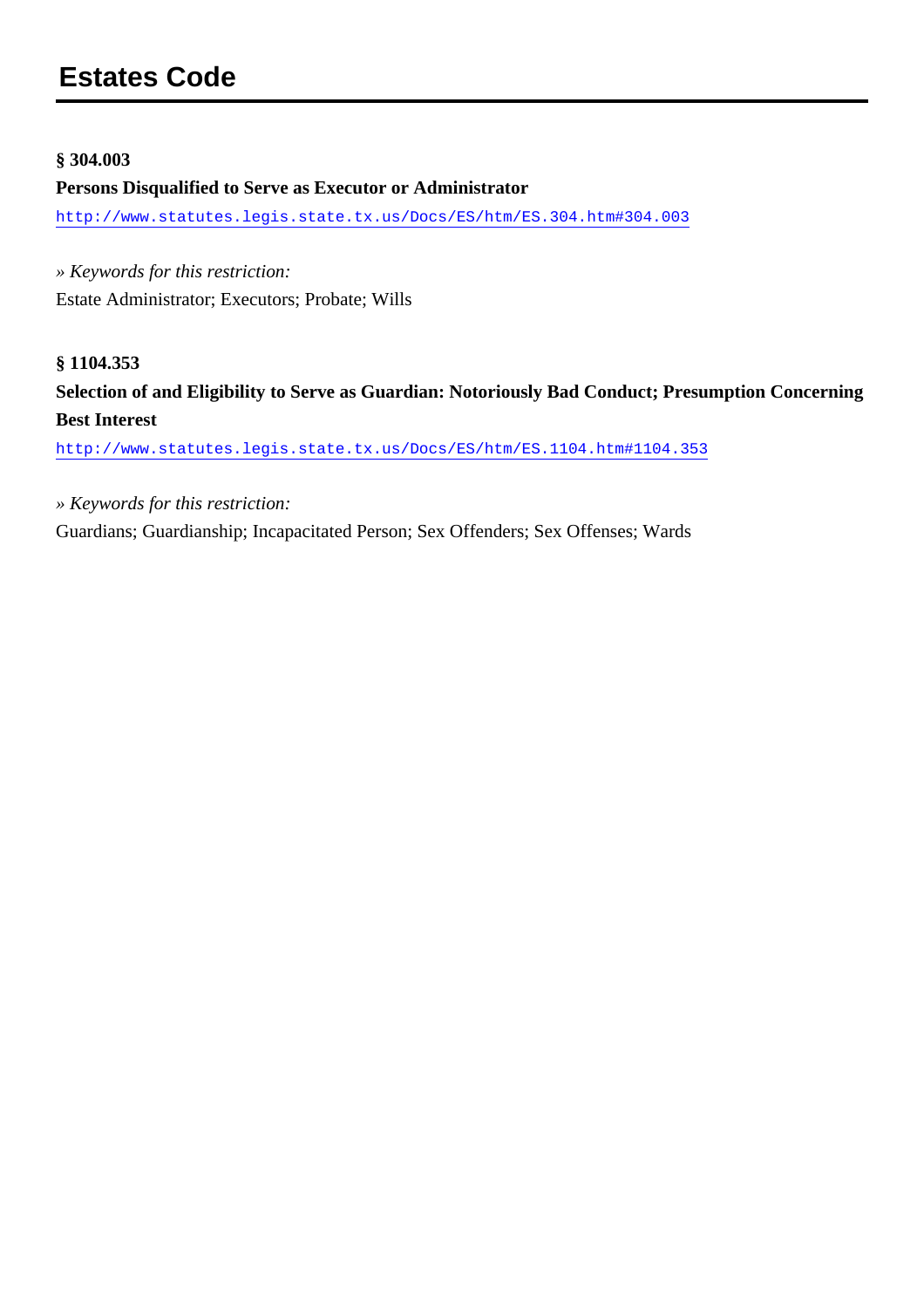# Estates Code

**§ 304.003**

**Persons Disqualified to Serve as Executor or Administrator**

http://www.statutes.legis.state.tx.us/Docs/ES/htm/ES.304.htm#304.003

*» Keywords for this restriction:*

Estate Administrator; Executors; Probate; Wills

**§ 1104.353**

**Selection of and Eligibility to Serve as Guardian: Notoriously Bad Conduct; Presumption Concerning Best Interest**

http://www.statutes.legis.state.tx.us/Docs/ES/htm/ES.1104.htm#1104.353

*» Keywords for this restriction:*

Guardians; Guardianship; Incapacitated Person; Sex Offenders; Sex Offenses; Wards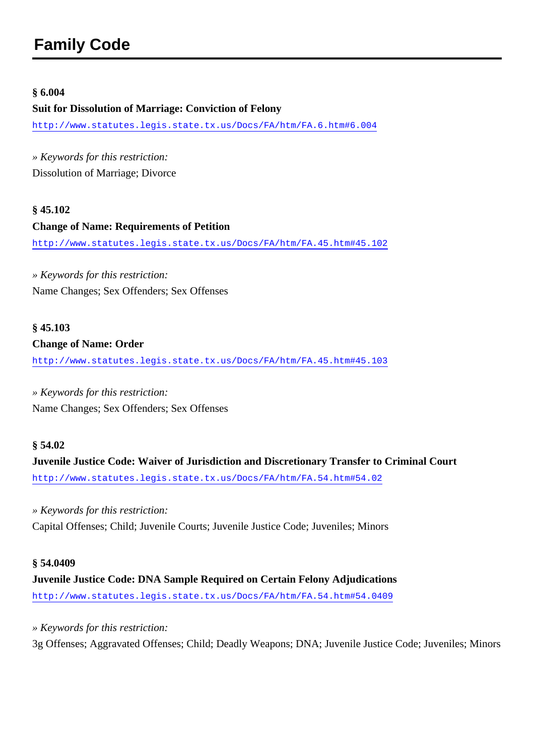# Family Code

**§ 6.004**

**Suit for Dissolution of Marriage: Conviction of Felony**

http://www.statutes.legis.state.tx.us/Docs/FA/htm/FA.6.htm#6.004

*» Keywords for this restriction:*

Dissolution of Marriage; Divorce

**§ 45.102**

**Change of Name: Requirements of Petition**

http://www.statutes.legis.state.tx.us/Docs/FA/htm/FA.45.htm#45.102

*» Keywords for this restriction:*

Name Changes; Sex Offenders; Sex Offenses

**§ 45.103**

**Change of Name: Order**

http://www.statutes.legis.state.tx.us/Docs/FA/htm/FA.45.htm#45.103

*» Keywords for this restriction:*

Name Changes; Sex Offenders; Sex Offenses

**§ 54.02**

**Juvenile Justice Code: Waiver of Jurisdiction and Discretionary Transfer to Criminal Court**

http://www.statutes.legis.state.tx.us/Docs/FA/htm/FA.54.htm#54.02

*» Keywords for this restriction:*

Capital Offenses; Child; Juvenile Courts; Juvenile Justice Code; Juveniles; Minors

**§ 54.0409**

**Juvenile Justice Code: DNA Sample Required on Certain Felony Adjudications**

http://www.statutes.legis.state.tx.us/Docs/FA/htm/FA.54.htm#54.0409

*» Keywords for this restriction:*

3g Offenses; Aggravated Offenses; Child; Deadly Weapons; DNA; Juvenile Justice Code; Juveniles; Minors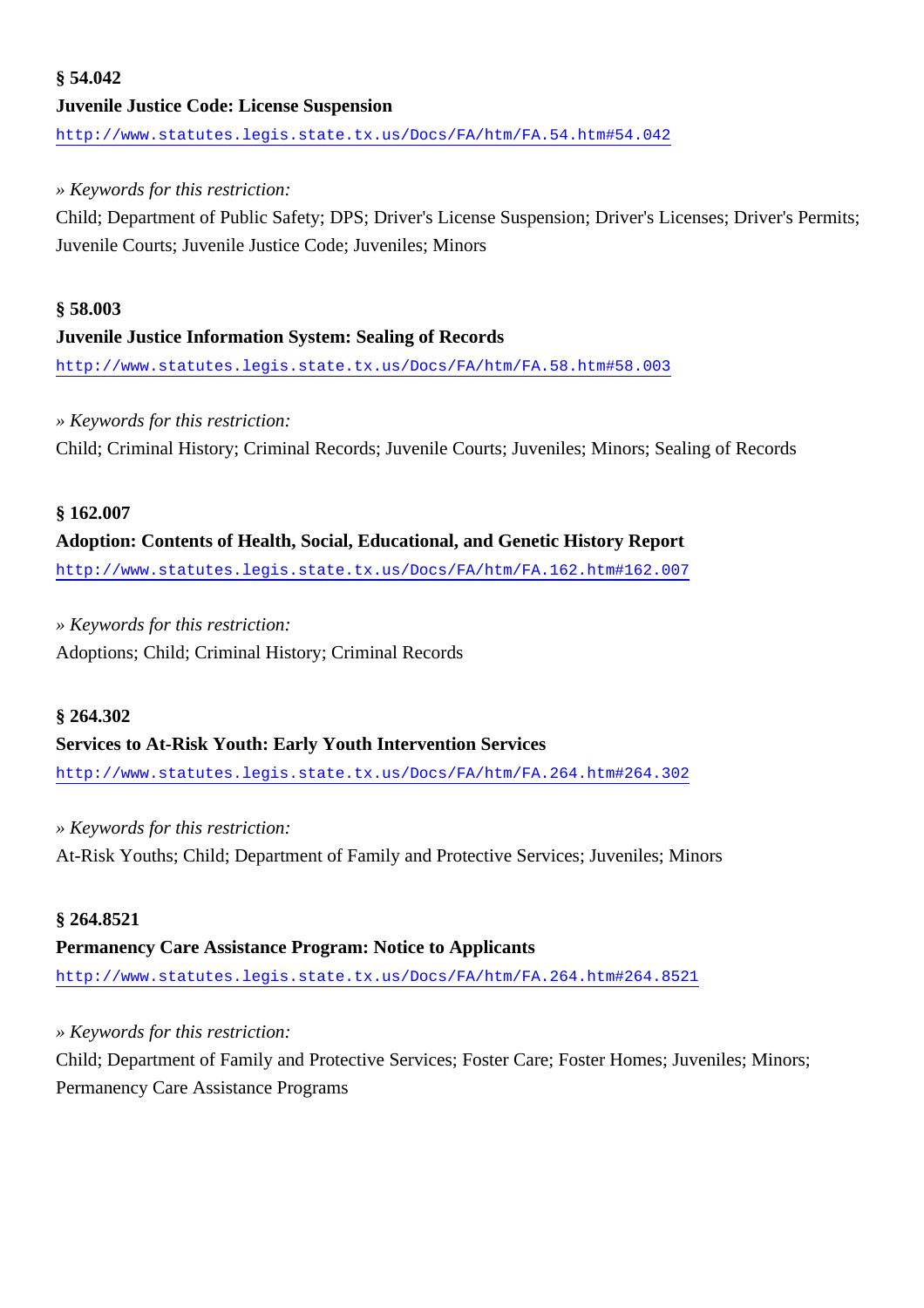**§ 54.042**

**Juvenile Justice Code: License Suspension**

http://www.statutes.legis.state.tx.us/Docs/FA/htm/FA.54.htm#54.042

» *Keywords for this restriction:*

Child; Department of Public Safety; DPS; Driver's License Suspension; Driver's Licenses; Driver's Permits; Juvenile Courts; Juvenile Justice Code; Juveniles; Minors

**§ 58.003**

**Juvenile Justice Information System: Sealing of Records**

http://www.statutes.legis.state.tx.us/Docs/FA/htm/FA.58.htm#58.003

» *Keywords for this restriction:*

Child; Criminal History; Criminal Records; Juvenile Courts; Juveniles; Minors; Sealing of Records

**§ 162.007**

**Adoption: Contents of Health, Social, Educational, and Genetic History Report**

http://www.statutes.legis.state.tx.us/Docs/FA/htm/FA.162.htm#162.007

» *Keywords for this restriction:*

Adoptions; Child; Criminal History; Criminal Records

**§ 264.302**

**Services to At-Risk Youth: Early Youth Intervention Services**

http://www.statutes.legis.state.tx.us/Docs/FA/htm/FA.264.htm#264.302

» *Keywords for this restriction:*

At-Risk Youths; Child; Department of Family and Protective Services; Juveniles; Minors

**§ 264.8521**

**Permanency Care Assistance Program: Notice to Applicants**

http://www.statutes.legis.state.tx.us/Docs/FA/htm/FA.264.htm#264.8521

» *Keywords for this restriction:*

Child; Department of Family and Protective Services; Foster Care; Foster Homes; Juveniles; Minors; Permanency Care Assistance Programs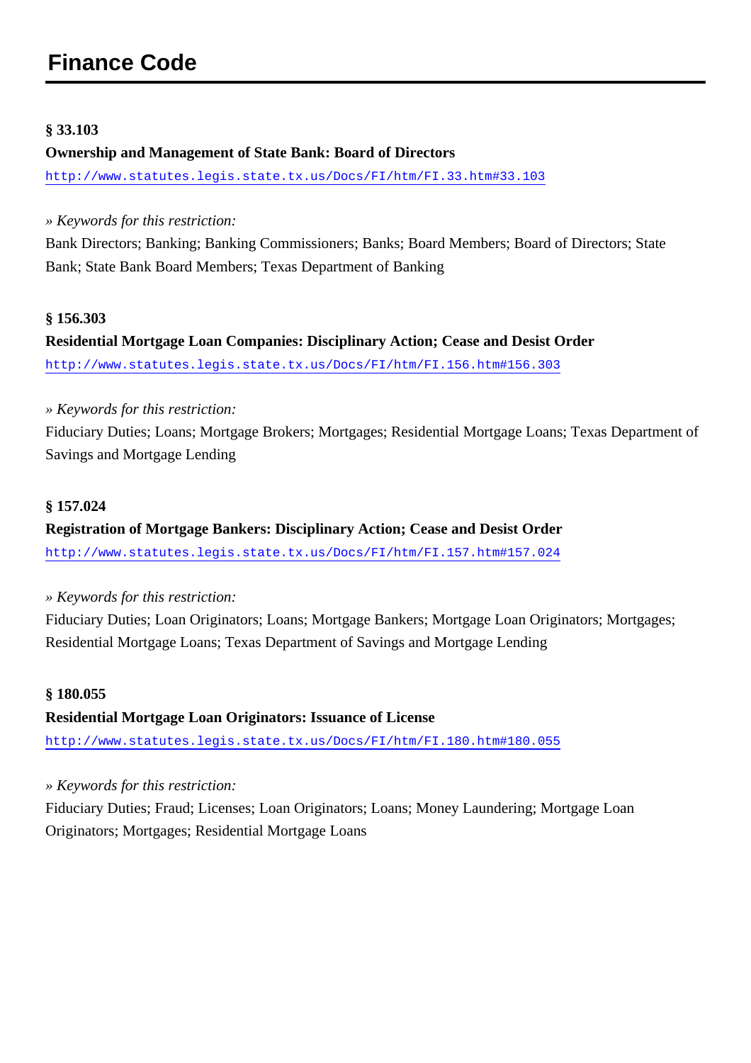## Finance Code

**§ 33.103**

**Ownership and Management of State Bank: Board of Directors**

http://www.statutes.legis.state.tx.us/Docs/FI/htm/FI.33.htm#33.103

*» Keywords for this restriction:*

Bank Directors; Banking; Banking Commissioners; Banks; Board Members; Board of Directors; State Bank; State Bank Board Members; Texas Department of Banking

**§ 156.303**

**Residential Mortgage Loan Companies: Disciplinary Action; Cease and Desist Order**

http://www.statutes.legis.state.tx.us/Docs/FI/htm/FI.156.htm#156.303

*» Keywords for this restriction:*

Fiduciary Duties; Loans; Mortgage Brokers; Mortgages; Residential Mortgage Loans; Texas Department of Savings and Mortgage Lending

**§ 157.024**

**Registration of Mortgage Bankers: Disciplinary Action; Cease and Desist Order**

http://www.statutes.legis.state.tx.us/Docs/FI/htm/FI.157.htm#157.024

*» Keywords for this restriction:*

Fiduciary Duties; Loan Originators; Loans; Mortgage Bankers; Mortgage Loan Originators; Mortgages; Residential Mortgage Loans; Texas Department of Savings and Mortgage Lending

**§ 180.055**

**Residential Mortgage Loan Originators: Issuance of License**

http://www.statutes.legis.state.tx.us/Docs/FI/htm/FI.180.htm#180.055

*» Keywords for this restriction:*

Fiduciary Duties; Fraud; Licenses; Loan Originators; Loans; Money Laundering; Mortgage Loan Originators; Mortgages; Residential Mortgage Loans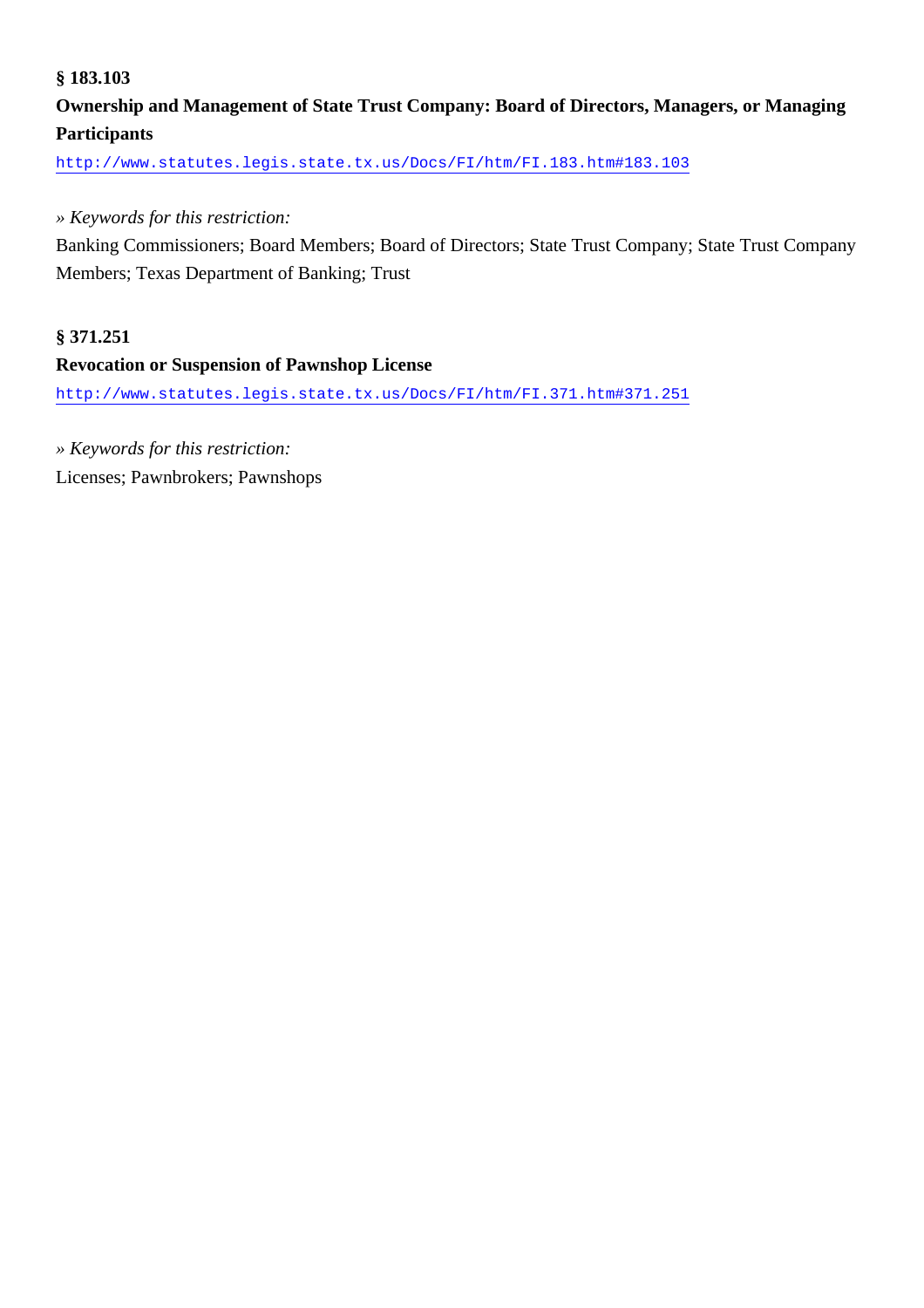**§ 183.103**

**Ownership and Management of State Trust Company: Board of Directors, Managers, or Managing Participants**

http://www.statutes.legis.state.tx.us/Docs/FI/htm/FI.183.htm#183.103

*» Keywords for this restriction:*

Banking Commissioners; Board Members; Board of Directors; State Trust Company; State Trust Company Members; Texas Department of Banking; Trust

**§ 371.251**

**Revocation or Suspension of Pawnshop License**

http://www.statutes.legis.state.tx.us/Docs/FI/htm/FI.371.htm#371.251

*» Keywords for this restriction:*

Licenses; Pawnbrokers; Pawnshops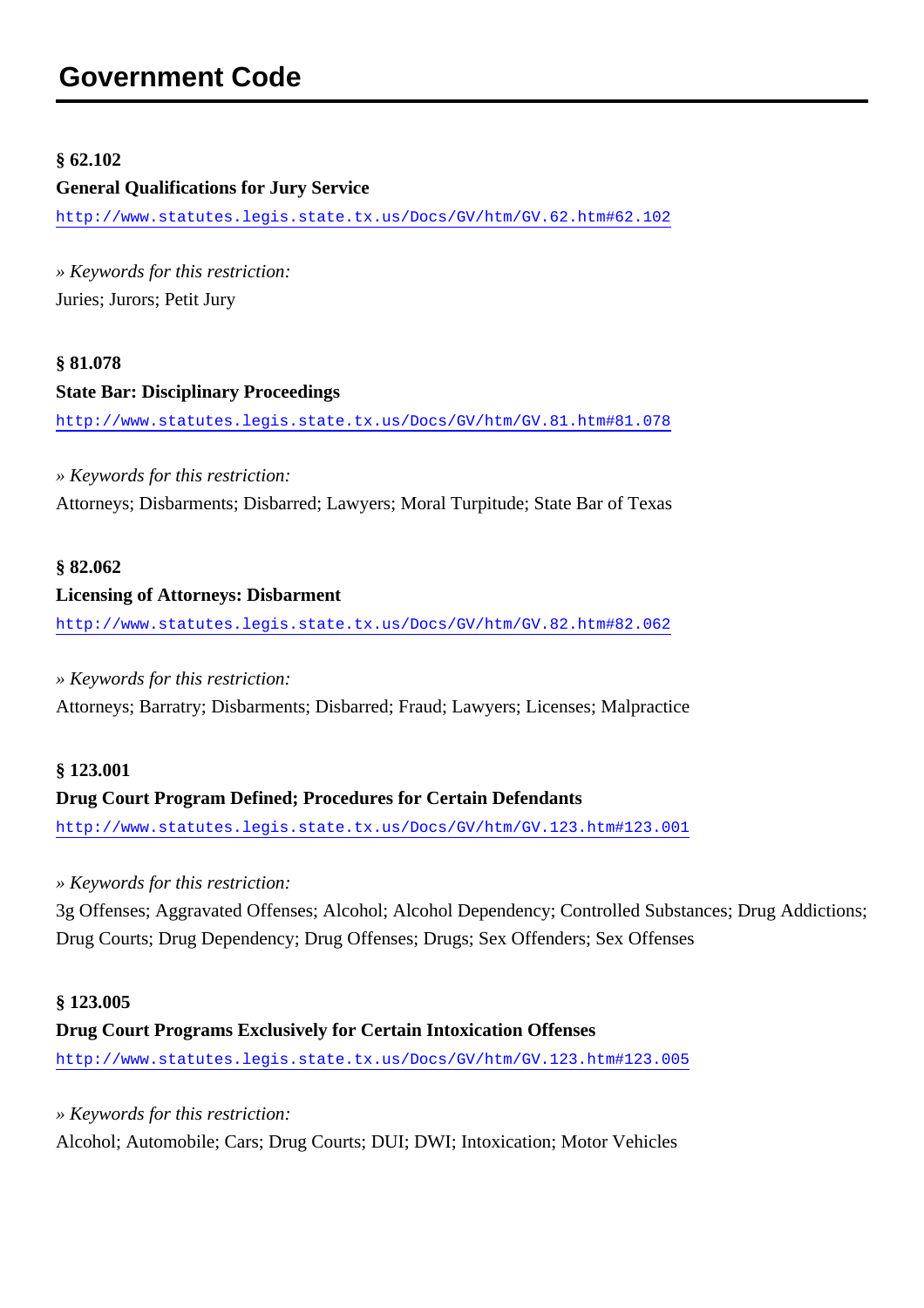## Government Code

**§ 62.102**

**General Qualifications for Jury Service**

http://www.statutes.legis.state.tx.us/Docs/GV/htm/GV.62.htm#62.102

*» Keywords for this restriction:*

Juries; Jurors; Petit Jury

**§ 81.078**

**State Bar: Disciplinary Proceedings**

http://www.statutes.legis.state.tx.us/Docs/GV/htm/GV.81.htm#81.078

*» Keywords for this restriction:*

Attorneys; Disbarments; Disbarred; Lawyers; Moral Turpitude; State Bar of Texas

**§ 82.062**

**Licensing of Attorneys: Disbarment**

http://www.statutes.legis.state.tx.us/Docs/GV/htm/GV.82.htm#82.062

*» Keywords for this restriction:*

Attorneys; Barratry; Disbarments; Disbarred; Fraud; Lawyers; Licenses; Malpractice

**§ 123.001**

**Drug Court Program Defined; Procedures for Certain Defendants**

http://www.statutes.legis.state.tx.us/Docs/GV/htm/GV.123.htm#123.001

*» Keywords for this restriction:*

3g Offenses; Aggravated Offenses; Alcohol; Alcohol Dependency; Controlled Substances; Drug Addictions; Drug Courts; Drug Dependency; Drug Offenses; Drugs; Sex Offenders; Sex Offenses

**§ 123.005**

**Drug Court Programs Exclusively for Certain Intoxication Offenses**

http://www.statutes.legis.state.tx.us/Docs/GV/htm/GV.123.htm#123.005

*» Keywords for this restriction:*

Alcohol; Automobile; Cars; Drug Courts; DUI; DWI; Intoxication; Motor Vehicles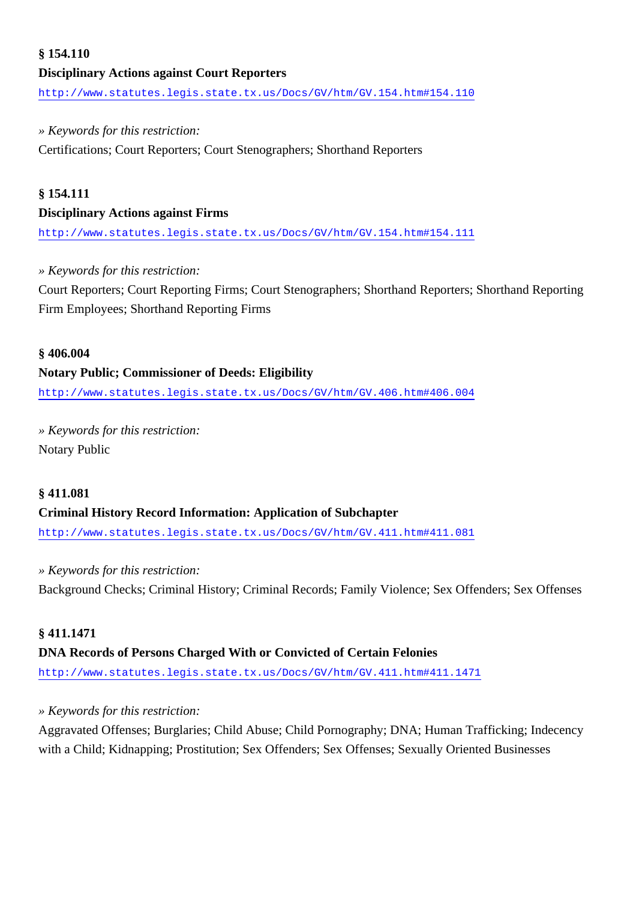**§ 154.110**

**Disciplinary Actions against Court Reporters**

http://www.statutes.legis.state.tx.us/Docs/GV/htm/GV.154.htm#154.110

*» Keywords for this restriction:*

Certifications; Court Reporters; Court Stenographers; Shorthand Reporters

**§ 154.111**

**Disciplinary Actions against Firms**

http://www.statutes.legis.state.tx.us/Docs/GV/htm/GV.154.htm#154.111

*» Keywords for this restriction:*

Court Reporters; Court Reporting Firms; Court Stenographers; Shorthand Reporters; Shorthand Reporting Firm Employees; Shorthand Reporting Firms

**§ 406.004**

**Notary Public; Commissioner of Deeds: Eligibility**

http://www.statutes.legis.state.tx.us/Docs/GV/htm/GV.406.htm#406.004

*» Keywords for this restriction:*

Notary Public

**§ 411.081**

**Criminal History Record Information: Application of Subchapter**

http://www.statutes.legis.state.tx.us/Docs/GV/htm/GV.411.htm#411.081

*» Keywords for this restriction:*

Background Checks; Criminal History; Criminal Records; Family Violence; Sex Offenders; Sex Offenses

**§ 411.1471**

**DNA Records of Persons Charged With or Convicted of Certain Felonies**

http://www.statutes.legis.state.tx.us/Docs/GV/htm/GV.411.htm#411.1471

*» Keywords for this restriction:*

Aggravated Offenses; Burglaries; Child Abuse; Child Pornography; DNA; Human Trafficking; Indecency with a Child; Kidnapping; Prostitution; Sex Offenders; Sex Offenses; Sexually Oriented Businesses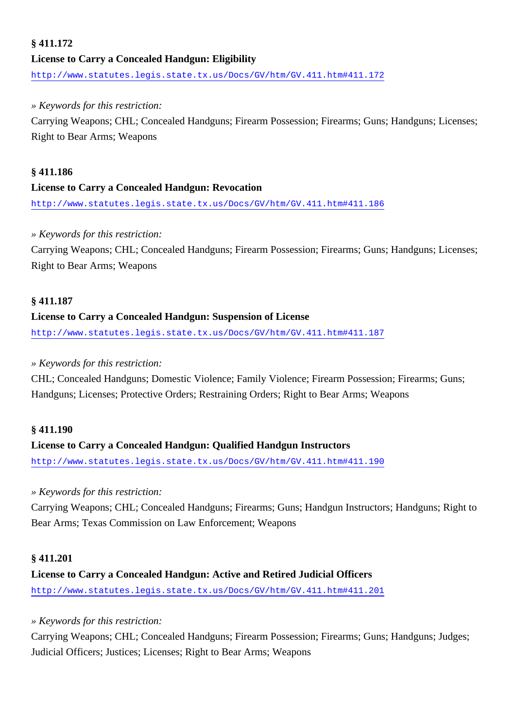**§ 411.172**

**License to Carry a Concealed Handgun: Eligibility**

http://www.statutes.legis.state.tx.us/Docs/GV/htm/GV.411.htm#411.172

*» Keywords for this restriction:*

Carrying Weapons; CHL; Concealed Handguns; Firearm Possession; Firearms; Guns; Handguns; Licenses; Right to Bear Arms; Weapons

**§ 411.186**

**License to Carry a Concealed Handgun: Revocation**

http://www.statutes.legis.state.tx.us/Docs/GV/htm/GV.411.htm#411.186

*» Keywords for this restriction:*

Carrying Weapons; CHL; Concealed Handguns; Firearm Possession; Firearms; Guns; Handguns; Licenses; Right to Bear Arms; Weapons

**§ 411.187**

**License to Carry a Concealed Handgun: Suspension of License**

http://www.statutes.legis.state.tx.us/Docs/GV/htm/GV.411.htm#411.187

*» Keywords for this restriction:*

CHL; Concealed Handguns; Domestic Violence; Family Violence; Firearm Possession; Firearms; Guns; Handguns; Licenses; Protective Orders; Restraining Orders; Right to Bear Arms; Weapons

**§ 411.190**

**License to Carry a Concealed Handgun: Qualified Handgun Instructors**

http://www.statutes.legis.state.tx.us/Docs/GV/htm/GV.411.htm#411.190

*» Keywords for this restriction:*

Carrying Weapons; CHL; Concealed Handguns; Firearms; Guns; Handgun Instructors; Handguns; Right to Bear Arms; Texas Commission on Law Enforcement; Weapons

**§ 411.201**

**License to Carry a Concealed Handgun: Active and Retired Judicial Officers**

http://www.statutes.legis.state.tx.us/Docs/GV/htm/GV.411.htm#411.201

*» Keywords for this restriction:*

Carrying Weapons; CHL; Concealed Handguns; Firearm Possession; Firearms; Guns; Handguns; Judges; Judicial Officers; Justices; Licenses; Right to Bear Arms; Weapons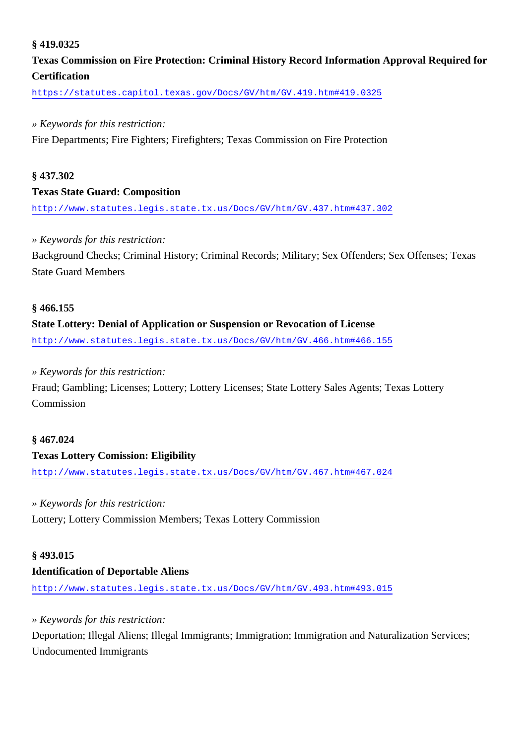**§ 419.0325**

**Texas Commission on Fire Protection: Criminal History Record Information Approval Required for Certification**

https://statutes.capitol.texas.gov/Docs/GV/htm/GV.419.htm#419.0325

*» Keywords for this restriction:*

Fire Departments; Fire Fighters; Firefighters; Texas Commission on Fire Protection

**§ 437.302**

**Texas State Guard: Composition**

http://www.statutes.legis.state.tx.us/Docs/GV/htm/GV.437.htm#437.302

*» Keywords for this restriction:*

Background Checks; Criminal History; Criminal Records; Military; Sex Offenders; Sex Offenses; Texas State Guard Members

**§ 466.155**

**State Lottery: Denial of Application or Suspension or Revocation of License**

http://www.statutes.legis.state.tx.us/Docs/GV/htm/GV.466.htm#466.155

*» Keywords for this restriction:*

Fraud; Gambling; Licenses; Lottery; Lottery Licenses; State Lottery Sales Agents; Texas Lottery Commission

**§ 467.024**

**Texas Lottery Comission: Eligibility**

http://www.statutes.legis.state.tx.us/Docs/GV/htm/GV.467.htm#467.024

*» Keywords for this restriction:*

Lottery; Lottery Commission Members; Texas Lottery Commission

**§ 493.015**

**Identification of Deportable Aliens**

http://www.statutes.legis.state.tx.us/Docs/GV/htm/GV.493.htm#493.015

*» Keywords for this restriction:*

Deportation; Illegal Aliens; Illegal Immigrants; Immigration; Immigration and Naturalization Services; Undocumented Immigrants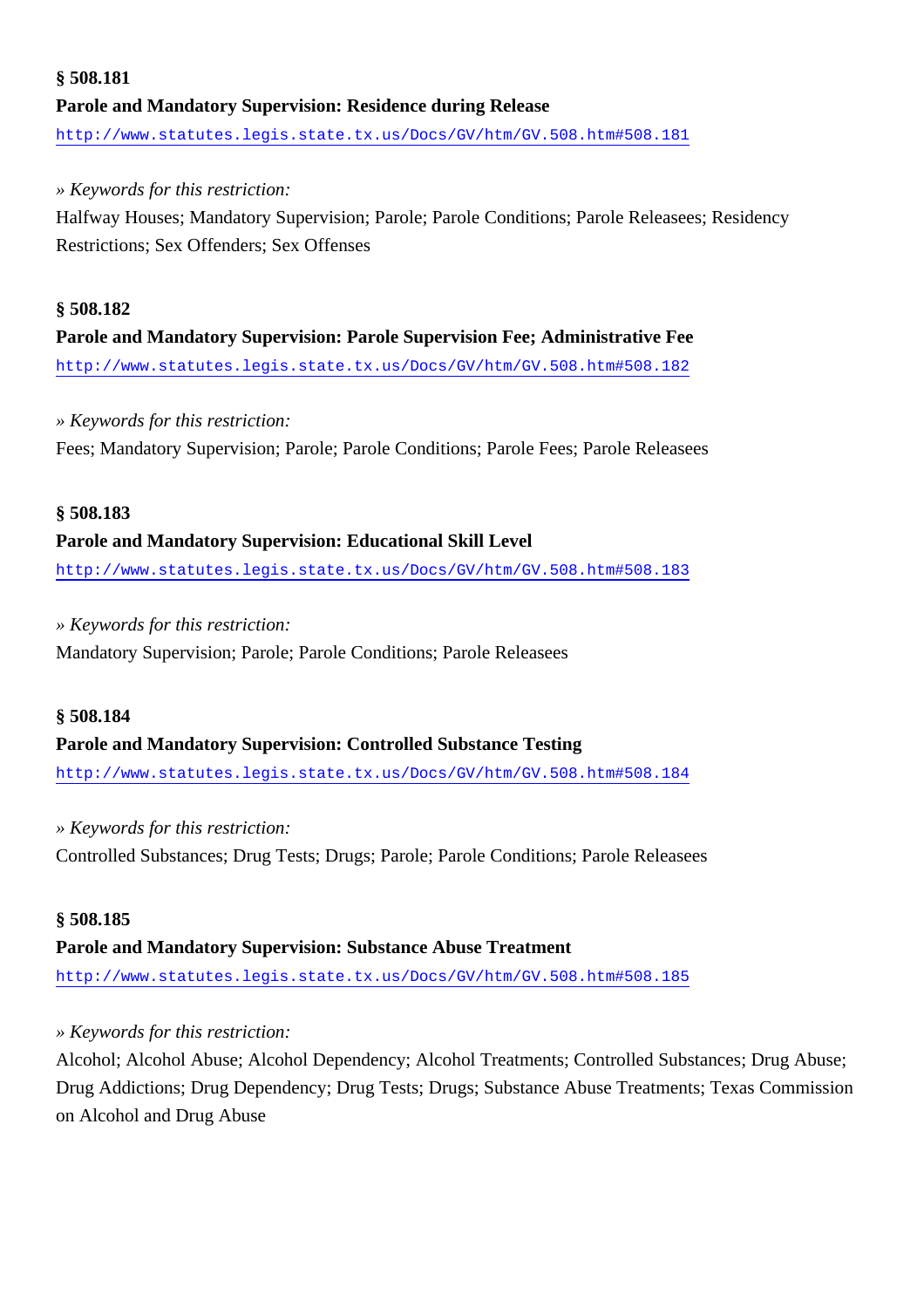**§ 508.181**

**Parole and Mandatory Supervision: Residence during Release**

http://www.statutes.legis.state.tx.us/Docs/GV/htm/GV.508.htm#508.181

» *Keywords for this restriction:*

Halfway Houses; Mandatory Supervision; Parole; Parole Conditions; Parole Releasees; Residency Restrictions; Sex Offenders; Sex Offenses

**§ 508.182**

**Parole and Mandatory Supervision: Parole Supervision Fee; Administrative Fee**

http://www.statutes.legis.state.tx.us/Docs/GV/htm/GV.508.htm#508.182

» *Keywords for this restriction:*

Fees; Mandatory Supervision; Parole; Parole Conditions; Parole Fees; Parole Releasees

**§ 508.183**

**Parole and Mandatory Supervision: Educational Skill Level**

http://www.statutes.legis.state.tx.us/Docs/GV/htm/GV.508.htm#508.183

» *Keywords for this restriction:*

Mandatory Supervision; Parole; Parole Conditions; Parole Releasees

**§ 508.184**

**Parole and Mandatory Supervision: Controlled Substance Testing**

http://www.statutes.legis.state.tx.us/Docs/GV/htm/GV.508.htm#508.184

» *Keywords for this restriction:*

Controlled Substances; Drug Tests; Drugs; Parole; Parole Conditions; Parole Releasees

**§ 508.185**

**Parole and Mandatory Supervision: Substance Abuse Treatment**

http://www.statutes.legis.state.tx.us/Docs/GV/htm/GV.508.htm#508.185

» *Keywords for this restriction:*

Alcohol; Alcohol Abuse; Alcohol Dependency; Alcohol Treatments; Controlled Substances; Drug Abuse; Drug Addictions; Drug Dependency; Drug Tests; Drugs; Substance Abuse Treatments; Texas Commission on Alcohol and Drug Abuse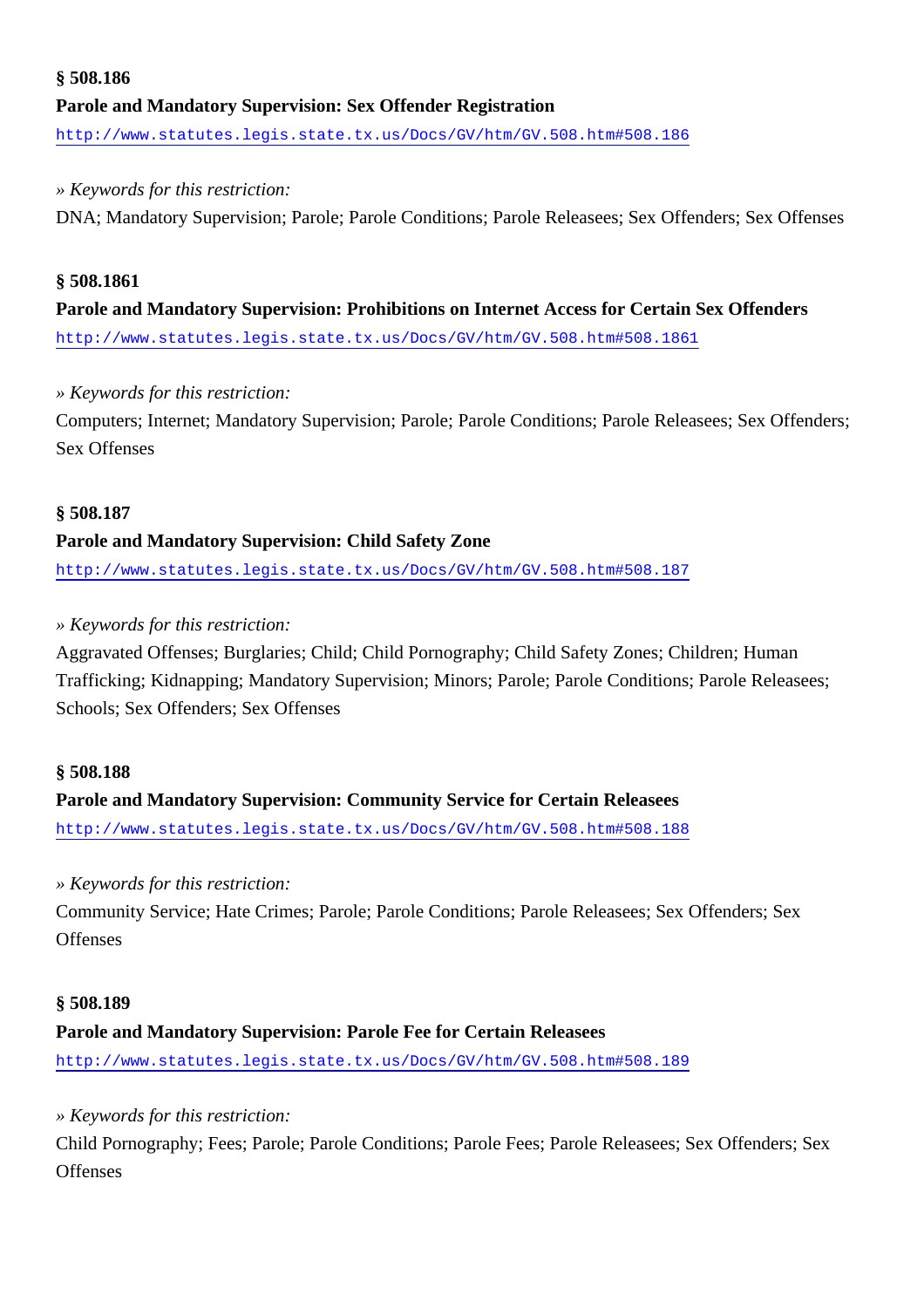**§ 508.186**

**Parole and Mandatory Supervision: Sex Offender Registration**

http://www.statutes.legis.state.tx.us/Docs/GV/htm/GV.508.htm#508.186

*» Keywords for this restriction:*

DNA; Mandatory Supervision; Parole; Parole Conditions; Parole Releasees; Sex Offenders; Sex Offenses

**§ 508.1861**

**Parole and Mandatory Supervision: Prohibitions on Internet Access for Certain Sex Offenders**

http://www.statutes.legis.state.tx.us/Docs/GV/htm/GV.508.htm#508.1861

*» Keywords for this restriction:*

Computers; Internet; Mandatory Supervision; Parole; Parole Conditions; Parole Releasees; Sex Offenders; Sex Offenses

**§ 508.187**

**Parole and Mandatory Supervision: Child Safety Zone**

http://www.statutes.legis.state.tx.us/Docs/GV/htm/GV.508.htm#508.187

*» Keywords for this restriction:*

Aggravated Offenses; Burglaries; Child; Child Pornography; Child Safety Zones; Children; Human Trafficking; Kidnapping; Mandatory Supervision; Minors; Parole; Parole Conditions; Parole Releasees; Schools; Sex Offenders; Sex Offenses

**§ 508.188**

**Parole and Mandatory Supervision: Community Service for Certain Releasees**

http://www.statutes.legis.state.tx.us/Docs/GV/htm/GV.508.htm#508.188

*» Keywords for this restriction:*

Community Service; Hate Crimes; Parole; Parole Conditions; Parole Releasees; Sex Offenders; Sex Offenses

**§ 508.189**

**Parole and Mandatory Supervision: Parole Fee for Certain Releasees**

http://www.statutes.legis.state.tx.us/Docs/GV/htm/GV.508.htm#508.189

*» Keywords for this restriction:*

Child Pornography; Fees; Parole; Parole Conditions; Parole Fees; Parole Releasees; Sex Offenders; Sex Offenses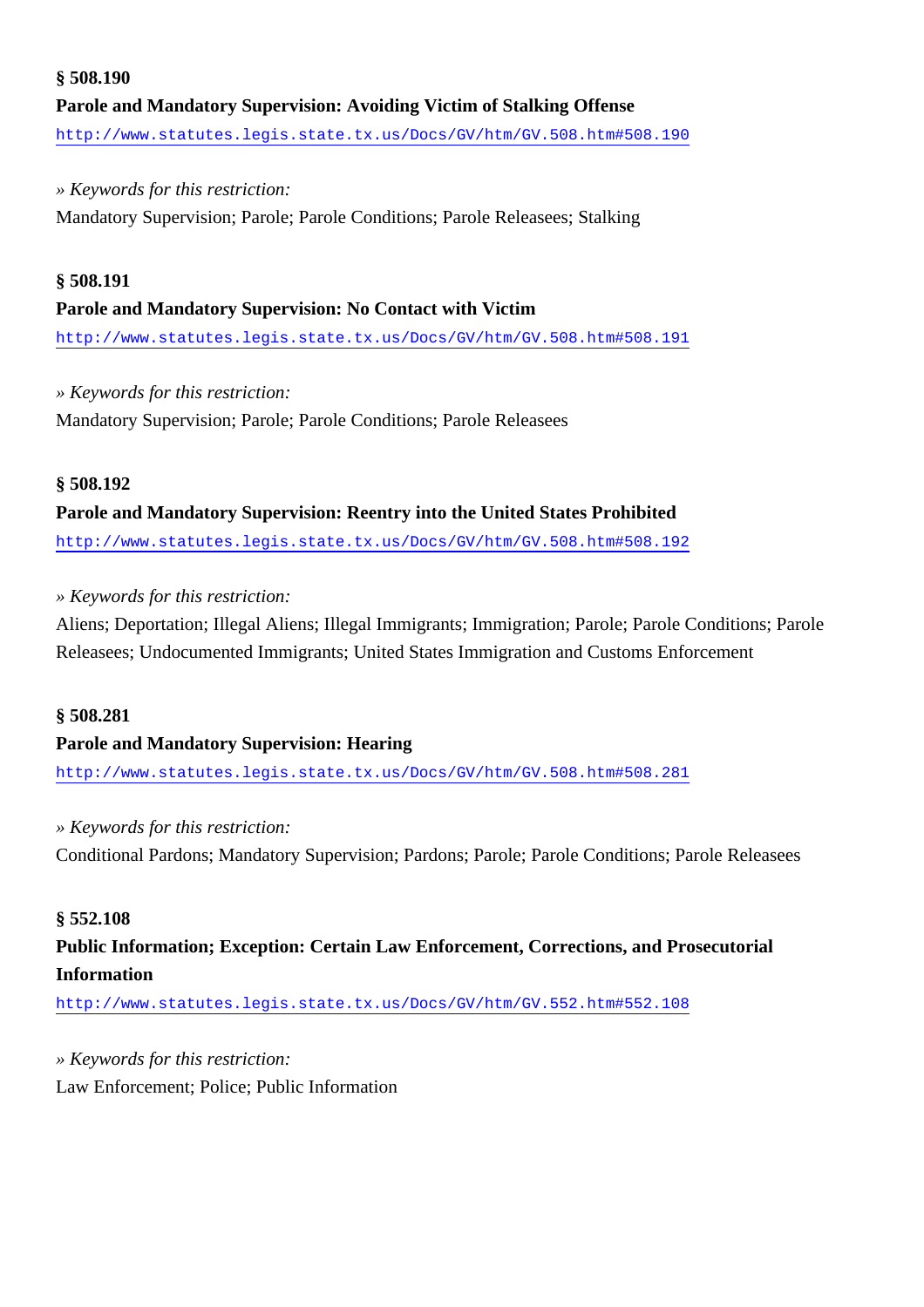**§ 508.190**

**Parole and Mandatory Supervision: Avoiding Victim of Stalking Offense**

http://www.statutes.legis.state.tx.us/Docs/GV/htm/GV.508.htm#508.190

*» Keywords for this restriction:*

Mandatory Supervision; Parole; Parole Conditions; Parole Releasees; Stalking

**§ 508.191**

**Parole and Mandatory Supervision: No Contact with Victim**

http://www.statutes.legis.state.tx.us/Docs/GV/htm/GV.508.htm#508.191

*» Keywords for this restriction:*

Mandatory Supervision; Parole; Parole Conditions; Parole Releasees

**§ 508.192**

**Parole and Mandatory Supervision: Reentry into the United States Prohibited**

http://www.statutes.legis.state.tx.us/Docs/GV/htm/GV.508.htm#508.192

*» Keywords for this restriction:*

Aliens; Deportation; Illegal Aliens; Illegal Immigrants; Immigration; Parole; Parole Conditions; Parole Releasees; Undocumented Immigrants; United States Immigration and Customs Enforcement

**§ 508.281**

**Parole and Mandatory Supervision: Hearing**

http://www.statutes.legis.state.tx.us/Docs/GV/htm/GV.508.htm#508.281

*» Keywords for this restriction:*

Conditional Pardons; Mandatory Supervision; Pardons; Parole; Parole Conditions; Parole Releasees

**§ 552.108**

**Public Information; Exception: Certain Law Enforcement, Corrections, and Prosecutorial Information**

http://www.statutes.legis.state.tx.us/Docs/GV/htm/GV.552.htm#552.108

*» Keywords for this restriction:*

Law Enforcement; Police; Public Information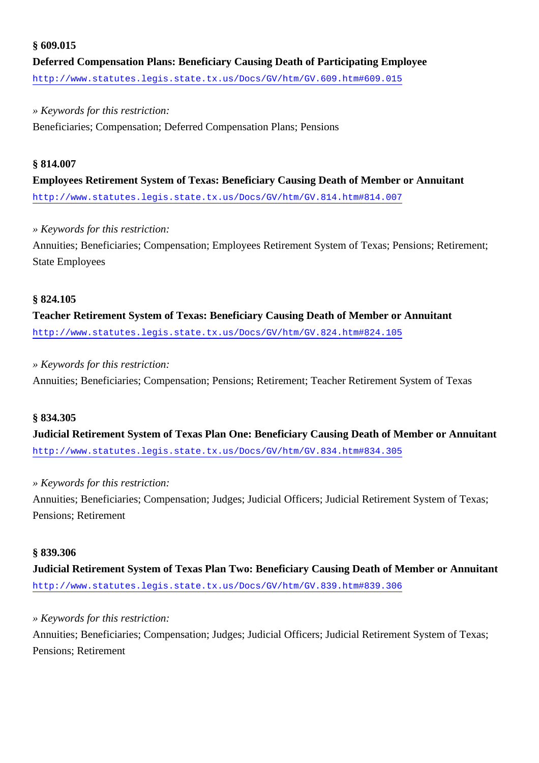**§ 609.015**

**Deferred Compensation Plans: Beneficiary Causing Death of Participating Employee**

http://www.statutes.legis.state.tx.us/Docs/GV/htm/GV.609.htm#609.015

*» Keywords for this restriction:*

Beneficiaries; Compensation; Deferred Compensation Plans; Pensions

**§ 814.007**

**Employees Retirement System of Texas: Beneficiary Causing Death of Member or Annuitant**

http://www.statutes.legis.state.tx.us/Docs/GV/htm/GV.814.htm#814.007

*» Keywords for this restriction:*

Annuities; Beneficiaries; Compensation; Employees Retirement System of Texas; Pensions; Retirement; State Employees

**§ 824.105**

**Teacher Retirement System of Texas: Beneficiary Causing Death of Member or Annuitant**

http://www.statutes.legis.state.tx.us/Docs/GV/htm/GV.824.htm#824.105

*» Keywords for this restriction:*

Annuities; Beneficiaries; Compensation; Pensions; Retirement; Teacher Retirement System of Texas

**§ 834.305**

**Judicial Retirement System of Texas Plan One: Beneficiary Causing Death of Member or Annuitant**

http://www.statutes.legis.state.tx.us/Docs/GV/htm/GV.834.htm#834.305

*» Keywords for this restriction:*

Annuities; Beneficiaries; Compensation; Judges; Judicial Officers; Judicial Retirement System of Texas; Pensions; Retirement

**§ 839.306**

**Judicial Retirement System of Texas Plan Two: Beneficiary Causing Death of Member or Annuitant**

http://www.statutes.legis.state.tx.us/Docs/GV/htm/GV.839.htm#839.306

*» Keywords for this restriction:*

Annuities; Beneficiaries; Compensation; Judges; Judicial Officers; Judicial Retirement System of Texas; Pensions; Retirement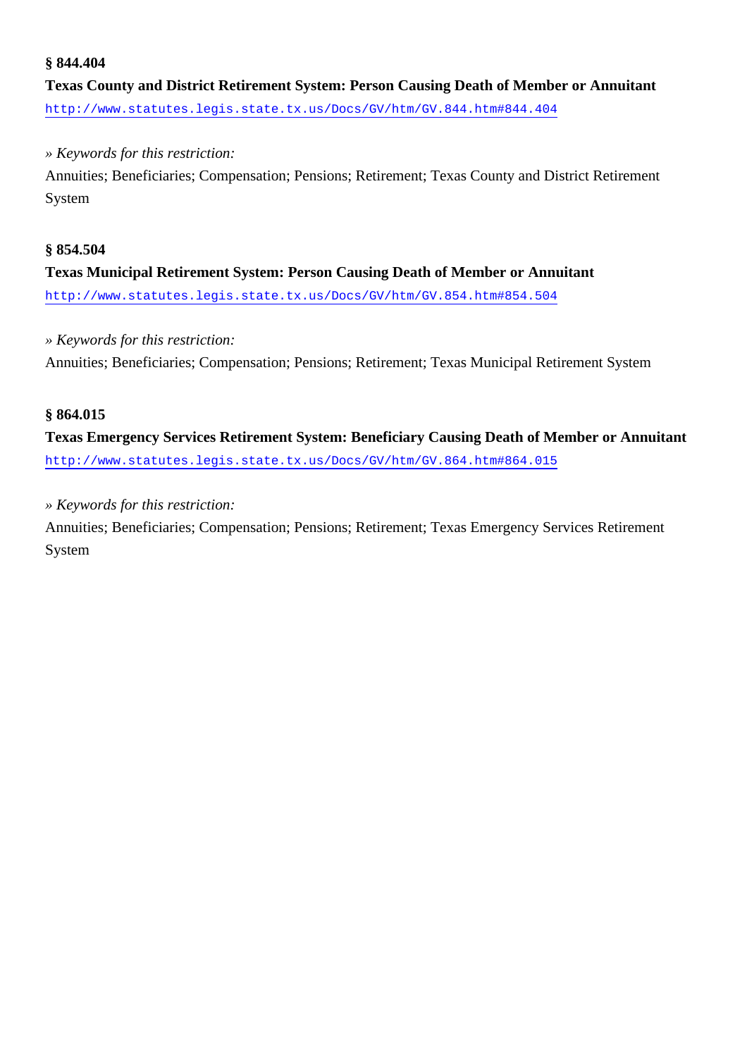**§ 844.404**

**Texas County and District Retirement System: Person Causing Death of Member or Annuitant**

http://www.statutes.legis.state.tx.us/Docs/GV/htm/GV.844.htm#844.404

*» Keywords for this restriction:*

Annuities; Beneficiaries; Compensation; Pensions; Retirement; Texas County and District Retirement System

**§ 854.504**

**Texas Municipal Retirement System: Person Causing Death of Member or Annuitant**

http://www.statutes.legis.state.tx.us/Docs/GV/htm/GV.854.htm#854.504

*» Keywords for this restriction:*

Annuities; Beneficiaries; Compensation; Pensions; Retirement; Texas Municipal Retirement System

**§ 864.015**

**Texas Emergency Services Retirement System: Beneficiary Causing Death of Member or Annuitant**

http://www.statutes.legis.state.tx.us/Docs/GV/htm/GV.864.htm#864.015

*» Keywords for this restriction:*

Annuities; Beneficiaries; Compensation; Pensions; Retirement; Texas Emergency Services Retirement System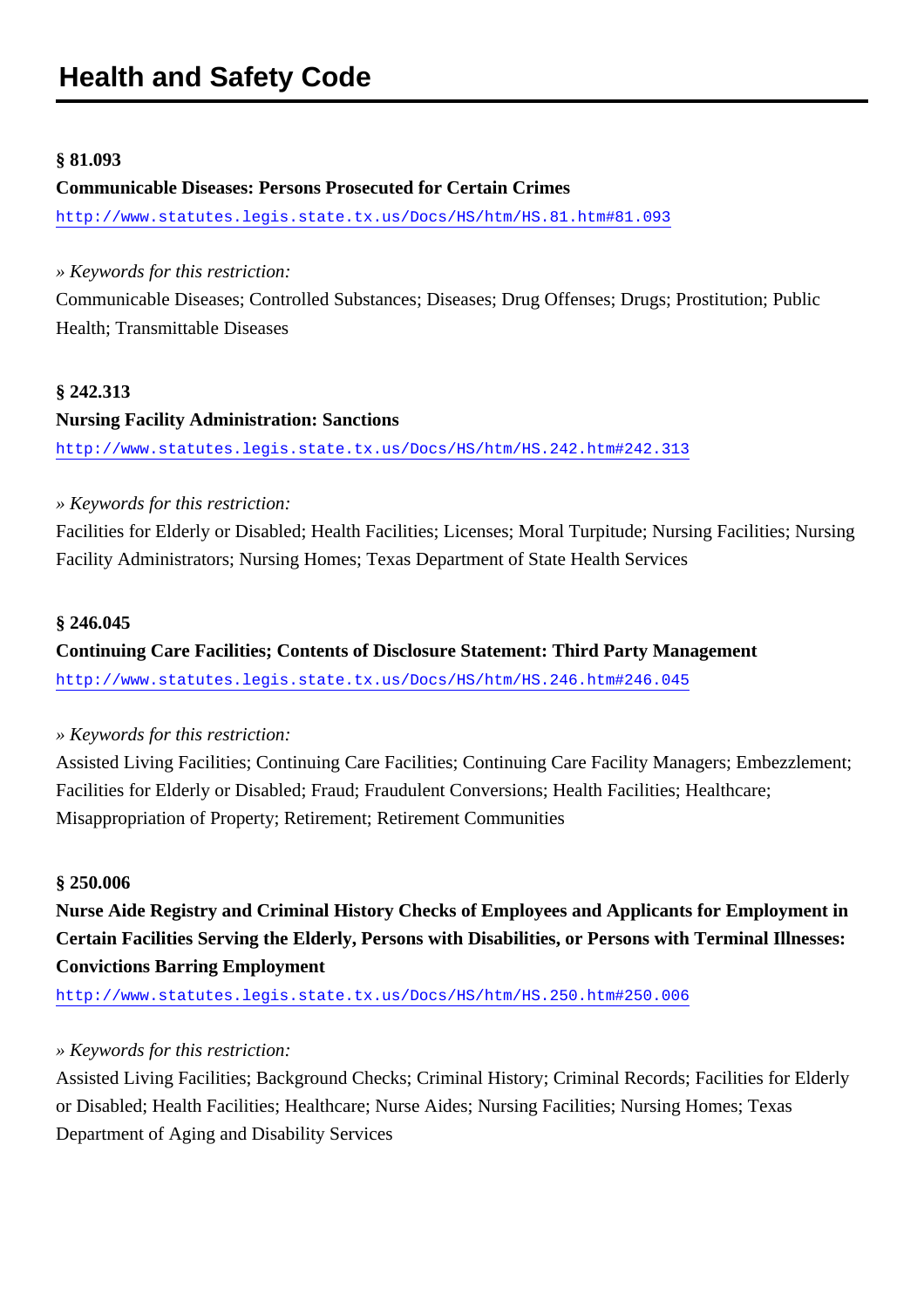## Health and Safety Code

**§ 81.093**

**Communicable Diseases: Persons Prosecuted for Certain Crimes**

http://www.statutes.legis.state.tx.us/Docs/HS/htm/HS.81.htm#81.093

*» Keywords for this restriction:*

Communicable Diseases; Controlled Substances; Diseases; Drug Offenses; Drugs; Prostitution; Public Health; Transmittable Diseases

**§ 242.313**

**Nursing Facility Administration: Sanctions**

http://www.statutes.legis.state.tx.us/Docs/HS/htm/HS.242.htm#242.313

*» Keywords for this restriction:*

Facilities for Elderly or Disabled; Health Facilities; Licenses; Moral Turpitude; Nursing Facilities; Nursing Facility Administrators; Nursing Homes; Texas Department of State Health Services

**§ 246.045**

**Continuing Care Facilities; Contents of Disclosure Statement: Third Party Management**

http://www.statutes.legis.state.tx.us/Docs/HS/htm/HS.246.htm#246.045

*» Keywords for this restriction:*

Assisted Living Facilities; Continuing Care Facilities; Continuing Care Facility Managers; Embezzlement; Facilities for Elderly or Disabled; Fraud; Fraudulent Conversions; Health Facilities; Healthcare; Misappropriation of Property; Retirement; Retirement Communities

**§ 250.006**

**Nurse Aide Registry and Criminal History Checks of Employees and Applicants for Employment in Certain Facilities Serving the Elderly, Persons with Disabilities, or Persons with Terminal Illnesses: Convictions Barring Employment**

http://www.statutes.legis.state.tx.us/Docs/HS/htm/HS.250.htm#250.006

*» Keywords for this restriction:*

Assisted Living Facilities; Background Checks; Criminal History; Criminal Records; Facilities for Elderly or Disabled; Health Facilities; Healthcare; Nurse Aides; Nursing Facilities; Nursing Homes; Texas Department of Aging and Disability Services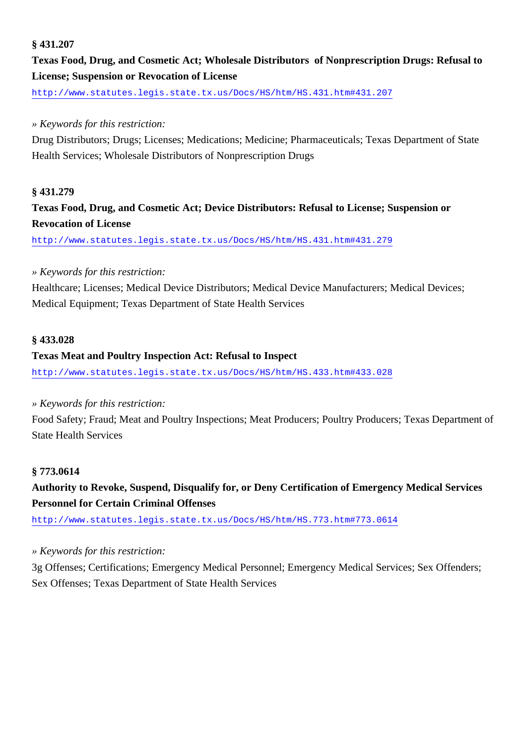**§ 431.207**

**Texas Food, Drug, and Cosmetic Act; Wholesale Distributors of Nonprescription Drugs: Refusal to License; Suspension or Revocation of License**

http://www.statutes.legis.state.tx.us/Docs/HS/htm/HS.431.htm#431.207

*» Keywords for this restriction:*

Drug Distributors; Drugs; Licenses; Medications; Medicine; Pharmaceuticals; Texas Department of State Health Services; Wholesale Distributors of Nonprescription Drugs

**§ 431.279**

**Texas Food, Drug, and Cosmetic Act; Device Distributors: Refusal to License; Suspension or Revocation of License**

http://www.statutes.legis.state.tx.us/Docs/HS/htm/HS.431.htm#431.279

*» Keywords for this restriction:*

Healthcare; Licenses; Medical Device Distributors; Medical Device Manufacturers; Medical Devices; Medical Equipment; Texas Department of State Health Services

**§ 433.028**

**Texas Meat and Poultry Inspection Act: Refusal to Inspect**

http://www.statutes.legis.state.tx.us/Docs/HS/htm/HS.433.htm#433.028

*» Keywords for this restriction:*

Food Safety; Fraud; Meat and Poultry Inspections; Meat Producers; Poultry Producers; Texas Department of State Health Services

**§ 773.0614**

**Authority to Revoke, Suspend, Disqualify for, or Deny Certification of Emergency Medical Services Personnel for Certain Criminal Offenses**

http://www.statutes.legis.state.tx.us/Docs/HS/htm/HS.773.htm#773.0614

*» Keywords for this restriction:*

3g Offenses; Certifications; Emergency Medical Personnel; Emergency Medical Services; Sex Offenders; Sex Offenses; Texas Department of State Health Services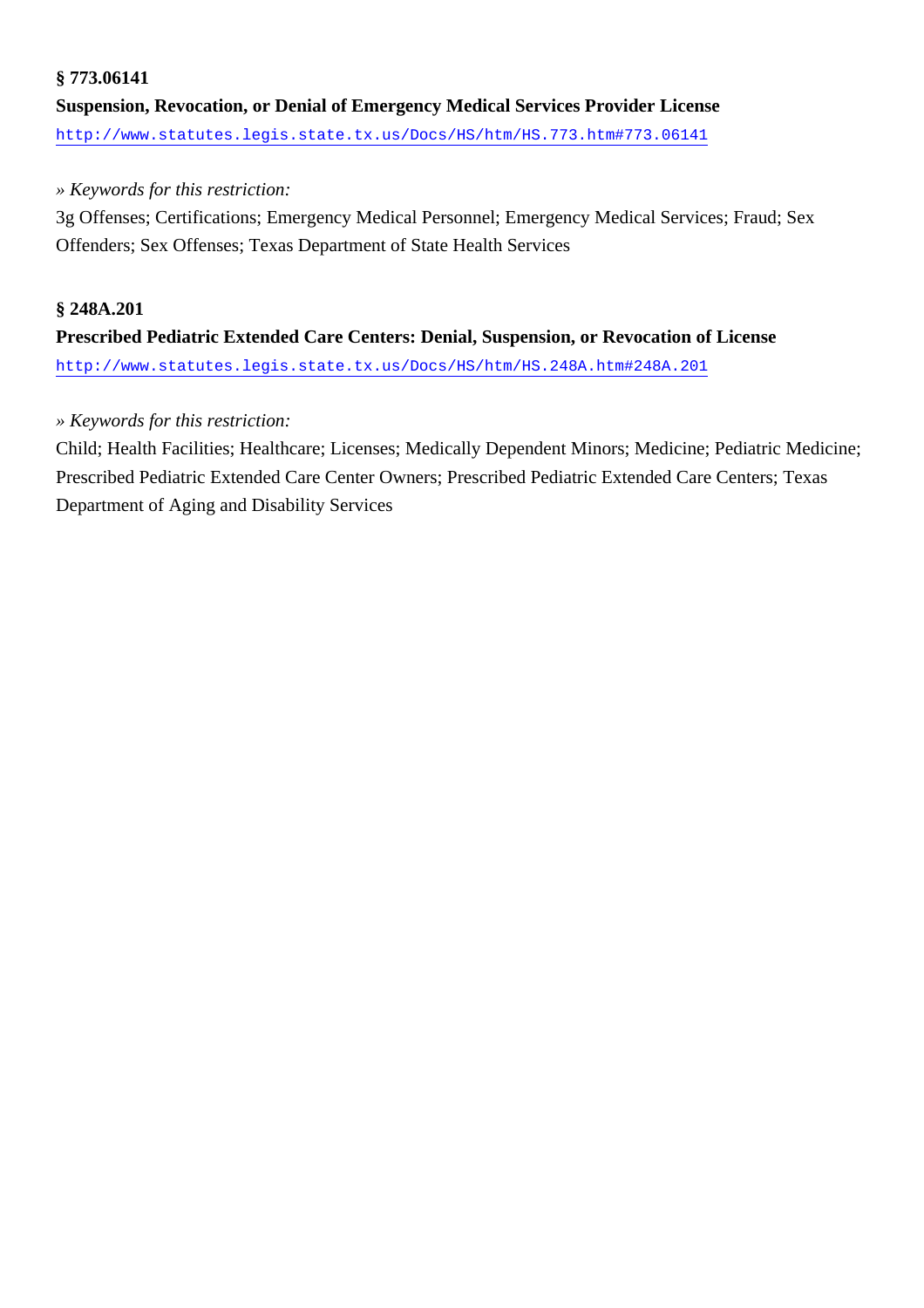**§ 773.06141**

**Suspension, Revocation, or Denial of Emergency Medical Services Provider License**

http://www.statutes.legis.state.tx.us/Docs/HS/htm/HS.773.htm#773.06141

*» Keywords for this restriction:*

3g Offenses; Certifications; Emergency Medical Personnel; Emergency Medical Services; Fraud; Sex Offenders; Sex Offenses; Texas Department of State Health Services

**§ 248A.201**

**Prescribed Pediatric Extended Care Centers: Denial, Suspension, or Revocation of License**

http://www.statutes.legis.state.tx.us/Docs/HS/htm/HS.248A.htm#248A.201

*» Keywords for this restriction:*

Child; Health Facilities; Healthcare; Licenses; Medically Dependent Minors; Medicine; Pediatric Medicine; Prescribed Pediatric Extended Care Center Owners; Prescribed Pediatric Extended Care Centers; Texas Department of Aging and Disability Services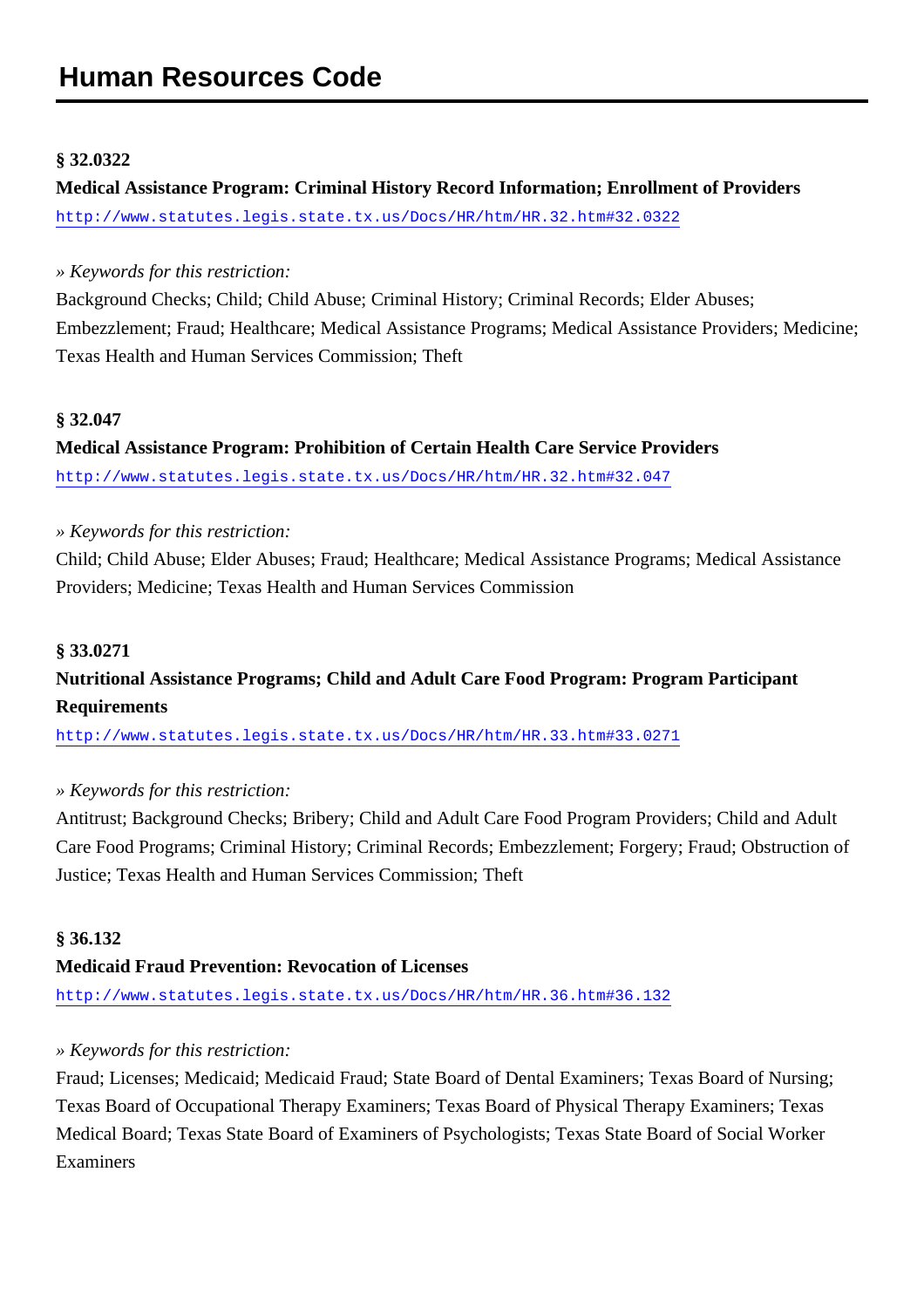# Human Resources Code

**§ 32.0322**

**Medical Assistance Program: Criminal History Record Information; Enrollment of Providers**

http://www.statutes.legis.state.tx.us/Docs/HR/htm/HR.32.htm#32.0322

*» Keywords for this restriction:*

Background Checks; Child; Child Abuse; Criminal History; Criminal Records; Elder Abuses; Embezzlement; Fraud; Healthcare; Medical Assistance Programs; Medical Assistance Providers; Medicine; Texas Health and Human Services Commission; Theft

**§ 32.047**

**Medical Assistance Program: Prohibition of Certain Health Care Service Providers**

http://www.statutes.legis.state.tx.us/Docs/HR/htm/HR.32.htm#32.047

*» Keywords for this restriction:*

Child; Child Abuse; Elder Abuses; Fraud; Healthcare; Medical Assistance Programs; Medical Assistance Providers; Medicine; Texas Health and Human Services Commission

**§ 33.0271**

**Nutritional Assistance Programs; Child and Adult Care Food Program: Program Participant Requirements**

http://www.statutes.legis.state.tx.us/Docs/HR/htm/HR.33.htm#33.0271

*» Keywords for this restriction:*

Antitrust; Background Checks; Bribery; Child and Adult Care Food Program Providers; Child and Adult Care Food Programs; Criminal History; Criminal Records; Embezzlement; Forgery; Fraud; Obstruction of Justice; Texas Health and Human Services Commission; Theft

**§ 36.132**

**Medicaid Fraud Prevention: Revocation of Licenses**

http://www.statutes.legis.state.tx.us/Docs/HR/htm/HR.36.htm#36.132

*» Keywords for this restriction:*

Fraud; Licenses; Medicaid; Medicaid Fraud; State Board of Dental Examiners; Texas Board of Nursing; Texas Board of Occupational Therapy Examiners; Texas Board of Physical Therapy Examiners; Texas Medical Board; Texas State Board of Examiners of Psychologists; Texas State Board of Social Worker Examiners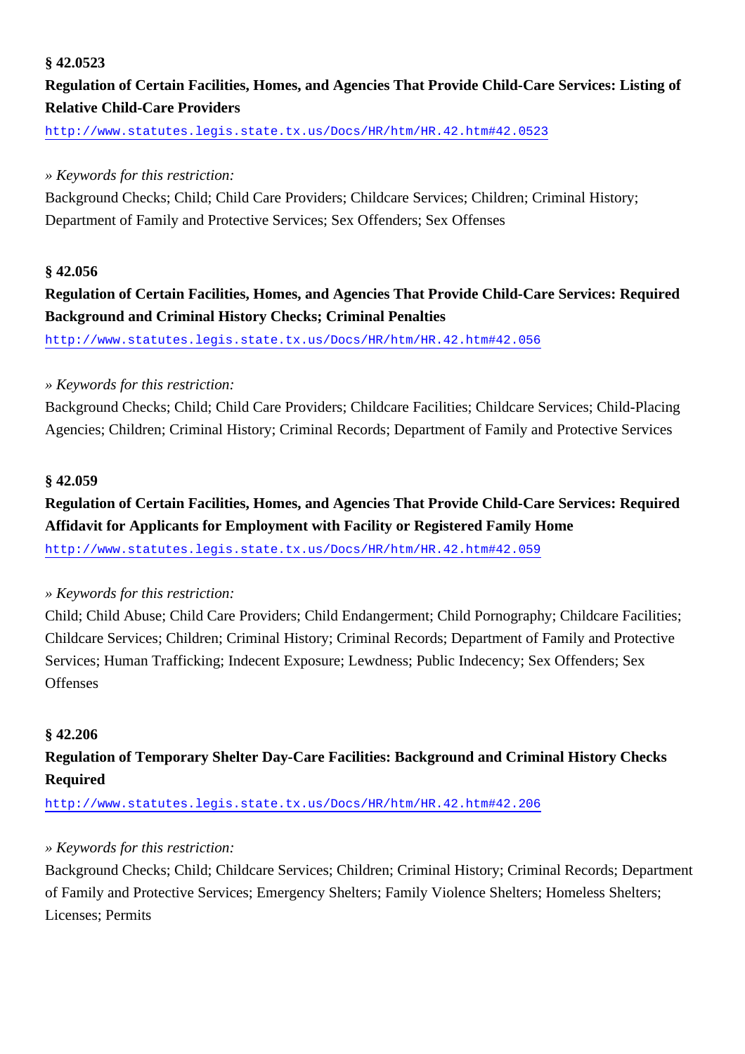**§ 42.0523**

**Regulation of Certain Facilities, Homes, and Agencies That Provide Child-Care Services: Listing of Relative Child-Care Providers**

http://www.statutes.legis.state.tx.us/Docs/HR/htm/HR.42.htm#42.0523

*» Keywords for this restriction:*

Background Checks; Child; Child Care Providers; Childcare Services; Children; Criminal History; Department of Family and Protective Services; Sex Offenders; Sex Offenses

**§ 42.056**

**Regulation of Certain Facilities, Homes, and Agencies That Provide Child-Care Services: Required Background and Criminal History Checks; Criminal Penalties**

http://www.statutes.legis.state.tx.us/Docs/HR/htm/HR.42.htm#42.056

*» Keywords for this restriction:*

Background Checks; Child; Child Care Providers; Childcare Facilities; Childcare Services; Child-Placing Agencies; Children; Criminal History; Criminal Records; Department of Family and Protective Services

**§ 42.059**

**Regulation of Certain Facilities, Homes, and Agencies That Provide Child-Care Services: Required Affidavit for Applicants for Employment with Facility or Registered Family Home**

http://www.statutes.legis.state.tx.us/Docs/HR/htm/HR.42.htm#42.059

*» Keywords for this restriction:*

Child; Child Abuse; Child Care Providers; Child Endangerment; Child Pornography; Childcare Facilities; Childcare Services; Children; Criminal History; Criminal Records; Department of Family and Protective Services; Human Trafficking; Indecent Exposure; Lewdness; Public Indecency; Sex Offenders; Sex Offenses

**§ 42.206**

**Regulation of Temporary Shelter Day-Care Facilities: Background and Criminal History Checks Required**

http://www.statutes.legis.state.tx.us/Docs/HR/htm/HR.42.htm#42.206

*» Keywords for this restriction:*

Background Checks; Child; Childcare Services; Children; Criminal History; Criminal Records; Department of Family and Protective Services; Emergency Shelters; Family Violence Shelters; Homeless Shelters; Licenses; Permits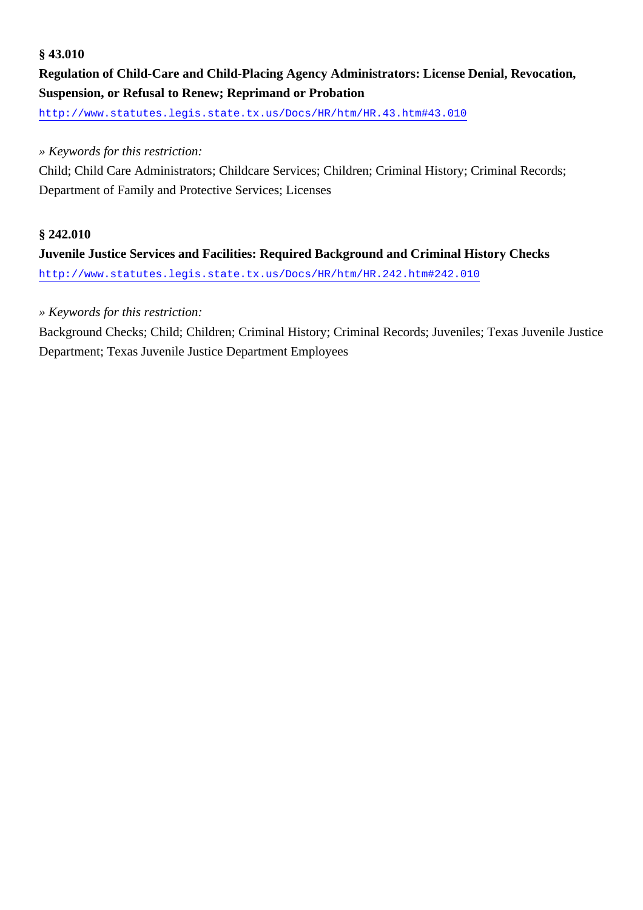**§ 43.010**

**Regulation of Child-Care and Child-Placing Agency Administrators: License Denial, Revocation, Suspension, or Refusal to Renew; Reprimand or Probation**

http://www.statutes.legis.state.tx.us/Docs/HR/htm/HR.43.htm#43.010

*» Keywords for this restriction:*

Child; Child Care Administrators; Childcare Services; Children; Criminal History; Criminal Records; Department of Family and Protective Services; Licenses

**§ 242.010**

**Juvenile Justice Services and Facilities: Required Background and Criminal History Checks**

http://www.statutes.legis.state.tx.us/Docs/HR/htm/HR.242.htm#242.010

*» Keywords for this restriction:*

Background Checks; Child; Children; Criminal History; Criminal Records; Juveniles; Texas Juvenile Justice Department; Texas Juvenile Justice Department Employees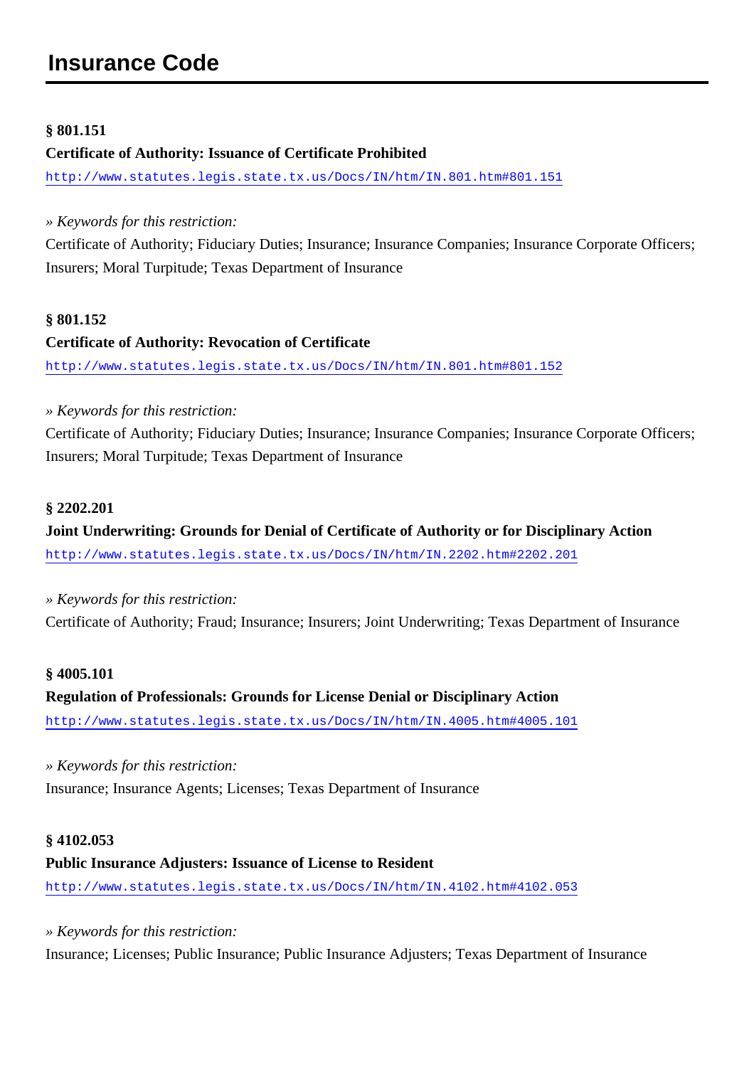## Insurance Code

**§ 801.151**

**Certificate of Authority: Issuance of Certificate Prohibited**

http://www.statutes.legis.state.tx.us/Docs/IN/htm/IN.801.htm#801.151

*» Keywords for this restriction:*

Certificate of Authority; Fiduciary Duties; Insurance; Insurance Companies; Insurance Corporate Officers; Insurers; Moral Turpitude; Texas Department of Insurance

**§ 801.152**

**Certificate of Authority: Revocation of Certificate**

http://www.statutes.legis.state.tx.us/Docs/IN/htm/IN.801.htm#801.152

*» Keywords for this restriction:*

Certificate of Authority; Fiduciary Duties; Insurance; Insurance Companies; Insurance Corporate Officers; Insurers; Moral Turpitude; Texas Department of Insurance

**§ 2202.201**

**Joint Underwriting: Grounds for Denial of Certificate of Authority or for Disciplinary Action**

http://www.statutes.legis.state.tx.us/Docs/IN/htm/IN.2202.htm#2202.201

*» Keywords for this restriction:*

Certificate of Authority; Fraud; Insurance; Insurers; Joint Underwriting; Texas Department of Insurance

**§ 4005.101**

**Regulation of Professionals: Grounds for License Denial or Disciplinary Action**

http://www.statutes.legis.state.tx.us/Docs/IN/htm/IN.4005.htm#4005.101

*» Keywords for this restriction:*

Insurance; Insurance Agents; Licenses; Texas Department of Insurance

**§ 4102.053**

**Public Insurance Adjusters: Issuance of License to Resident**

http://www.statutes.legis.state.tx.us/Docs/IN/htm/IN.4102.htm#4102.053

*» Keywords for this restriction:*

Insurance; Licenses; Public Insurance; Public Insurance Adjusters; Texas Department of Insurance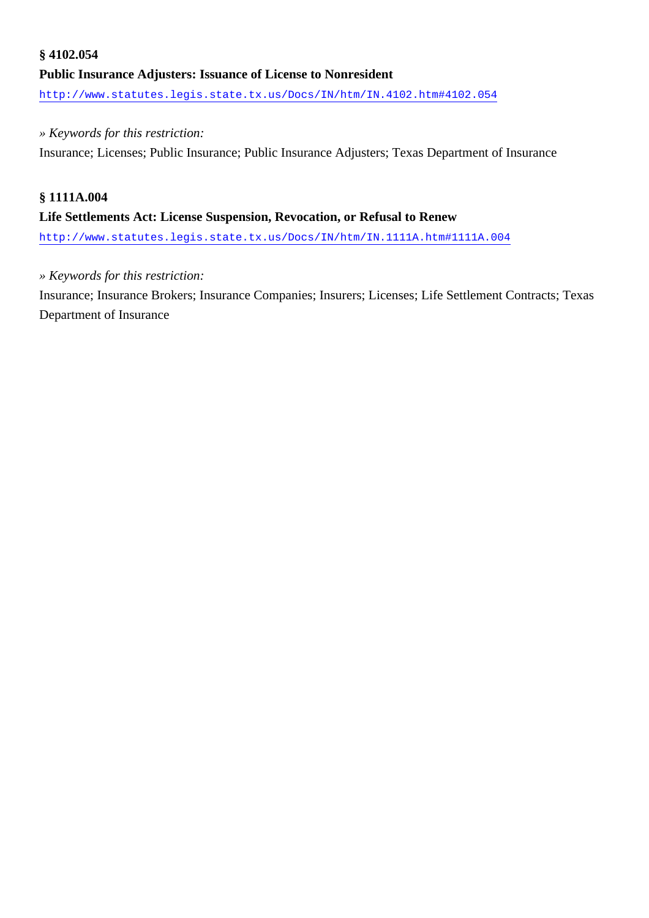**§ 4102.054**

**Public Insurance Adjusters: Issuance of License to Nonresident**

http://www.statutes.legis.state.tx.us/Docs/IN/htm/IN.4102.htm#4102.054

*» Keywords for this restriction:*

Insurance; Licenses; Public Insurance; Public Insurance Adjusters; Texas Department of Insurance

**§ 1111A.004**

**Life Settlements Act: License Suspension, Revocation, or Refusal to Renew**

http://www.statutes.legis.state.tx.us/Docs/IN/htm/IN.1111A.htm#1111A.004

*» Keywords for this restriction:*

Insurance; Insurance Brokers; Insurance Companies; Insurers; Licenses; Life Settlement Contracts; Texas Department of Insurance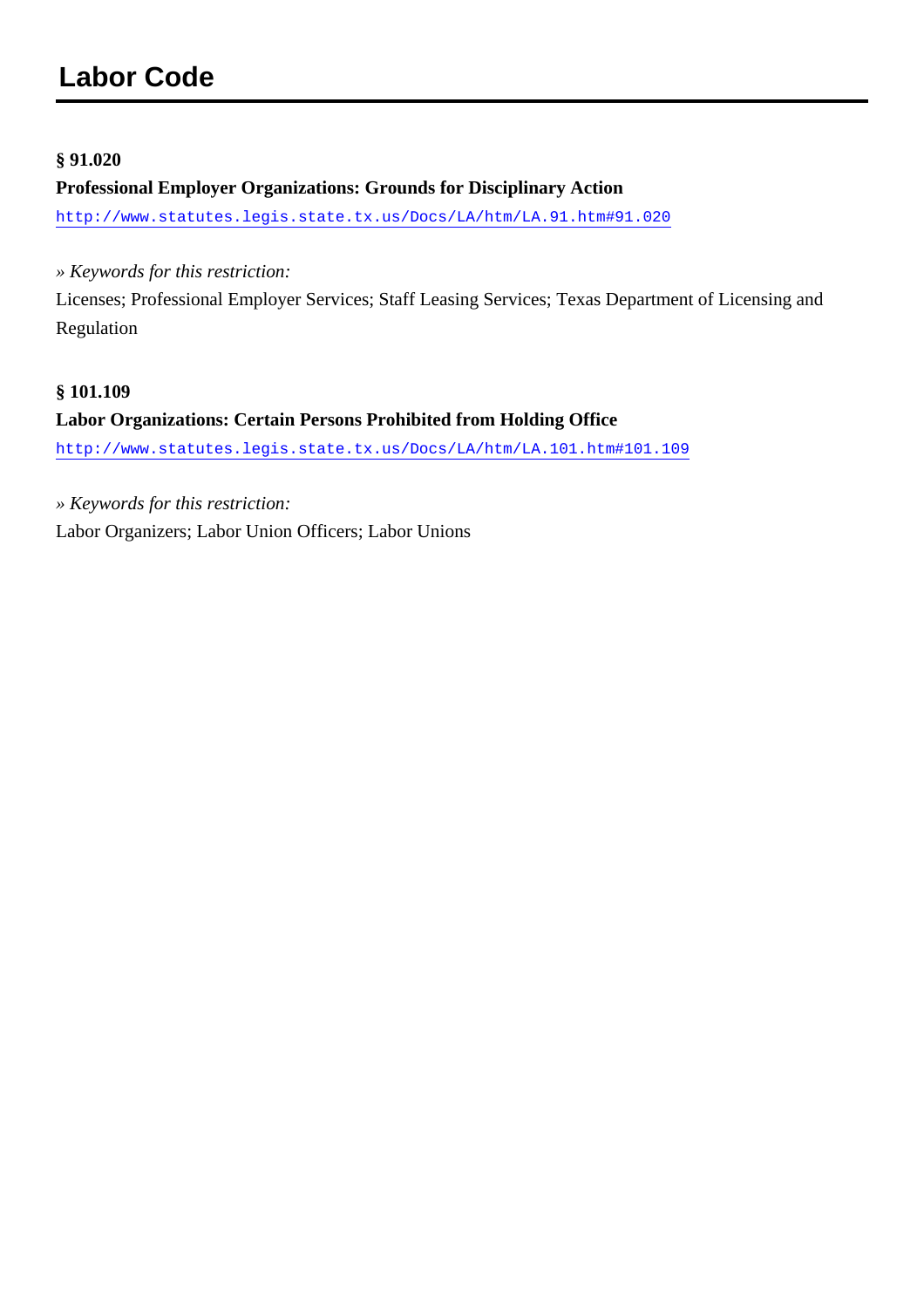# Labor Code

**§ 91.020**

**Professional Employer Organizations: Grounds for Disciplinary Action**

http://www.statutes.legis.state.tx.us/Docs/LA/htm/LA.91.htm#91.020

*» Keywords for this restriction:*

Licenses; Professional Employer Services; Staff Leasing Services; Texas Department of Licensing and Regulation

**§ 101.109**

**Labor Organizations: Certain Persons Prohibited from Holding Office**

http://www.statutes.legis.state.tx.us/Docs/LA/htm/LA.101.htm#101.109

*» Keywords for this restriction:*

Labor Organizers; Labor Union Officers; Labor Unions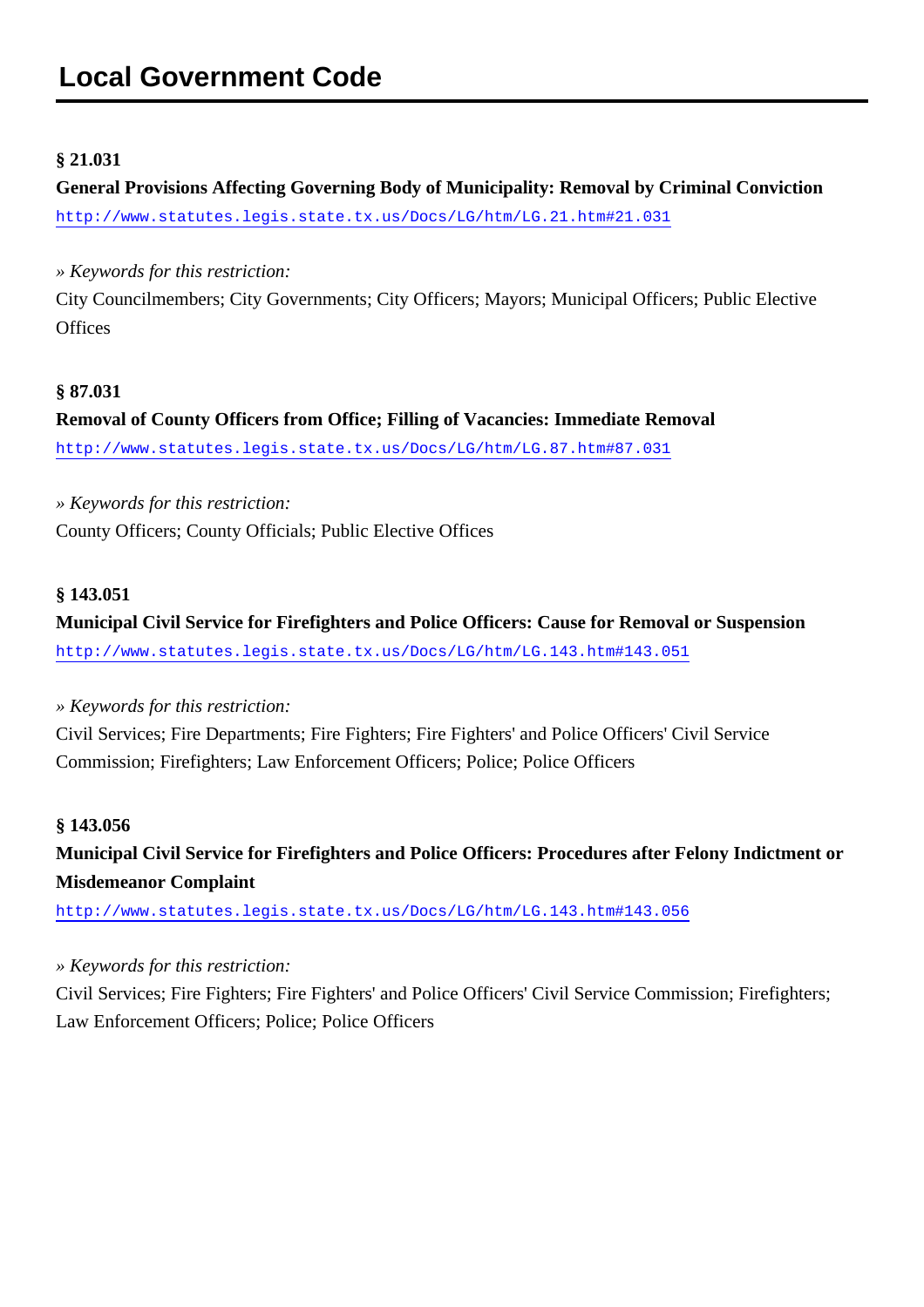# Local Government Code

**§ 21.031**

**General Provisions Affecting Governing Body of Municipality: Removal by Criminal Conviction**

http://www.statutes.legis.state.tx.us/Docs/LG/htm/LG.21.htm#21.031

» *Keywords for this restriction:*

City Councilmembers; City Governments; City Officers; Mayors; Municipal Officers; Public Elective Offices

**§ 87.031**

**Removal of County Officers from Office; Filling of Vacancies: Immediate Removal**

http://www.statutes.legis.state.tx.us/Docs/LG/htm/LG.87.htm#87.031

» *Keywords for this restriction:*

County Officers; County Officials; Public Elective Offices

**§ 143.051**

**Municipal Civil Service for Firefighters and Police Officers: Cause for Removal or Suspension**

http://www.statutes.legis.state.tx.us/Docs/LG/htm/LG.143.htm#143.051

» *Keywords for this restriction:*

Civil Services; Fire Departments; Fire Fighters; Fire Fighters' and Police Officers' Civil Service Commission; Firefighters; Law Enforcement Officers; Police; Police Officers

**§ 143.056**

**Municipal Civil Service for Firefighters and Police Officers: Procedures after Felony Indictment or Misdemeanor Complaint**

http://www.statutes.legis.state.tx.us/Docs/LG/htm/LG.143.htm#143.056

» *Keywords for this restriction:*

Civil Services; Fire Fighters; Fire Fighters' and Police Officers' Civil Service Commission; Firefighters; Law Enforcement Officers; Police; Police Officers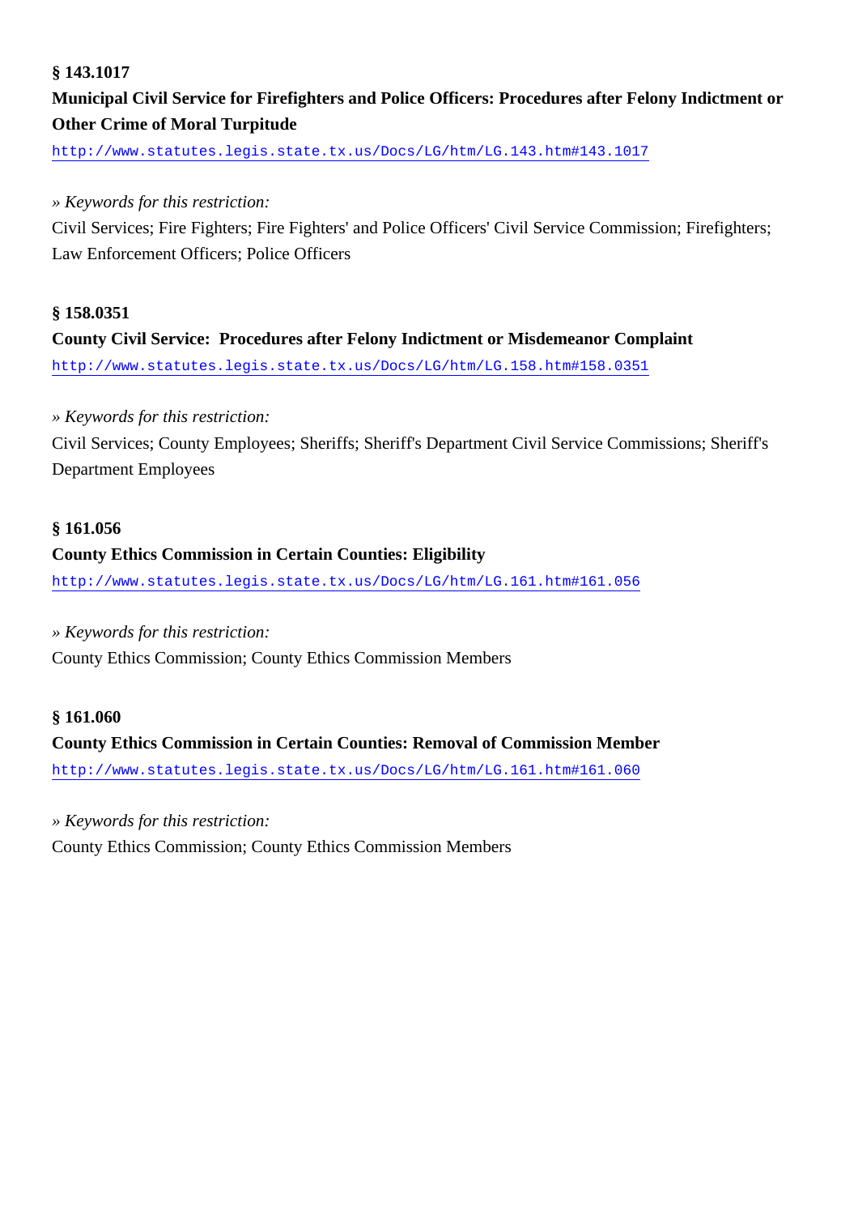**§ 143.1017**

**Municipal Civil Service for Firefighters and Police Officers: Procedures after Felony Indictment or Other Crime of Moral Turpitude**

http://www.statutes.legis.state.tx.us/Docs/LG/htm/LG.143.htm#143.1017

*» Keywords for this restriction:*

Civil Services; Fire Fighters; Fire Fighters' and Police Officers' Civil Service Commission; Firefighters; Law Enforcement Officers; Police Officers

**§ 158.0351**

**County Civil Service: Procedures after Felony Indictment or Misdemeanor Complaint**

http://www.statutes.legis.state.tx.us/Docs/LG/htm/LG.158.htm#158.0351

*» Keywords for this restriction:*

Civil Services; County Employees; Sheriffs; Sheriff's Department Civil Service Commissions; Sheriff's Department Employees

**§ 161.056**

**County Ethics Commission in Certain Counties: Eligibility**

http://www.statutes.legis.state.tx.us/Docs/LG/htm/LG.161.htm#161.056

*» Keywords for this restriction:*

County Ethics Commission; County Ethics Commission Members

**§ 161.060**

**County Ethics Commission in Certain Counties: Removal of Commission Member**

http://www.statutes.legis.state.tx.us/Docs/LG/htm/LG.161.htm#161.060

*» Keywords for this restriction:*

County Ethics Commission; County Ethics Commission Members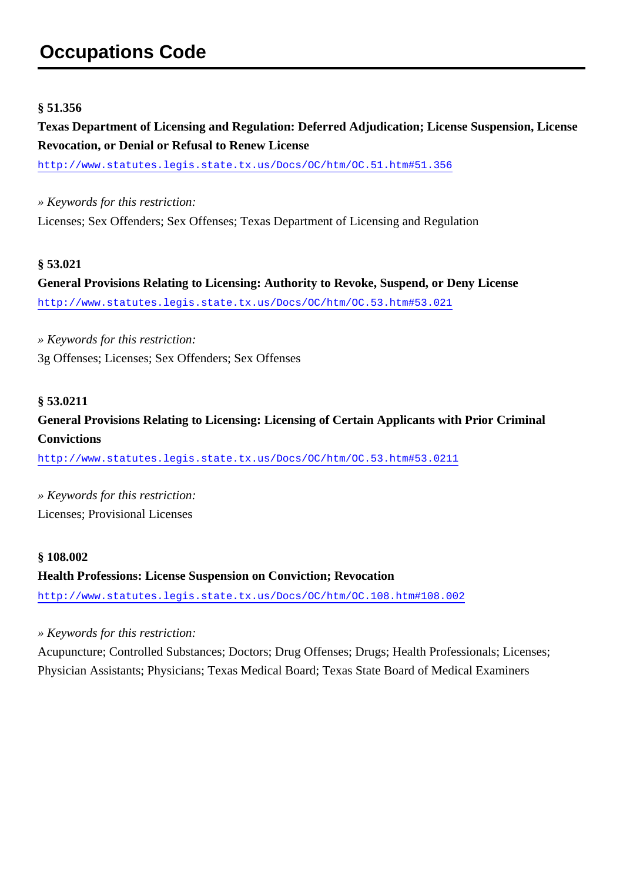# Occupations Code

**§ 51.356**

**Texas Department of Licensing and Regulation: Deferred Adjudication; License Suspension, License Revocation, or Denial or Refusal to Renew License**

http://www.statutes.legis.state.tx.us/Docs/OC/htm/OC.51.htm#51.356

*» Keywords for this restriction:*

Licenses; Sex Offenders; Sex Offenses; Texas Department of Licensing and Regulation

**§ 53.021**

**General Provisions Relating to Licensing: Authority to Revoke, Suspend, or Deny License**

http://www.statutes.legis.state.tx.us/Docs/OC/htm/OC.53.htm#53.021

*» Keywords for this restriction:*

3g Offenses; Licenses; Sex Offenders; Sex Offenses

**§ 53.0211**

**General Provisions Relating to Licensing: Licensing of Certain Applicants with Prior Criminal Convictions**

http://www.statutes.legis.state.tx.us/Docs/OC/htm/OC.53.htm#53.0211

*» Keywords for this restriction:*

Licenses; Provisional Licenses

**§ 108.002**

**Health Professions: License Suspension on Conviction; Revocation**

http://www.statutes.legis.state.tx.us/Docs/OC/htm/OC.108.htm#108.002

*» Keywords for this restriction:*

Acupuncture; Controlled Substances; Doctors; Drug Offenses; Drugs; Health Professionals; Licenses; Physician Assistants; Physicians; Texas Medical Board; Texas State Board of Medical Examiners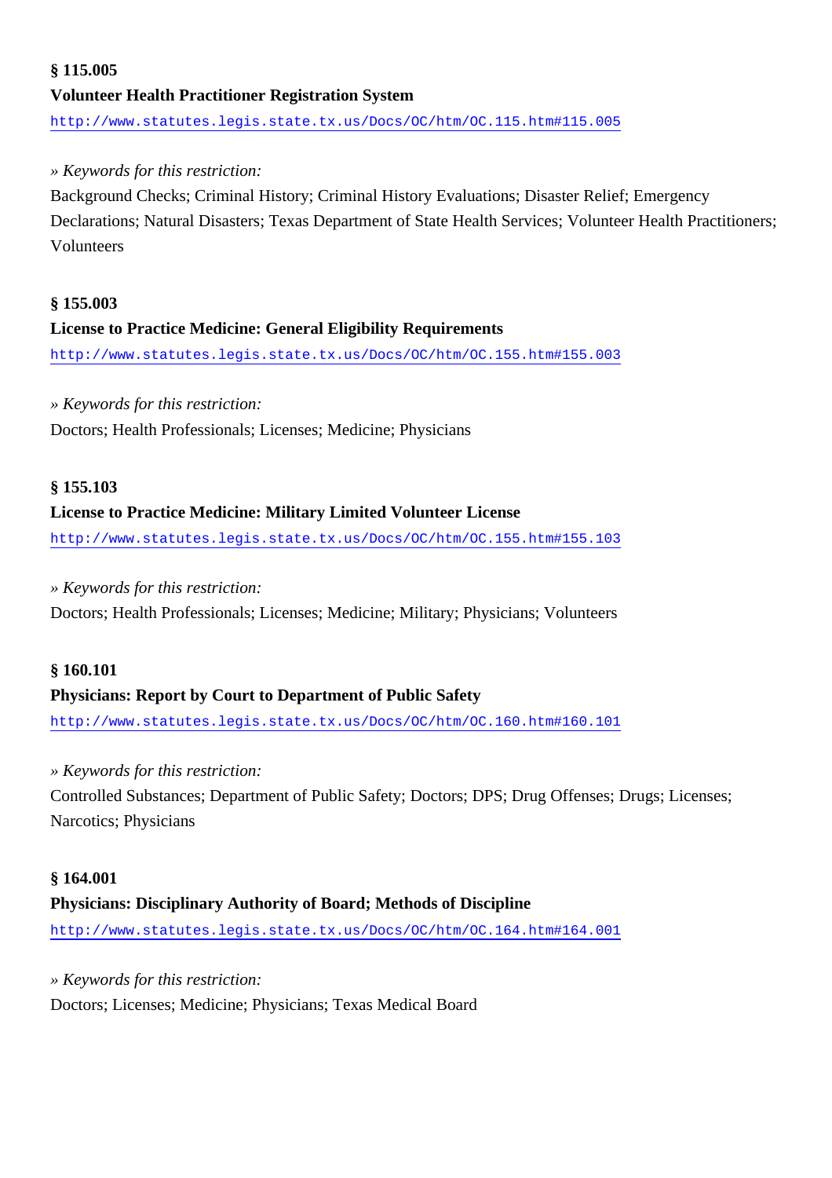**§ 115.005**

**Volunteer Health Practitioner Registration System**

http://www.statutes.legis.state.tx.us/Docs/OC/htm/OC.115.htm#115.005

*» Keywords for this restriction:*

Background Checks; Criminal History; Criminal History Evaluations; Disaster Relief; Emergency Declarations; Natural Disasters; Texas Department of State Health Services; Volunteer Health Practitioners; Volunteers

**§ 155.003**

**License to Practice Medicine: General Eligibility Requirements**

http://www.statutes.legis.state.tx.us/Docs/OC/htm/OC.155.htm#155.003

*» Keywords for this restriction:*

Doctors; Health Professionals; Licenses; Medicine; Physicians

**§ 155.103**

**License to Practice Medicine: Military Limited Volunteer License**

http://www.statutes.legis.state.tx.us/Docs/OC/htm/OC.155.htm#155.103

*» Keywords for this restriction:*

Doctors; Health Professionals; Licenses; Medicine; Military; Physicians; Volunteers

**§ 160.101**

**Physicians: Report by Court to Department of Public Safety**

http://www.statutes.legis.state.tx.us/Docs/OC/htm/OC.160.htm#160.101

*» Keywords for this restriction:*

Controlled Substances; Department of Public Safety; Doctors; DPS; Drug Offenses; Drugs; Licenses; Narcotics; Physicians

**§ 164.001**

**Physicians: Disciplinary Authority of Board; Methods of Discipline**

http://www.statutes.legis.state.tx.us/Docs/OC/htm/OC.164.htm#164.001

*» Keywords for this restriction:*

Doctors; Licenses; Medicine; Physicians; Texas Medical Board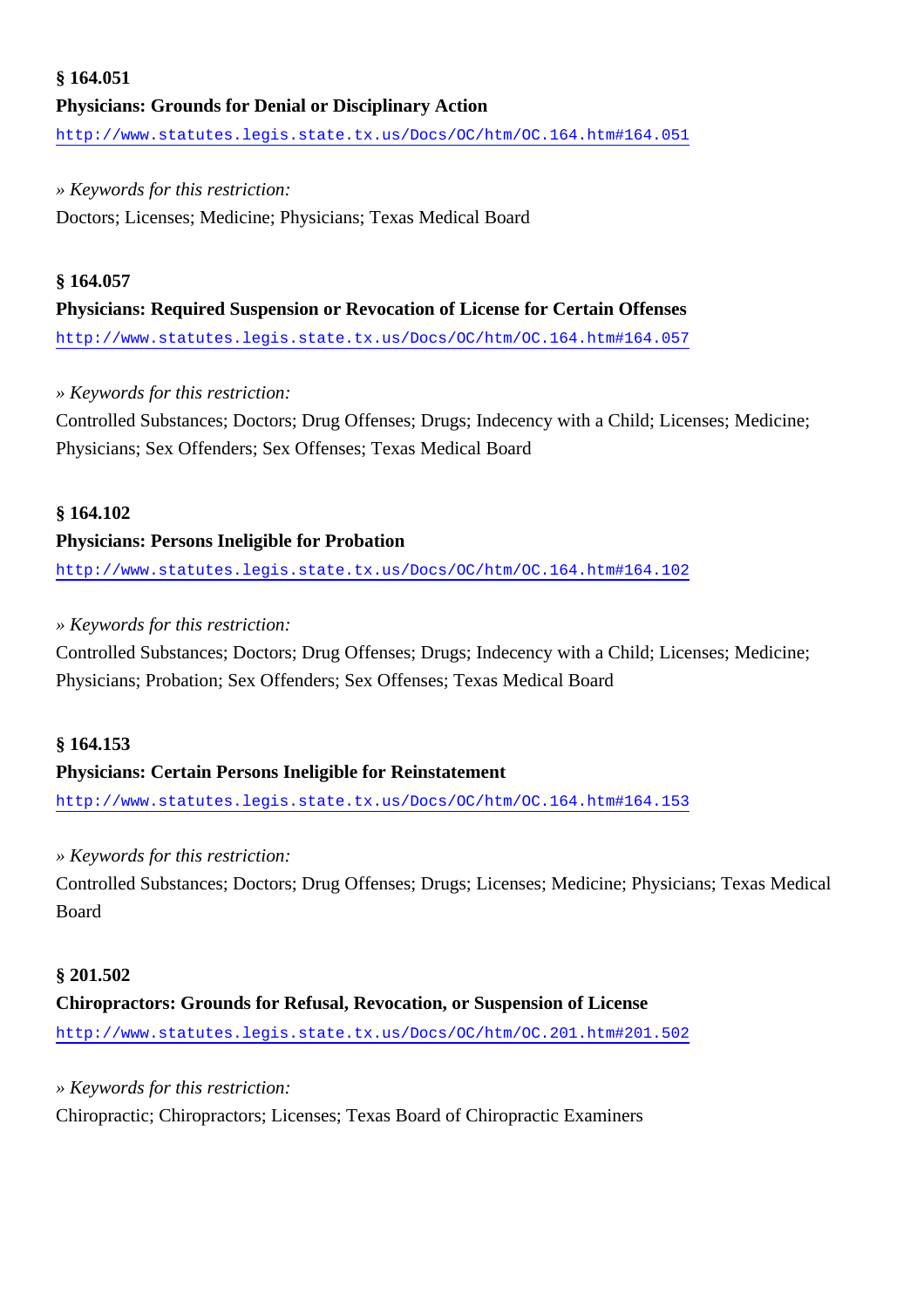**§ 164.051**

**Physicians: Grounds for Denial or Disciplinary Action**

http://www.statutes.legis.state.tx.us/Docs/OC/htm/OC.164.htm#164.051

*» Keywords for this restriction:*

Doctors; Licenses; Medicine; Physicians; Texas Medical Board

**§ 164.057**

**Physicians: Required Suspension or Revocation of License for Certain Offenses**

http://www.statutes.legis.state.tx.us/Docs/OC/htm/OC.164.htm#164.057

*» Keywords for this restriction:*

Controlled Substances; Doctors; Drug Offenses; Drugs; Indecency with a Child; Licenses; Medicine; Physicians; Sex Offenders; Sex Offenses; Texas Medical Board

**§ 164.102**

**Physicians: Persons Ineligible for Probation**

http://www.statutes.legis.state.tx.us/Docs/OC/htm/OC.164.htm#164.102

*» Keywords for this restriction:*

Controlled Substances; Doctors; Drug Offenses; Drugs; Indecency with a Child; Licenses; Medicine; Physicians; Probation; Sex Offenders; Sex Offenses; Texas Medical Board

**§ 164.153**

**Physicians: Certain Persons Ineligible for Reinstatement**

http://www.statutes.legis.state.tx.us/Docs/OC/htm/OC.164.htm#164.153

*» Keywords for this restriction:*

Controlled Substances; Doctors; Drug Offenses; Drugs; Licenses; Medicine; Physicians; Texas Medical Board

**§ 201.502**

**Chiropractors: Grounds for Refusal, Revocation, or Suspension of License**

http://www.statutes.legis.state.tx.us/Docs/OC/htm/OC.201.htm#201.502

*» Keywords for this restriction:*

Chiropractic; Chiropractors; Licenses; Texas Board of Chiropractic Examiners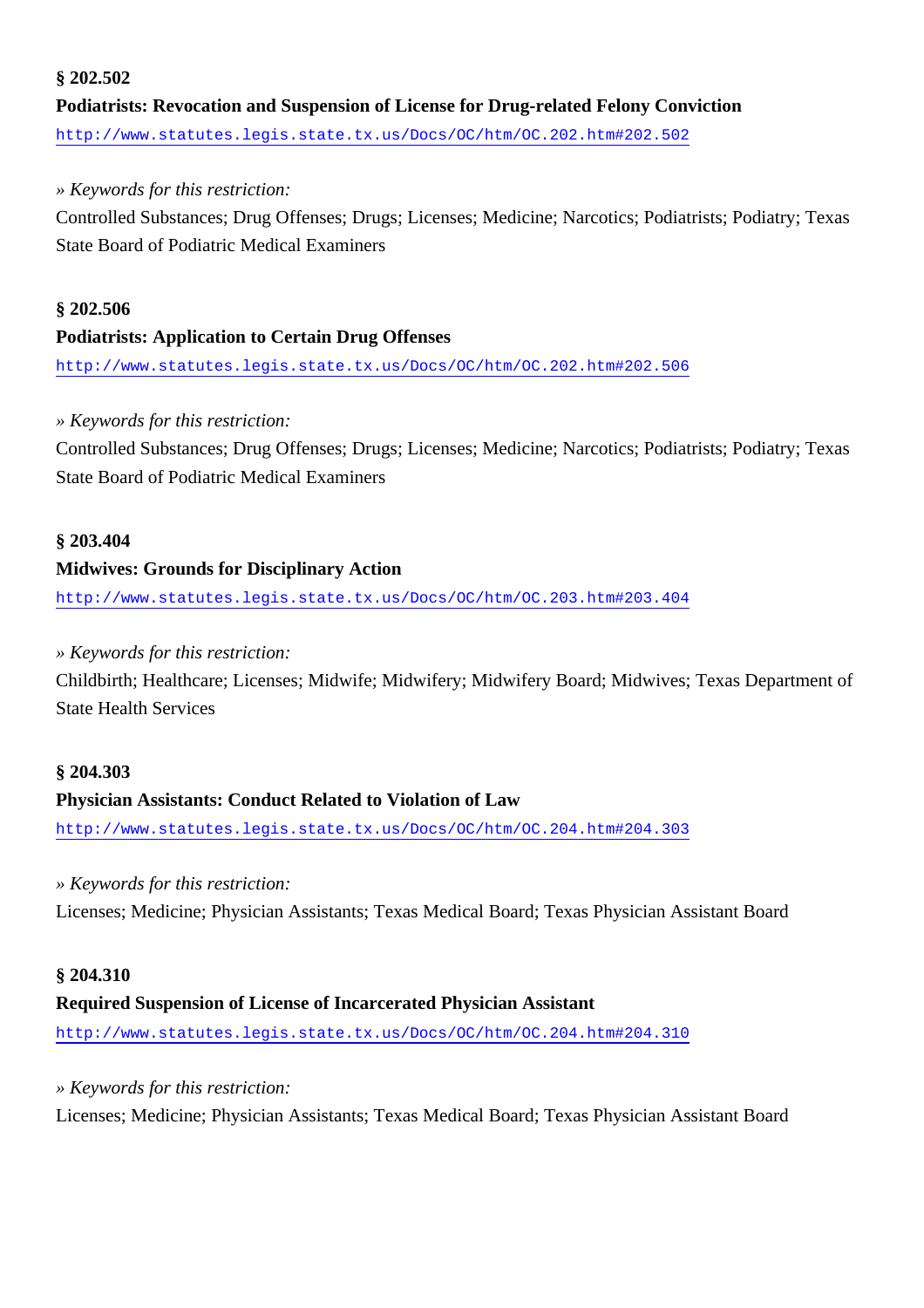**§ 202.502**

**Podiatrists: Revocation and Suspension of License for Drug-related Felony Conviction**

http://www.statutes.legis.state.tx.us/Docs/OC/htm/OC.202.htm#202.502

*» Keywords for this restriction:*

Controlled Substances; Drug Offenses; Drugs; Licenses; Medicine; Narcotics; Podiatrists; Podiatry; Texas State Board of Podiatric Medical Examiners

**§ 202.506**

**Podiatrists: Application to Certain Drug Offenses**

http://www.statutes.legis.state.tx.us/Docs/OC/htm/OC.202.htm#202.506

*» Keywords for this restriction:*

Controlled Substances; Drug Offenses; Drugs; Licenses; Medicine; Narcotics; Podiatrists; Podiatry; Texas State Board of Podiatric Medical Examiners

**§ 203.404**

**Midwives: Grounds for Disciplinary Action**

http://www.statutes.legis.state.tx.us/Docs/OC/htm/OC.203.htm#203.404

*» Keywords for this restriction:*

Childbirth; Healthcare; Licenses; Midwife; Midwifery; Midwifery Board; Midwives; Texas Department of State Health Services

**§ 204.303**

**Physician Assistants: Conduct Related to Violation of Law**

http://www.statutes.legis.state.tx.us/Docs/OC/htm/OC.204.htm#204.303

*» Keywords for this restriction:*

Licenses; Medicine; Physician Assistants; Texas Medical Board; Texas Physician Assistant Board

**§ 204.310**

**Required Suspension of License of Incarcerated Physician Assistant**

http://www.statutes.legis.state.tx.us/Docs/OC/htm/OC.204.htm#204.310

*» Keywords for this restriction:*

Licenses; Medicine; Physician Assistants; Texas Medical Board; Texas Physician Assistant Board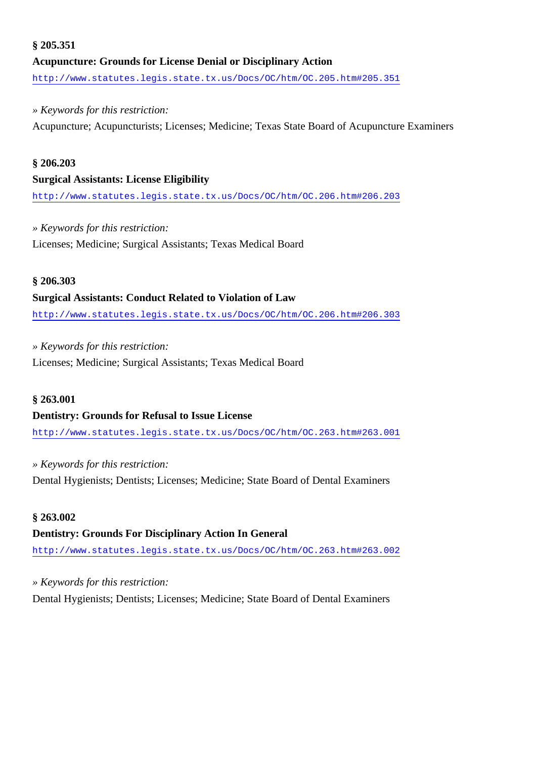**§ 205.351**

**Acupuncture: Grounds for License Denial or Disciplinary Action**

http://www.statutes.legis.state.tx.us/Docs/OC/htm/OC.205.htm#205.351

» *Keywords for this restriction:*

Acupuncture; Acupuncturists; Licenses; Medicine; Texas State Board of Acupuncture Examiners

**§ 206.203**

**Surgical Assistants: License Eligibility**

http://www.statutes.legis.state.tx.us/Docs/OC/htm/OC.206.htm#206.203

» *Keywords for this restriction:*

Licenses; Medicine; Surgical Assistants; Texas Medical Board

**§ 206.303**

**Surgical Assistants: Conduct Related to Violation of Law**

http://www.statutes.legis.state.tx.us/Docs/OC/htm/OC.206.htm#206.303

» *Keywords for this restriction:*

Licenses; Medicine; Surgical Assistants; Texas Medical Board

**§ 263.001**

**Dentistry: Grounds for Refusal to Issue License**

http://www.statutes.legis.state.tx.us/Docs/OC/htm/OC.263.htm#263.001

» *Keywords for this restriction:*

Dental Hygienists; Dentists; Licenses; Medicine; State Board of Dental Examiners

**§ 263.002**

**Dentistry: Grounds For Disciplinary Action In General**

http://www.statutes.legis.state.tx.us/Docs/OC/htm/OC.263.htm#263.002

» *Keywords for this restriction:*

Dental Hygienists; Dentists; Licenses; Medicine; State Board of Dental Examiners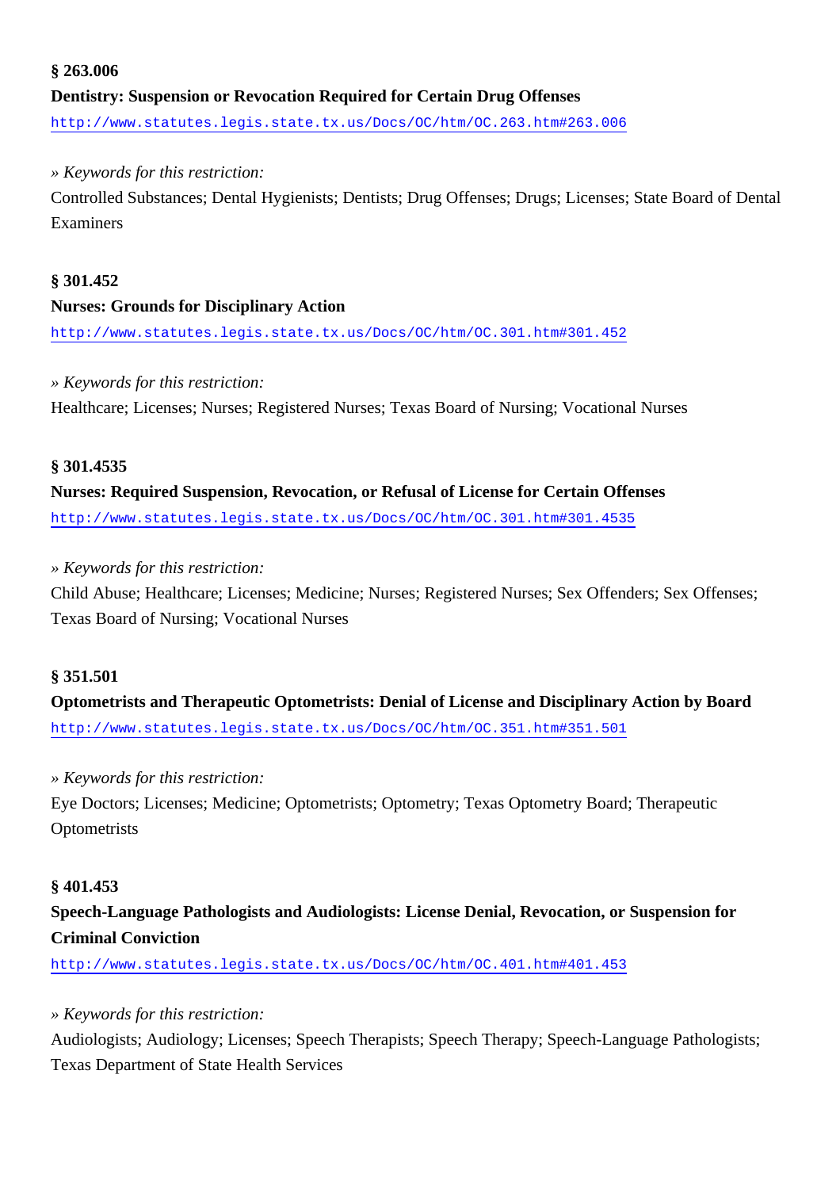**§ 263.006**

**Dentistry: Suspension or Revocation Required for Certain Drug Offenses**

http://www.statutes.legis.state.tx.us/Docs/OC/htm/OC.263.htm#263.006

» *Keywords for this restriction:*

Controlled Substances; Dental Hygienists; Dentists; Drug Offenses; Drugs; Licenses; State Board of Dental Examiners

**§ 301.452**

**Nurses: Grounds for Disciplinary Action**

http://www.statutes.legis.state.tx.us/Docs/OC/htm/OC.301.htm#301.452

» *Keywords for this restriction:*

Healthcare; Licenses; Nurses; Registered Nurses; Texas Board of Nursing; Vocational Nurses

**§ 301.4535**

**Nurses: Required Suspension, Revocation, or Refusal of License for Certain Offenses**

http://www.statutes.legis.state.tx.us/Docs/OC/htm/OC.301.htm#301.4535

» *Keywords for this restriction:*

Child Abuse; Healthcare; Licenses; Medicine; Nurses; Registered Nurses; Sex Offenders; Sex Offenses; Texas Board of Nursing; Vocational Nurses

**§ 351.501**

**Optometrists and Therapeutic Optometrists: Denial of License and Disciplinary Action by Board**

http://www.statutes.legis.state.tx.us/Docs/OC/htm/OC.351.htm#351.501

» *Keywords for this restriction:*

Eye Doctors; Licenses; Medicine; Optometrists; Optometry; Texas Optometry Board; Therapeutic Optometrists

**§ 401.453**

**Speech-Language Pathologists and Audiologists: License Denial, Revocation, or Suspension for Criminal Conviction**

http://www.statutes.legis.state.tx.us/Docs/OC/htm/OC.401.htm#401.453

» *Keywords for this restriction:*

Audiologists; Audiology; Licenses; Speech Therapists; Speech Therapy; Speech-Language Pathologists; Texas Department of State Health Services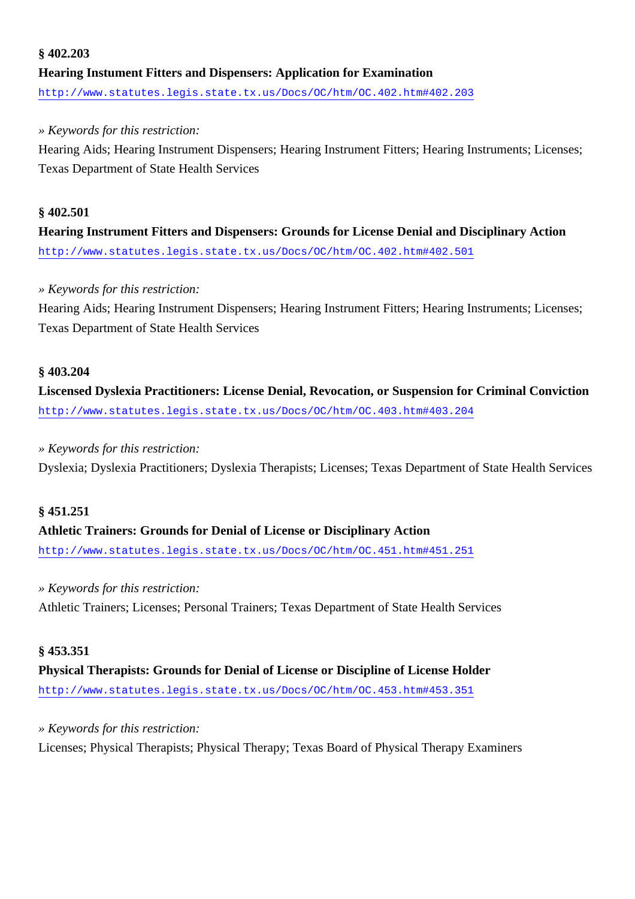**§ 402.203**

**Hearing Instument Fitters and Dispensers: Application for Examination**

http://www.statutes.legis.state.tx.us/Docs/OC/htm/OC.402.htm#402.203

*» Keywords for this restriction:*

Hearing Aids; Hearing Instrument Dispensers; Hearing Instrument Fitters; Hearing Instruments; Licenses; Texas Department of State Health Services

**§ 402.501**

**Hearing Instrument Fitters and Dispensers: Grounds for License Denial and Disciplinary Action**

http://www.statutes.legis.state.tx.us/Docs/OC/htm/OC.402.htm#402.501

*» Keywords for this restriction:*

Hearing Aids; Hearing Instrument Dispensers; Hearing Instrument Fitters; Hearing Instruments; Licenses; Texas Department of State Health Services

**§ 403.204**

**Liscensed Dyslexia Practitioners: License Denial, Revocation, or Suspension for Criminal Conviction**

http://www.statutes.legis.state.tx.us/Docs/OC/htm/OC.403.htm#403.204

*» Keywords for this restriction:*

Dyslexia; Dyslexia Practitioners; Dyslexia Therapists; Licenses; Texas Department of State Health Services

**§ 451.251**

**Athletic Trainers: Grounds for Denial of License or Disciplinary Action**

http://www.statutes.legis.state.tx.us/Docs/OC/htm/OC.451.htm#451.251

*» Keywords for this restriction:*

Athletic Trainers; Licenses; Personal Trainers; Texas Department of State Health Services

**§ 453.351**

**Physical Therapists: Grounds for Denial of License or Discipline of License Holder**

http://www.statutes.legis.state.tx.us/Docs/OC/htm/OC.453.htm#453.351

*» Keywords for this restriction:*

Licenses; Physical Therapists; Physical Therapy; Texas Board of Physical Therapy Examiners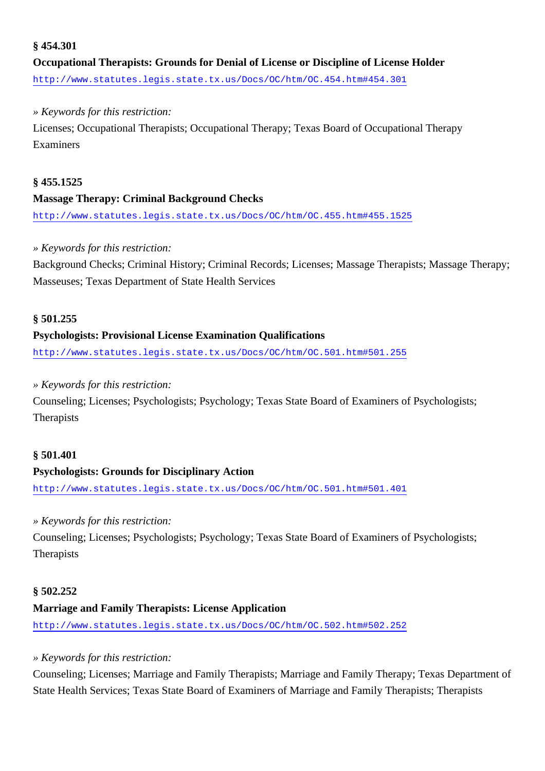**§ 454.301**

**Occupational Therapists: Grounds for Denial of License or Discipline of License Holder**

http://www.statutes.legis.state.tx.us/Docs/OC/htm/OC.454.htm#454.301

*» Keywords for this restriction:*

Licenses; Occupational Therapists; Occupational Therapy; Texas Board of Occupational Therapy Examiners

**§ 455.1525**

**Massage Therapy: Criminal Background Checks**

http://www.statutes.legis.state.tx.us/Docs/OC/htm/OC.455.htm#455.1525

*» Keywords for this restriction:*

Background Checks; Criminal History; Criminal Records; Licenses; Massage Therapists; Massage Therapy; Masseuses; Texas Department of State Health Services

**§ 501.255**

**Psychologists: Provisional License Examination Qualifications**

http://www.statutes.legis.state.tx.us/Docs/OC/htm/OC.501.htm#501.255

*» Keywords for this restriction:*

Counseling; Licenses; Psychologists; Psychology; Texas State Board of Examiners of Psychologists; Therapists

**§ 501.401**

**Psychologists: Grounds for Disciplinary Action**

http://www.statutes.legis.state.tx.us/Docs/OC/htm/OC.501.htm#501.401

*» Keywords for this restriction:*

Counseling; Licenses; Psychologists; Psychology; Texas State Board of Examiners of Psychologists; Therapists

**§ 502.252**

**Marriage and Family Therapists: License Application**

http://www.statutes.legis.state.tx.us/Docs/OC/htm/OC.502.htm#502.252

*» Keywords for this restriction:*

Counseling; Licenses; Marriage and Family Therapists; Marriage and Family Therapy; Texas Department of State Health Services; Texas State Board of Examiners of Marriage and Family Therapists; Therapists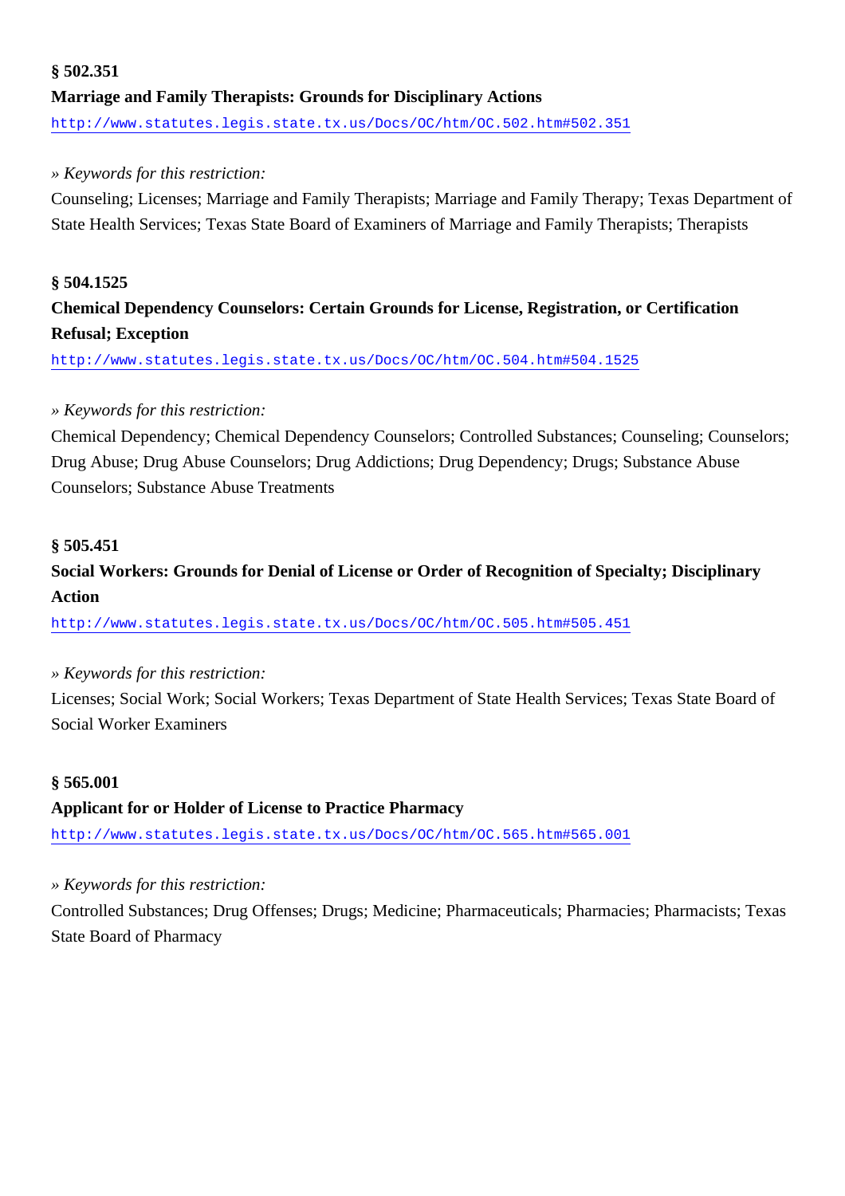**§ 502.351**

**Marriage and Family Therapists: Grounds for Disciplinary Actions**

http://www.statutes.legis.state.tx.us/Docs/OC/htm/OC.502.htm#502.351

*» Keywords for this restriction:*

Counseling; Licenses; Marriage and Family Therapists; Marriage and Family Therapy; Texas Department of State Health Services; Texas State Board of Examiners of Marriage and Family Therapists; Therapists

**§ 504.1525**

**Chemical Dependency Counselors: Certain Grounds for License, Registration, or Certification Refusal; Exception**

http://www.statutes.legis.state.tx.us/Docs/OC/htm/OC.504.htm#504.1525

*» Keywords for this restriction:*

Chemical Dependency; Chemical Dependency Counselors; Controlled Substances; Counseling; Counselors; Drug Abuse; Drug Abuse Counselors; Drug Addictions; Drug Dependency; Drugs; Substance Abuse Counselors; Substance Abuse Treatments

**§ 505.451**

**Social Workers: Grounds for Denial of License or Order of Recognition of Specialty; Disciplinary Action**

http://www.statutes.legis.state.tx.us/Docs/OC/htm/OC.505.htm#505.451

*» Keywords for this restriction:*

Licenses; Social Work; Social Workers; Texas Department of State Health Services; Texas State Board of Social Worker Examiners

**§ 565.001**

**Applicant for or Holder of License to Practice Pharmacy**

http://www.statutes.legis.state.tx.us/Docs/OC/htm/OC.565.htm#565.001

*» Keywords for this restriction:*

Controlled Substances; Drug Offenses; Drugs; Medicine; Pharmaceuticals; Pharmacies; Pharmacists; Texas State Board of Pharmacy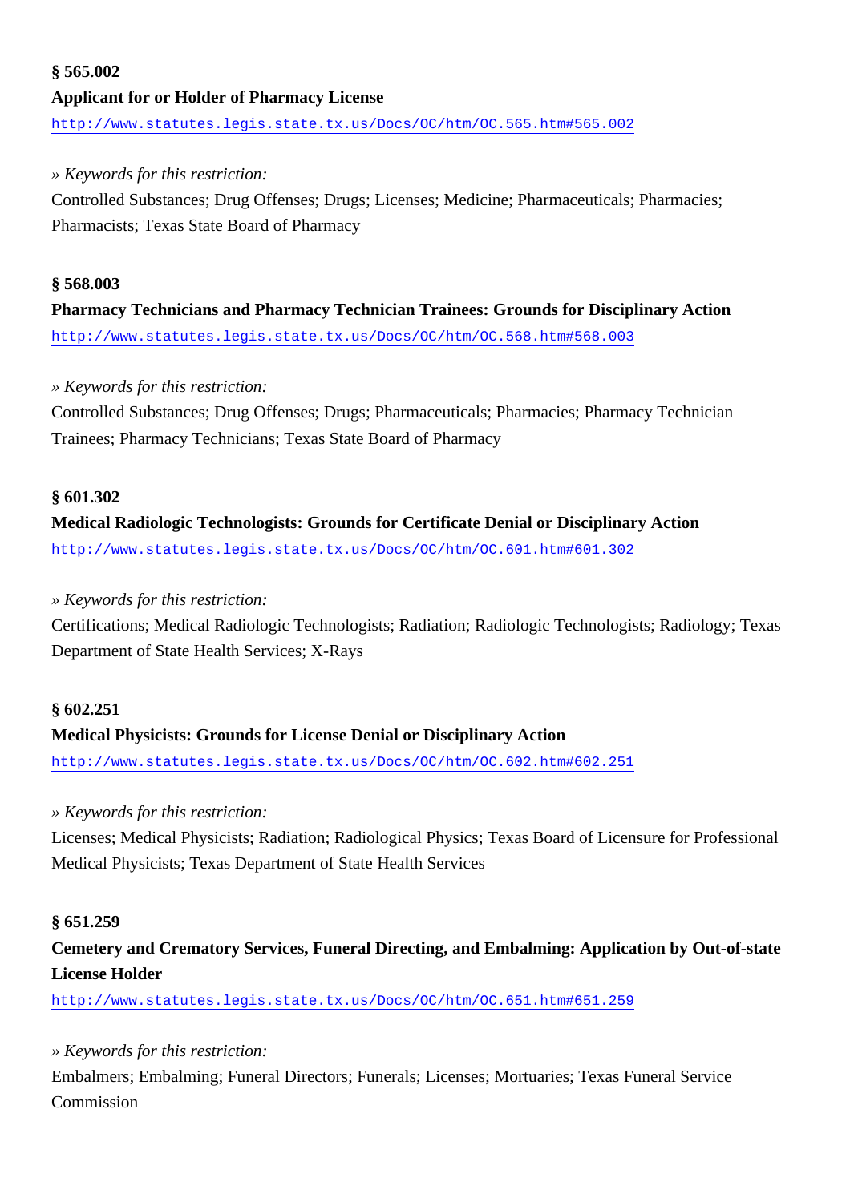**§ 565.002**

**Applicant for or Holder of Pharmacy License**

http://www.statutes.legis.state.tx.us/Docs/OC/htm/OC.565.htm#565.002

*» Keywords for this restriction:*

Controlled Substances; Drug Offenses; Drugs; Licenses; Medicine; Pharmaceuticals; Pharmacies; Pharmacists; Texas State Board of Pharmacy

**§ 568.003**

**Pharmacy Technicians and Pharmacy Technician Trainees: Grounds for Disciplinary Action**

http://www.statutes.legis.state.tx.us/Docs/OC/htm/OC.568.htm#568.003

*» Keywords for this restriction:*

Controlled Substances; Drug Offenses; Drugs; Pharmaceuticals; Pharmacies; Pharmacy Technician Trainees; Pharmacy Technicians; Texas State Board of Pharmacy

**§ 601.302**

**Medical Radiologic Technologists: Grounds for Certificate Denial or Disciplinary Action**

http://www.statutes.legis.state.tx.us/Docs/OC/htm/OC.601.htm#601.302

*» Keywords for this restriction:*

Certifications; Medical Radiologic Technologists; Radiation; Radiologic Technologists; Radiology; Texas Department of State Health Services; X-Rays

**§ 602.251**

**Medical Physicists: Grounds for License Denial or Disciplinary Action**

http://www.statutes.legis.state.tx.us/Docs/OC/htm/OC.602.htm#602.251

*» Keywords for this restriction:*

Licenses; Medical Physicists; Radiation; Radiological Physics; Texas Board of Licensure for Professional Medical Physicists; Texas Department of State Health Services

**§ 651.259**

**Cemetery and Crematory Services, Funeral Directing, and Embalming: Application by Out-of-state License Holder**

http://www.statutes.legis.state.tx.us/Docs/OC/htm/OC.651.htm#651.259

*» Keywords for this restriction:*

Embalmers; Embalming; Funeral Directors; Funerals; Licenses; Mortuaries; Texas Funeral Service Commission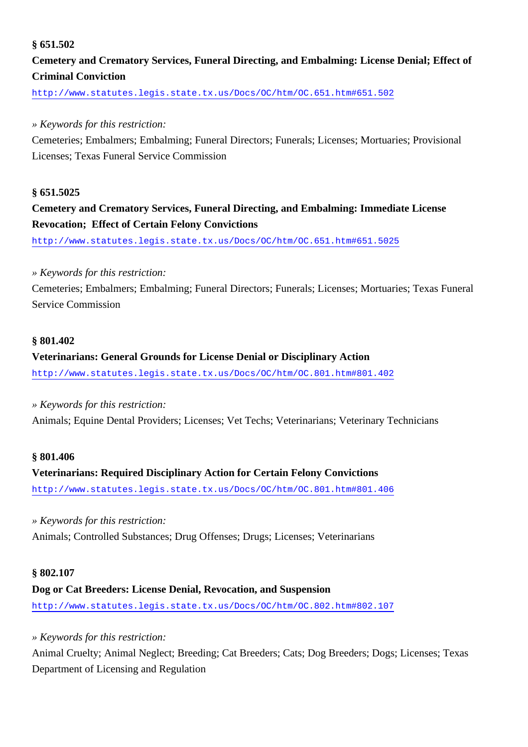**§ 651.502**

**Cemetery and Crematory Services, Funeral Directing, and Embalming: License Denial; Effect of Criminal Conviction**

http://www.statutes.legis.state.tx.us/Docs/OC/htm/OC.651.htm#651.502

*» Keywords for this restriction:*

Cemeteries; Embalmers; Embalming; Funeral Directors; Funerals; Licenses; Mortuaries; Provisional Licenses; Texas Funeral Service Commission

**§ 651.5025**

**Cemetery and Crematory Services, Funeral Directing, and Embalming: Immediate License Revocation; Effect of Certain Felony Convictions**

http://www.statutes.legis.state.tx.us/Docs/OC/htm/OC.651.htm#651.5025

*» Keywords for this restriction:*

Cemeteries; Embalmers; Embalming; Funeral Directors; Funerals; Licenses; Mortuaries; Texas Funeral Service Commission

**§ 801.402**

**Veterinarians: General Grounds for License Denial or Disciplinary Action**

http://www.statutes.legis.state.tx.us/Docs/OC/htm/OC.801.htm#801.402

*» Keywords for this restriction:*

Animals; Equine Dental Providers; Licenses; Vet Techs; Veterinarians; Veterinary Technicians

**§ 801.406**

**Veterinarians: Required Disciplinary Action for Certain Felony Convictions**

http://www.statutes.legis.state.tx.us/Docs/OC/htm/OC.801.htm#801.406

*» Keywords for this restriction:*

Animals; Controlled Substances; Drug Offenses; Drugs; Licenses; Veterinarians

**§ 802.107**

**Dog or Cat Breeders: License Denial, Revocation, and Suspension**

http://www.statutes.legis.state.tx.us/Docs/OC/htm/OC.802.htm#802.107

*» Keywords for this restriction:*

Animal Cruelty; Animal Neglect; Breeding; Cat Breeders; Cats; Dog Breeders; Dogs; Licenses; Texas Department of Licensing and Regulation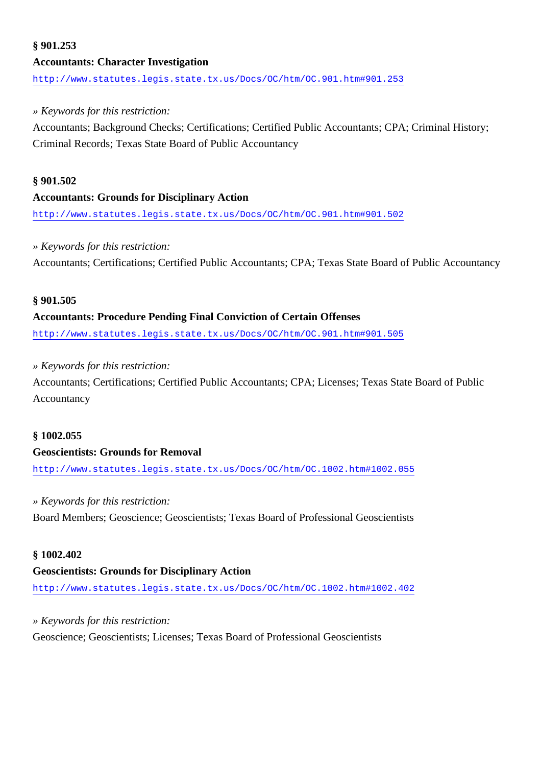**§ 901.253**

**Accountants: Character Investigation**

http://www.statutes.legis.state.tx.us/Docs/OC/htm/OC.901.htm#901.253

» *Keywords for this restriction:*

Accountants; Background Checks; Certifications; Certified Public Accountants; CPA; Criminal History; Criminal Records; Texas State Board of Public Accountancy

**§ 901.502**

**Accountants: Grounds for Disciplinary Action**

http://www.statutes.legis.state.tx.us/Docs/OC/htm/OC.901.htm#901.502

» *Keywords for this restriction:*

Accountants; Certifications; Certified Public Accountants; CPA; Texas State Board of Public Accountancy

**§ 901.505**

**Accountants: Procedure Pending Final Conviction of Certain Offenses**

http://www.statutes.legis.state.tx.us/Docs/OC/htm/OC.901.htm#901.505

» *Keywords for this restriction:*

Accountants; Certifications; Certified Public Accountants; CPA; Licenses; Texas State Board of Public Accountancy

**§ 1002.055**

**Geoscientists: Grounds for Removal**

http://www.statutes.legis.state.tx.us/Docs/OC/htm/OC.1002.htm#1002.055

» *Keywords for this restriction:*

Board Members; Geoscience; Geoscientists; Texas Board of Professional Geoscientists

**§ 1002.402**

**Geoscientists: Grounds for Disciplinary Action**

http://www.statutes.legis.state.tx.us/Docs/OC/htm/OC.1002.htm#1002.402

» *Keywords for this restriction:*

Geoscience; Geoscientists; Licenses; Texas Board of Professional Geoscientists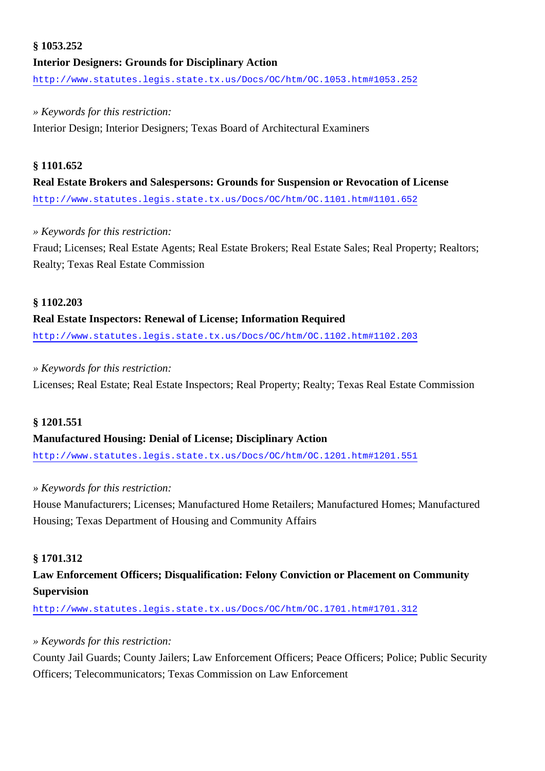**§ 1053.252**

**Interior Designers: Grounds for Disciplinary Action**

http://www.statutes.legis.state.tx.us/Docs/OC/htm/OC.1053.htm#1053.252

*» Keywords for this restriction:*

Interior Design; Interior Designers; Texas Board of Architectural Examiners

**§ 1101.652**

**Real Estate Brokers and Salespersons: Grounds for Suspension or Revocation of License**

http://www.statutes.legis.state.tx.us/Docs/OC/htm/OC.1101.htm#1101.652

*» Keywords for this restriction:*

Fraud; Licenses; Real Estate Agents; Real Estate Brokers; Real Estate Sales; Real Property; Realtors; Realty; Texas Real Estate Commission

**§ 1102.203**

**Real Estate Inspectors: Renewal of License; Information Required**

http://www.statutes.legis.state.tx.us/Docs/OC/htm/OC.1102.htm#1102.203

*» Keywords for this restriction:*

Licenses; Real Estate; Real Estate Inspectors; Real Property; Realty; Texas Real Estate Commission

**§ 1201.551**

**Manufactured Housing: Denial of License; Disciplinary Action**

http://www.statutes.legis.state.tx.us/Docs/OC/htm/OC.1201.htm#1201.551

*» Keywords for this restriction:*

House Manufacturers; Licenses; Manufactured Home Retailers; Manufactured Homes; Manufactured Housing; Texas Department of Housing and Community Affairs

**§ 1701.312**

**Law Enforcement Officers; Disqualification: Felony Conviction or Placement on Community Supervision**

http://www.statutes.legis.state.tx.us/Docs/OC/htm/OC.1701.htm#1701.312

*» Keywords for this restriction:*

County Jail Guards; County Jailers; Law Enforcement Officers; Peace Officers; Police; Public Security Officers; Telecommunicators; Texas Commission on Law Enforcement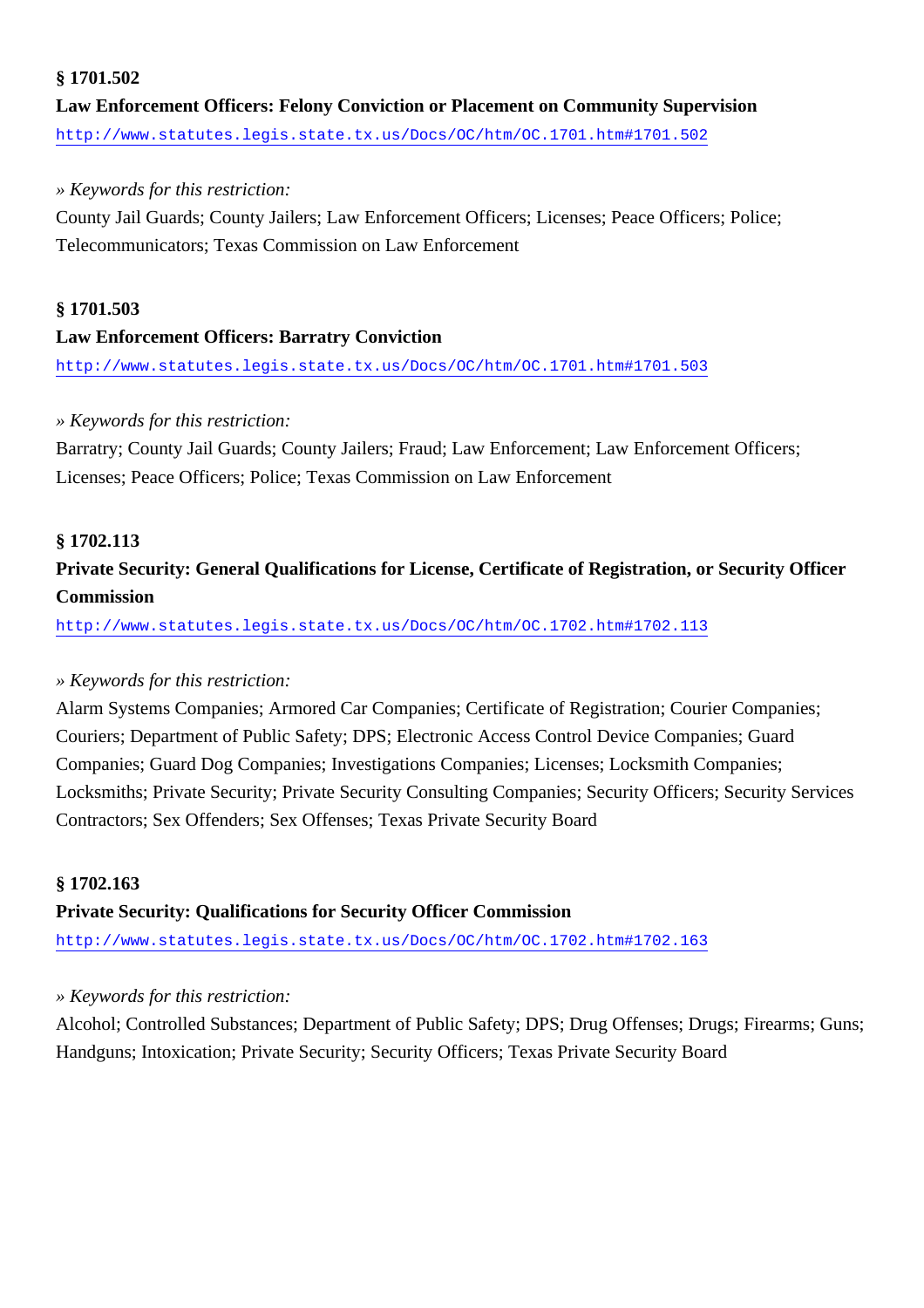**§ 1701.502**

**Law Enforcement Officers: Felony Conviction or Placement on Community Supervision**

http://www.statutes.legis.state.tx.us/Docs/OC/htm/OC.1701.htm#1701.502

*» Keywords for this restriction:*

County Jail Guards; County Jailers; Law Enforcement Officers; Licenses; Peace Officers; Police; Telecommunicators; Texas Commission on Law Enforcement

**§ 1701.503**

**Law Enforcement Officers: Barratry Conviction**

http://www.statutes.legis.state.tx.us/Docs/OC/htm/OC.1701.htm#1701.503

*» Keywords for this restriction:*

Barratry; County Jail Guards; County Jailers; Fraud; Law Enforcement; Law Enforcement Officers; Licenses; Peace Officers; Police; Texas Commission on Law Enforcement

**§ 1702.113**

**Private Security: General Qualifications for License, Certificate of Registration, or Security Officer Commission**

http://www.statutes.legis.state.tx.us/Docs/OC/htm/OC.1702.htm#1702.113

*» Keywords for this restriction:*

Alarm Systems Companies; Armored Car Companies; Certificate of Registration; Courier Companies; Couriers; Department of Public Safety; DPS; Electronic Access Control Device Companies; Guard Companies; Guard Dog Companies; Investigations Companies; Licenses; Locksmith Companies; Locksmiths; Private Security; Private Security Consulting Companies; Security Officers; Security Services Contractors; Sex Offenders; Sex Offenses; Texas Private Security Board

**§ 1702.163**

**Private Security: Qualifications for Security Officer Commission**

http://www.statutes.legis.state.tx.us/Docs/OC/htm/OC.1702.htm#1702.163

*» Keywords for this restriction:*

Alcohol; Controlled Substances; Department of Public Safety; DPS; Drug Offenses; Drugs; Firearms; Guns; Handguns; Intoxication; Private Security; Security Officers; Texas Private Security Board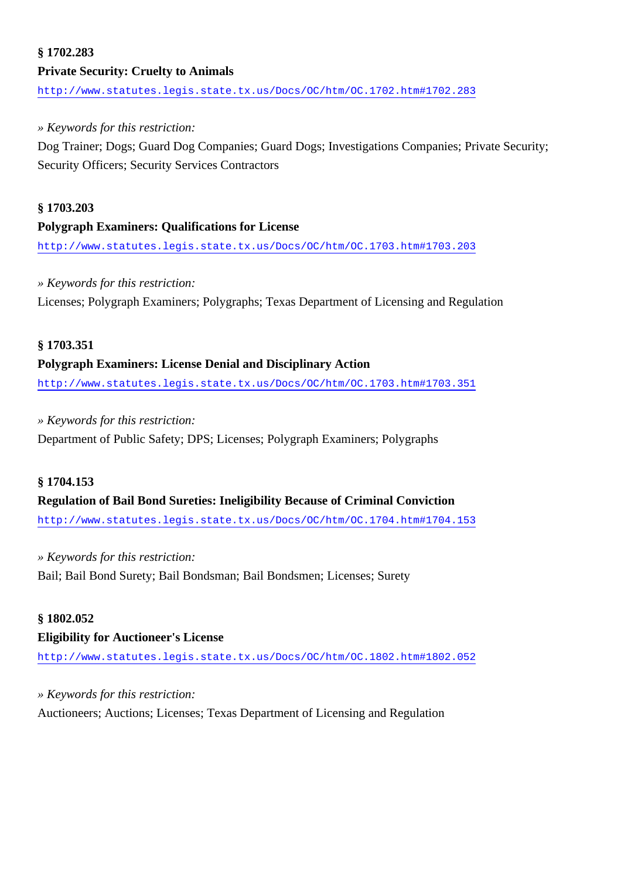**§ 1702.283**

**Private Security: Cruelty to Animals**

http://www.statutes.legis.state.tx.us/Docs/OC/htm/OC.1702.htm#1702.283

*» Keywords for this restriction:*

Dog Trainer; Dogs; Guard Dog Companies; Guard Dogs; Investigations Companies; Private Security; Security Officers; Security Services Contractors

**§ 1703.203**

**Polygraph Examiners: Qualifications for License**

http://www.statutes.legis.state.tx.us/Docs/OC/htm/OC.1703.htm#1703.203

*» Keywords for this restriction:*

Licenses; Polygraph Examiners; Polygraphs; Texas Department of Licensing and Regulation

**§ 1703.351**

**Polygraph Examiners: License Denial and Disciplinary Action**

http://www.statutes.legis.state.tx.us/Docs/OC/htm/OC.1703.htm#1703.351

*» Keywords for this restriction:*

Department of Public Safety; DPS; Licenses; Polygraph Examiners; Polygraphs

**§ 1704.153**

**Regulation of Bail Bond Sureties: Ineligibility Because of Criminal Conviction**

http://www.statutes.legis.state.tx.us/Docs/OC/htm/OC.1704.htm#1704.153

*» Keywords for this restriction:*

Bail; Bail Bond Surety; Bail Bondsman; Bail Bondsmen; Licenses; Surety

**§ 1802.052**

**Eligibility for Auctioneer's License**

http://www.statutes.legis.state.tx.us/Docs/OC/htm/OC.1802.htm#1802.052

*» Keywords for this restriction:*

Auctioneers; Auctions; Licenses; Texas Department of Licensing and Regulation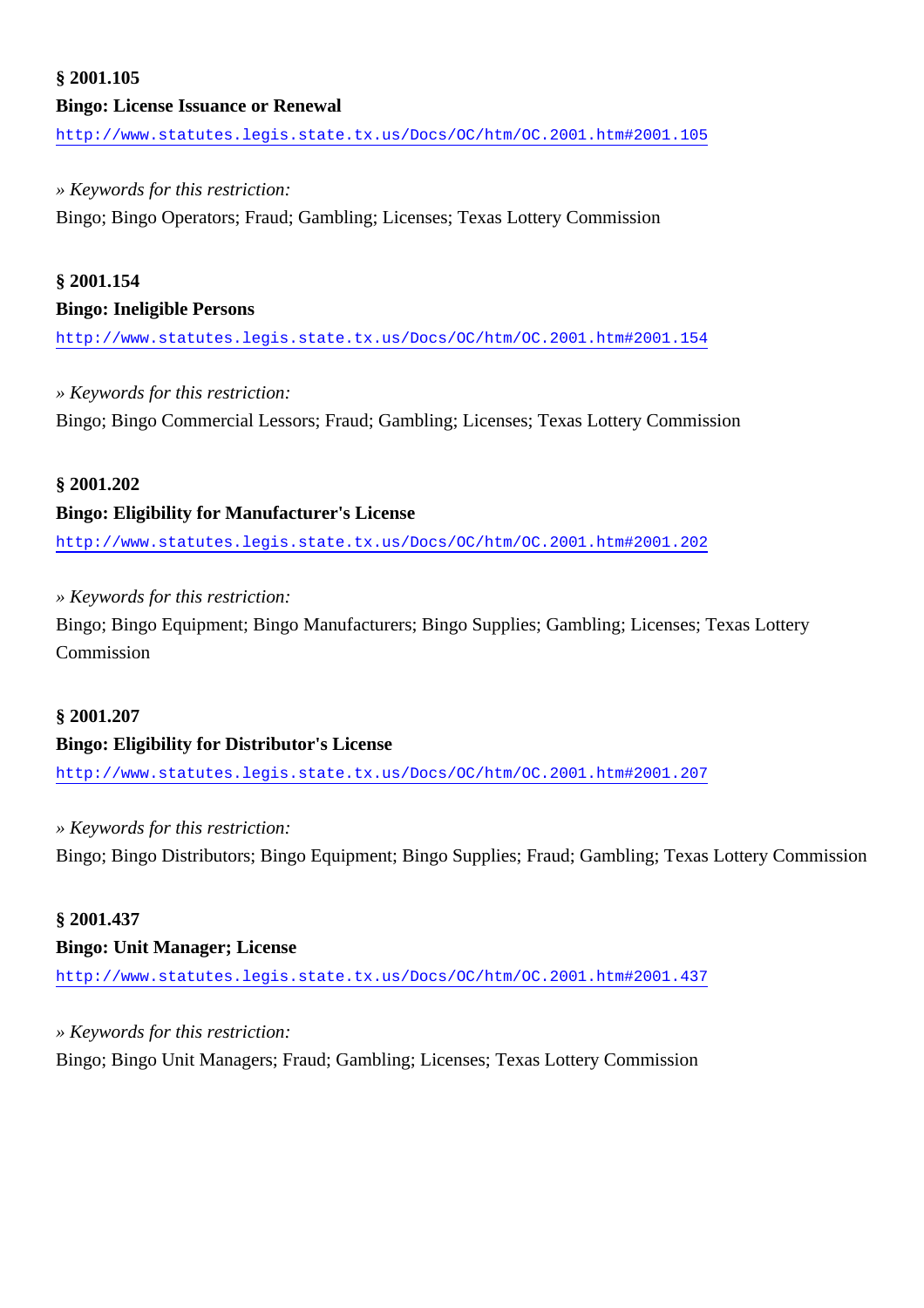**§ 2001.105**

**Bingo: License Issuance or Renewal**

http://www.statutes.legis.state.tx.us/Docs/OC/htm/OC.2001.htm#2001.105

*» Keywords for this restriction:*

Bingo; Bingo Operators; Fraud; Gambling; Licenses; Texas Lottery Commission

**§ 2001.154**

**Bingo: Ineligible Persons**

http://www.statutes.legis.state.tx.us/Docs/OC/htm/OC.2001.htm#2001.154

*» Keywords for this restriction:*

Bingo; Bingo Commercial Lessors; Fraud; Gambling; Licenses; Texas Lottery Commission

**§ 2001.202**

**Bingo: Eligibility for Manufacturer's License**

http://www.statutes.legis.state.tx.us/Docs/OC/htm/OC.2001.htm#2001.202

*» Keywords for this restriction:*

Bingo; Bingo Equipment; Bingo Manufacturers; Bingo Supplies; Gambling; Licenses; Texas Lottery Commission

**§ 2001.207**

**Bingo: Eligibility for Distributor's License**

http://www.statutes.legis.state.tx.us/Docs/OC/htm/OC.2001.htm#2001.207

*» Keywords for this restriction:*

Bingo; Bingo Distributors; Bingo Equipment; Bingo Supplies; Fraud; Gambling; Texas Lottery Commission

**§ 2001.437**

**Bingo: Unit Manager; License**

http://www.statutes.legis.state.tx.us/Docs/OC/htm/OC.2001.htm#2001.437

*» Keywords for this restriction:*

Bingo; Bingo Unit Managers; Fraud; Gambling; Licenses; Texas Lottery Commission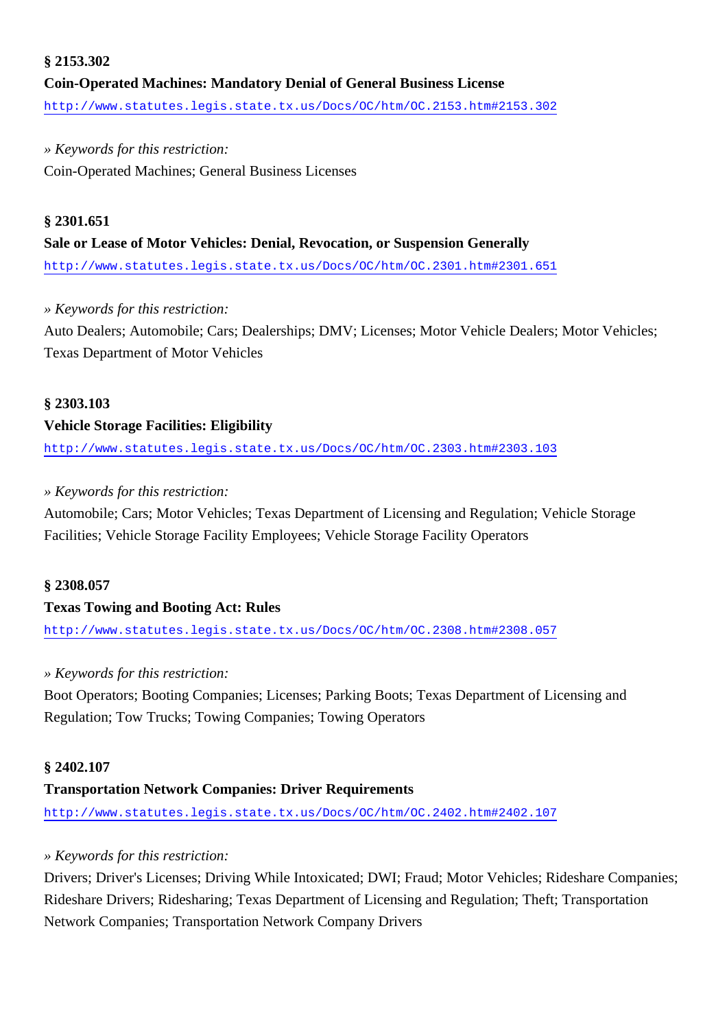**§ 2153.302**

**Coin-Operated Machines: Mandatory Denial of General Business License**

http://www.statutes.legis.state.tx.us/Docs/OC/htm/OC.2153.htm#2153.302

» *Keywords for this restriction:*

Coin-Operated Machines; General Business Licenses

**§ 2301.651**

**Sale or Lease of Motor Vehicles: Denial, Revocation, or Suspension Generally**

http://www.statutes.legis.state.tx.us/Docs/OC/htm/OC.2301.htm#2301.651

» *Keywords for this restriction:*

Auto Dealers; Automobile; Cars; Dealerships; DMV; Licenses; Motor Vehicle Dealers; Motor Vehicles; Texas Department of Motor Vehicles

**§ 2303.103**

**Vehicle Storage Facilities: Eligibility**

http://www.statutes.legis.state.tx.us/Docs/OC/htm/OC.2303.htm#2303.103

» *Keywords for this restriction:*

Automobile; Cars; Motor Vehicles; Texas Department of Licensing and Regulation; Vehicle Storage Facilities; Vehicle Storage Facility Employees; Vehicle Storage Facility Operators

**§ 2308.057**

**Texas Towing and Booting Act: Rules**

http://www.statutes.legis.state.tx.us/Docs/OC/htm/OC.2308.htm#2308.057

» *Keywords for this restriction:*

Boot Operators; Booting Companies; Licenses; Parking Boots; Texas Department of Licensing and Regulation; Tow Trucks; Towing Companies; Towing Operators

**§ 2402.107**

**Transportation Network Companies: Driver Requirements**

http://www.statutes.legis.state.tx.us/Docs/OC/htm/OC.2402.htm#2402.107

» *Keywords for this restriction:*

Drivers; Driver's Licenses; Driving While Intoxicated; DWI; Fraud; Motor Vehicles; Rideshare Companies; Rideshare Drivers; Ridesharing; Texas Department of Licensing and Regulation; Theft; Transportation Network Companies; Transportation Network Company Drivers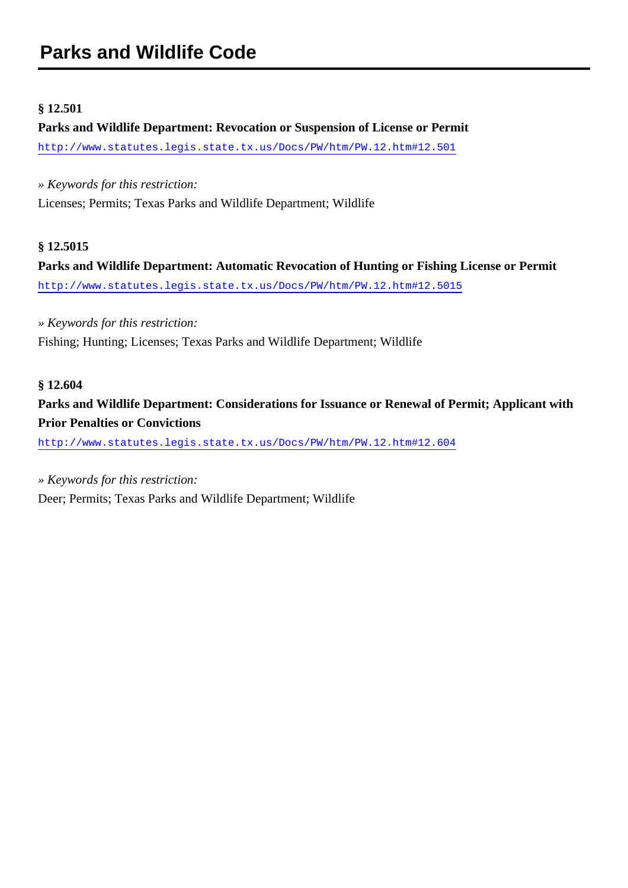# Parks and Wildlife Code

**§ 12.501**

**Parks and Wildlife Department: Revocation or Suspension of License or Permit**

http://www.statutes.legis.state.tx.us/Docs/PW/htm/PW.12.htm#12.501

*» Keywords for this restriction:*

Licenses; Permits; Texas Parks and Wildlife Department; Wildlife

**§ 12.5015**

**Parks and Wildlife Department: Automatic Revocation of Hunting or Fishing License or Permit**

http://www.statutes.legis.state.tx.us/Docs/PW/htm/PW.12.htm#12.5015

*» Keywords for this restriction:*

Fishing; Hunting; Licenses; Texas Parks and Wildlife Department; Wildlife

**§ 12.604**

**Parks and Wildlife Department: Considerations for Issuance or Renewal of Permit; Applicant with Prior Penalties or Convictions**

http://www.statutes.legis.state.tx.us/Docs/PW/htm/PW.12.htm#12.604

*» Keywords for this restriction:*

Deer; Permits; Texas Parks and Wildlife Department; Wildlife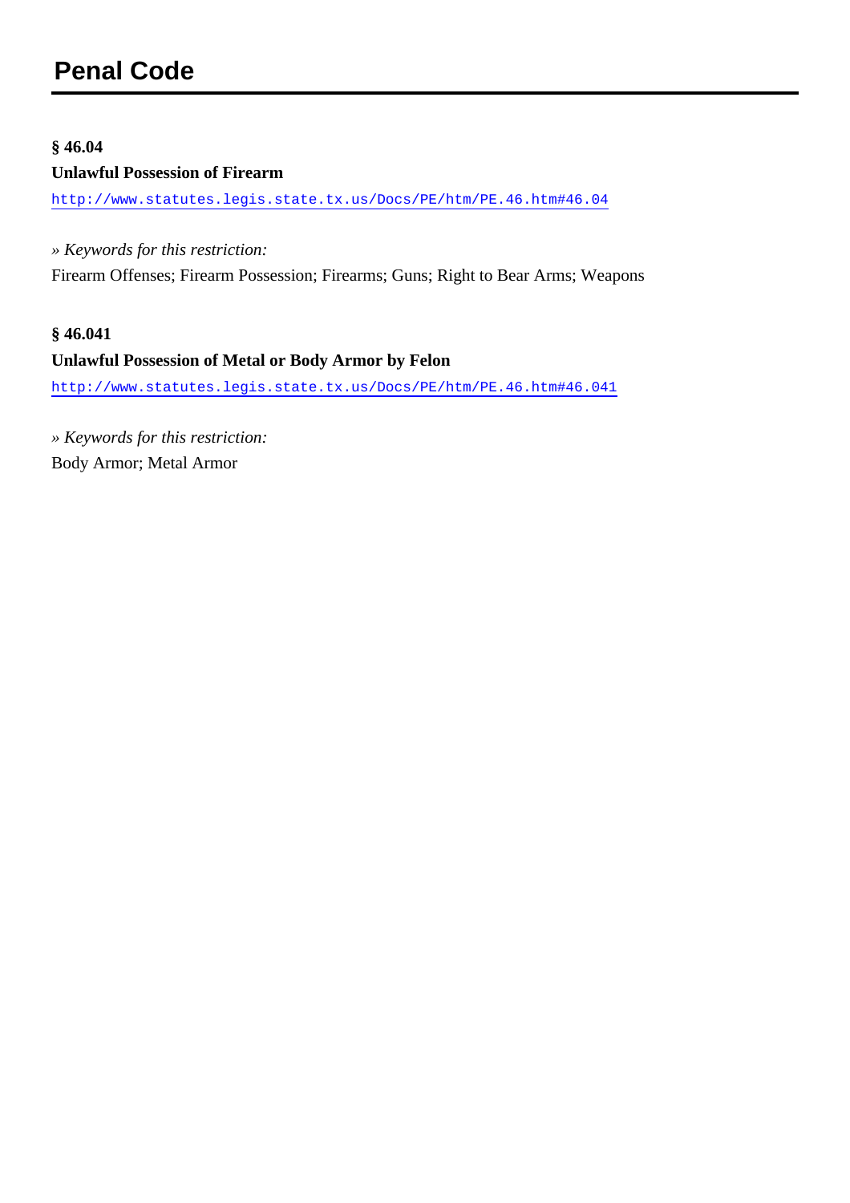# Penal Code

**§ 46.04**

**Unlawful Possession of Firearm**

http://www.statutes.legis.state.tx.us/Docs/PE/htm/PE.46.htm#46.04

*» Keywords for this restriction:*

Firearm Offenses; Firearm Possession; Firearms; Guns; Right to Bear Arms; Weapons

**§ 46.041**

**Unlawful Possession of Metal or Body Armor by Felon**

http://www.statutes.legis.state.tx.us/Docs/PE/htm/PE.46.htm#46.041

*» Keywords for this restriction:*

Body Armor; Metal Armor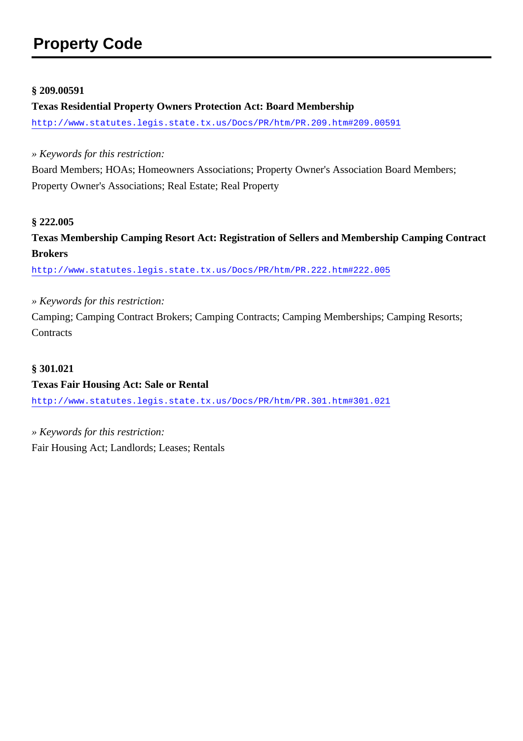# Property Code

**§ 209.00591**

**Texas Residential Property Owners Protection Act: Board Membership**

http://www.statutes.legis.state.tx.us/Docs/PR/htm/PR.209.htm#209.00591

*» Keywords for this restriction:*

Board Members; HOAs; Homeowners Associations; Property Owner's Association Board Members; Property Owner's Associations; Real Estate; Real Property

**§ 222.005**

**Texas Membership Camping Resort Act: Registration of Sellers and Membership Camping Contract Brokers**

http://www.statutes.legis.state.tx.us/Docs/PR/htm/PR.222.htm#222.005

*» Keywords for this restriction:*

Camping; Camping Contract Brokers; Camping Contracts; Camping Memberships; Camping Resorts; Contracts

**§ 301.021**

**Texas Fair Housing Act: Sale or Rental**

http://www.statutes.legis.state.tx.us/Docs/PR/htm/PR.301.htm#301.021

*» Keywords for this restriction:*

Fair Housing Act; Landlords; Leases; Rentals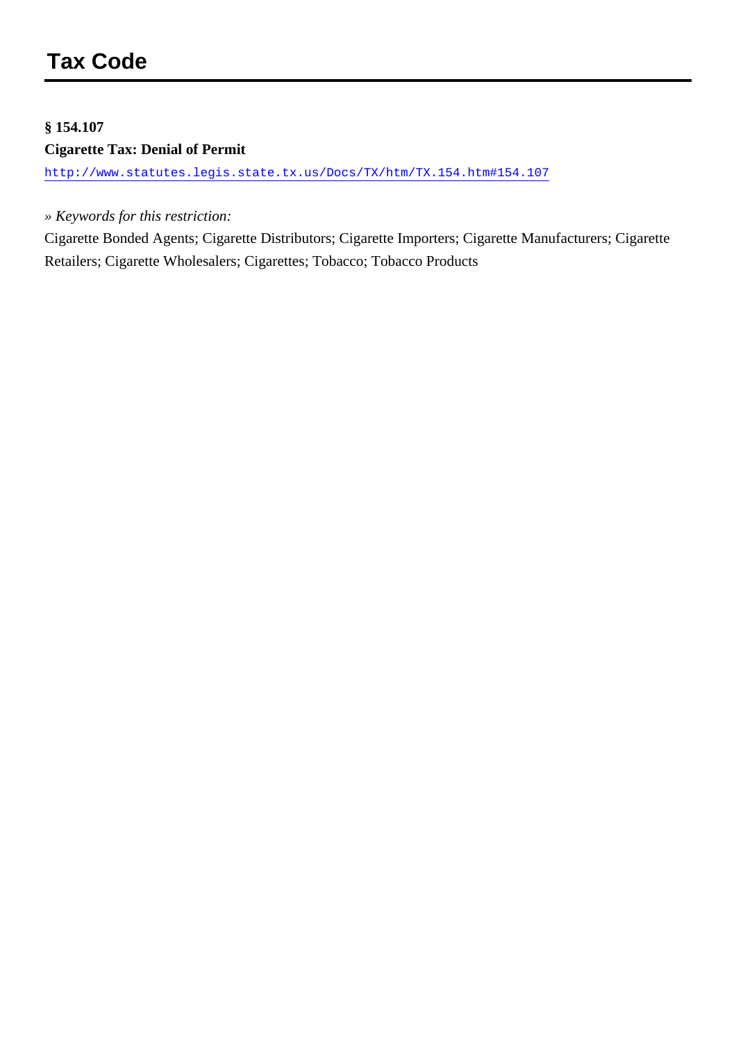# Tax Code

**§ 154.107**

**Cigarette Tax: Denial of Permit**

http://www.statutes.legis.state.tx.us/Docs/TX/htm/TX.154.htm#154.107

*» Keywords for this restriction:*

Cigarette Bonded Agents; Cigarette Distributors; Cigarette Importers; Cigarette Manufacturers; Cigarette Retailers; Cigarette Wholesalers; Cigarettes; Tobacco; Tobacco Products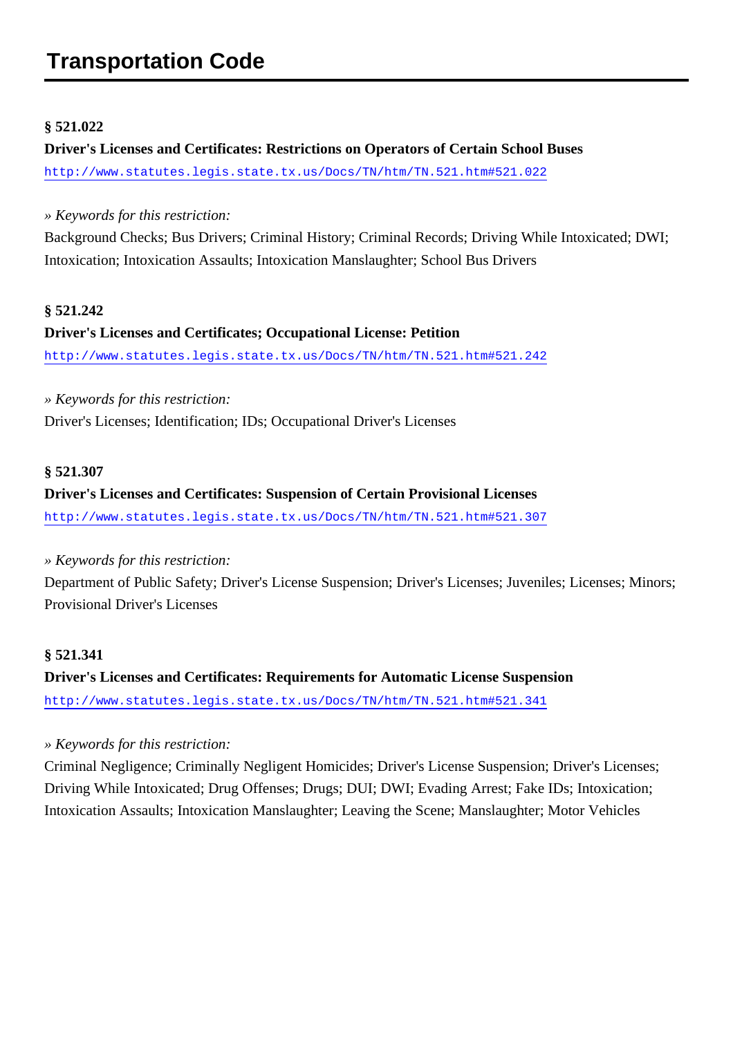# Transportation Code

**§ 521.022**

**Driver's Licenses and Certificates: Restrictions on Operators of Certain School Buses**

http://www.statutes.legis.state.tx.us/Docs/TN/htm/TN.521.htm#521.022

*» Keywords for this restriction:*

Background Checks; Bus Drivers; Criminal History; Criminal Records; Driving While Intoxicated; DWI; Intoxication; Intoxication Assaults; Intoxication Manslaughter; School Bus Drivers

**§ 521.242**

**Driver's Licenses and Certificates; Occupational License: Petition**

http://www.statutes.legis.state.tx.us/Docs/TN/htm/TN.521.htm#521.242

*» Keywords for this restriction:*

Driver's Licenses; Identification; IDs; Occupational Driver's Licenses

**§ 521.307**

**Driver's Licenses and Certificates: Suspension of Certain Provisional Licenses**

http://www.statutes.legis.state.tx.us/Docs/TN/htm/TN.521.htm#521.307

*» Keywords for this restriction:*

Department of Public Safety; Driver's License Suspension; Driver's Licenses; Juveniles; Licenses; Minors; Provisional Driver's Licenses

**§ 521.341**

**Driver's Licenses and Certificates: Requirements for Automatic License Suspension**

http://www.statutes.legis.state.tx.us/Docs/TN/htm/TN.521.htm#521.341

*» Keywords for this restriction:*

Criminal Negligence; Criminally Negligent Homicides; Driver's License Suspension; Driver's Licenses; Driving While Intoxicated; Drug Offenses; Drugs; DUI; DWI; Evading Arrest; Fake IDs; Intoxication; Intoxication Assaults; Intoxication Manslaughter; Leaving the Scene; Manslaughter; Motor Vehicles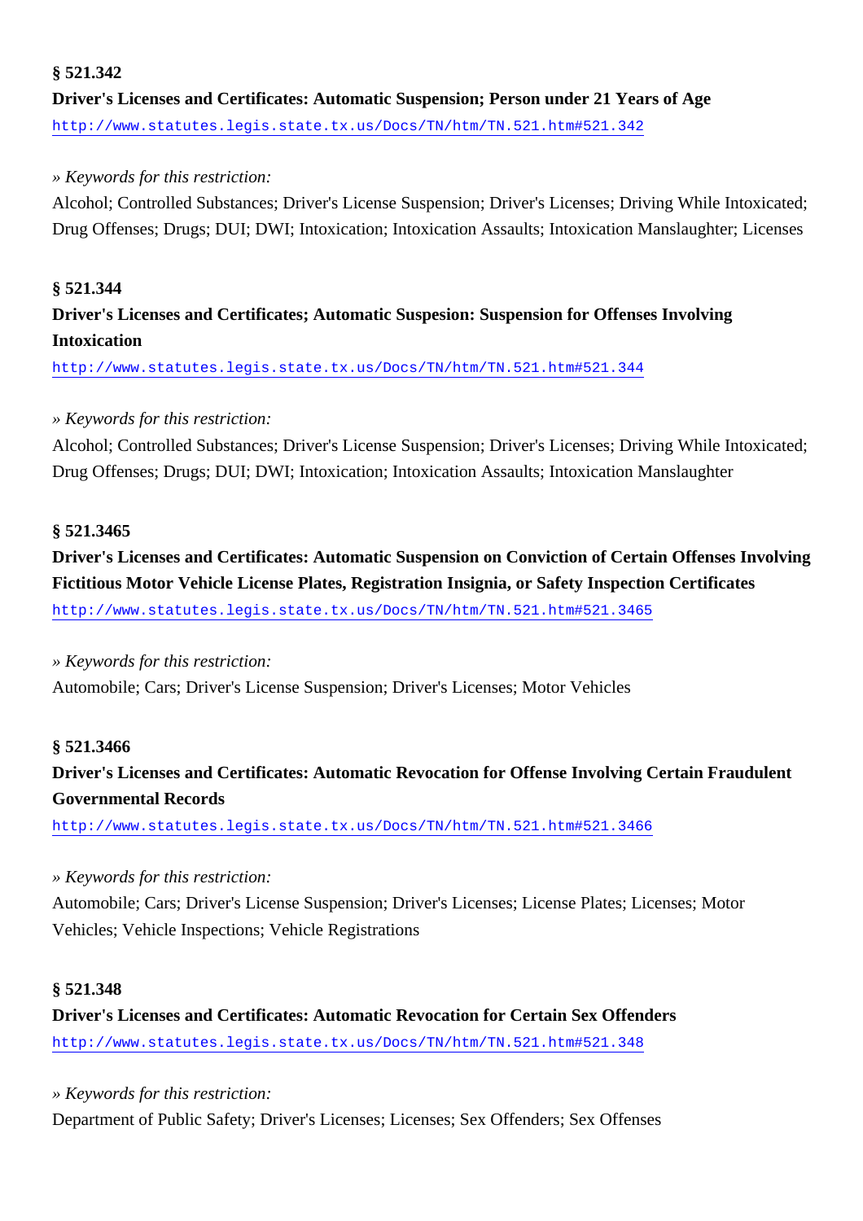**§ 521.342**

**Driver's Licenses and Certificates: Automatic Suspension; Person under 21 Years of Age**

http://www.statutes.legis.state.tx.us/Docs/TN/htm/TN.521.htm#521.342

*» Keywords for this restriction:*

Alcohol; Controlled Substances; Driver's License Suspension; Driver's Licenses; Driving While Intoxicated; Drug Offenses; Drugs; DUI; DWI; Intoxication; Intoxication Assaults; Intoxication Manslaughter; Licenses

**§ 521.344**

**Driver's Licenses and Certificates; Automatic Suspesion: Suspension for Offenses Involving Intoxication**

http://www.statutes.legis.state.tx.us/Docs/TN/htm/TN.521.htm#521.344

*» Keywords for this restriction:*

Alcohol; Controlled Substances; Driver's License Suspension; Driver's Licenses; Driving While Intoxicated; Drug Offenses; Drugs; DUI; DWI; Intoxication; Intoxication Assaults; Intoxication Manslaughter

**§ 521.3465**

**Driver's Licenses and Certificates: Automatic Suspension on Conviction of Certain Offenses Involving Fictitious Motor Vehicle License Plates, Registration Insignia, or Safety Inspection Certificates**

http://www.statutes.legis.state.tx.us/Docs/TN/htm/TN.521.htm#521.3465

*» Keywords for this restriction:*

Automobile; Cars; Driver's License Suspension; Driver's Licenses; Motor Vehicles

**§ 521.3466**

**Driver's Licenses and Certificates: Automatic Revocation for Offense Involving Certain Fraudulent Governmental Records**

http://www.statutes.legis.state.tx.us/Docs/TN/htm/TN.521.htm#521.3466

*» Keywords for this restriction:*

Automobile; Cars; Driver's License Suspension; Driver's Licenses; License Plates; Licenses; Motor Vehicles; Vehicle Inspections; Vehicle Registrations

**§ 521.348**

**Driver's Licenses and Certificates: Automatic Revocation for Certain Sex Offenders**

http://www.statutes.legis.state.tx.us/Docs/TN/htm/TN.521.htm#521.348

*» Keywords for this restriction:*

Department of Public Safety; Driver's Licenses; Licenses; Sex Offenders; Sex Offenses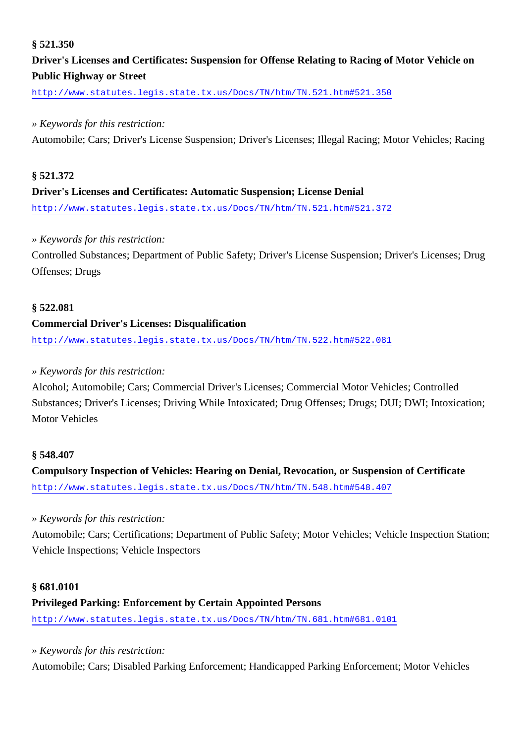**§ 521.350**

**Driver's Licenses and Certificates: Suspension for Offense Relating to Racing of Motor Vehicle on Public Highway or Street**

http://www.statutes.legis.state.tx.us/Docs/TN/htm/TN.521.htm#521.350

*» Keywords for this restriction:*

Automobile; Cars; Driver's License Suspension; Driver's Licenses; Illegal Racing; Motor Vehicles; Racing

**§ 521.372**

**Driver's Licenses and Certificates: Automatic Suspension; License Denial**

http://www.statutes.legis.state.tx.us/Docs/TN/htm/TN.521.htm#521.372

*» Keywords for this restriction:*

Controlled Substances; Department of Public Safety; Driver's License Suspension; Driver's Licenses; Drug Offenses; Drugs

**§ 522.081**

**Commercial Driver's Licenses: Disqualification**

http://www.statutes.legis.state.tx.us/Docs/TN/htm/TN.522.htm#522.081

*» Keywords for this restriction:*

Alcohol; Automobile; Cars; Commercial Driver's Licenses; Commercial Motor Vehicles; Controlled Substances; Driver's Licenses; Driving While Intoxicated; Drug Offenses; Drugs; DUI; DWI; Intoxication; Motor Vehicles

**§ 548.407**

**Compulsory Inspection of Vehicles: Hearing on Denial, Revocation, or Suspension of Certificate**

http://www.statutes.legis.state.tx.us/Docs/TN/htm/TN.548.htm#548.407

*» Keywords for this restriction:*

Automobile; Cars; Certifications; Department of Public Safety; Motor Vehicles; Vehicle Inspection Station; Vehicle Inspections; Vehicle Inspectors

**§ 681.0101**

**Privileged Parking: Enforcement by Certain Appointed Persons**

http://www.statutes.legis.state.tx.us/Docs/TN/htm/TN.681.htm#681.0101

*» Keywords for this restriction:*

Automobile; Cars; Disabled Parking Enforcement; Handicapped Parking Enforcement; Motor Vehicles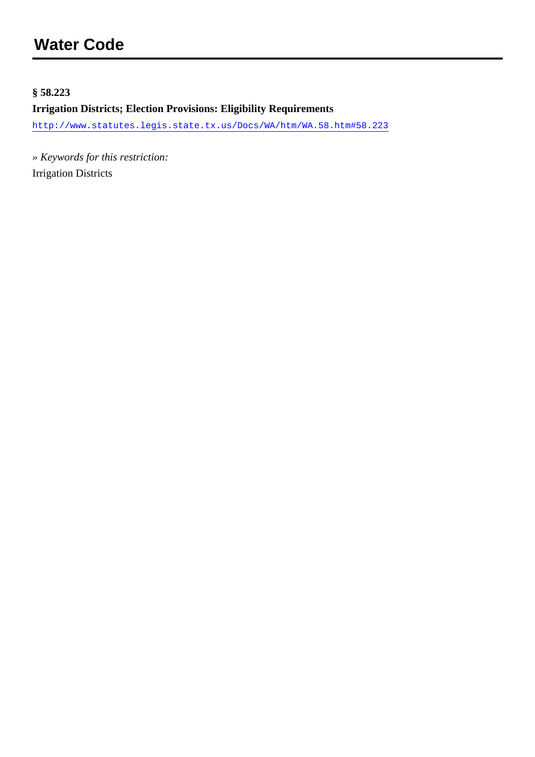# Water Code

**§ 58.223**

**Irrigation Districts; Election Provisions: Eligibility Requirements**

http://www.statutes.legis.state.tx.us/Docs/WA/htm/WA.58.htm#58.223

*» Keywords for this restriction:*

Irrigation Districts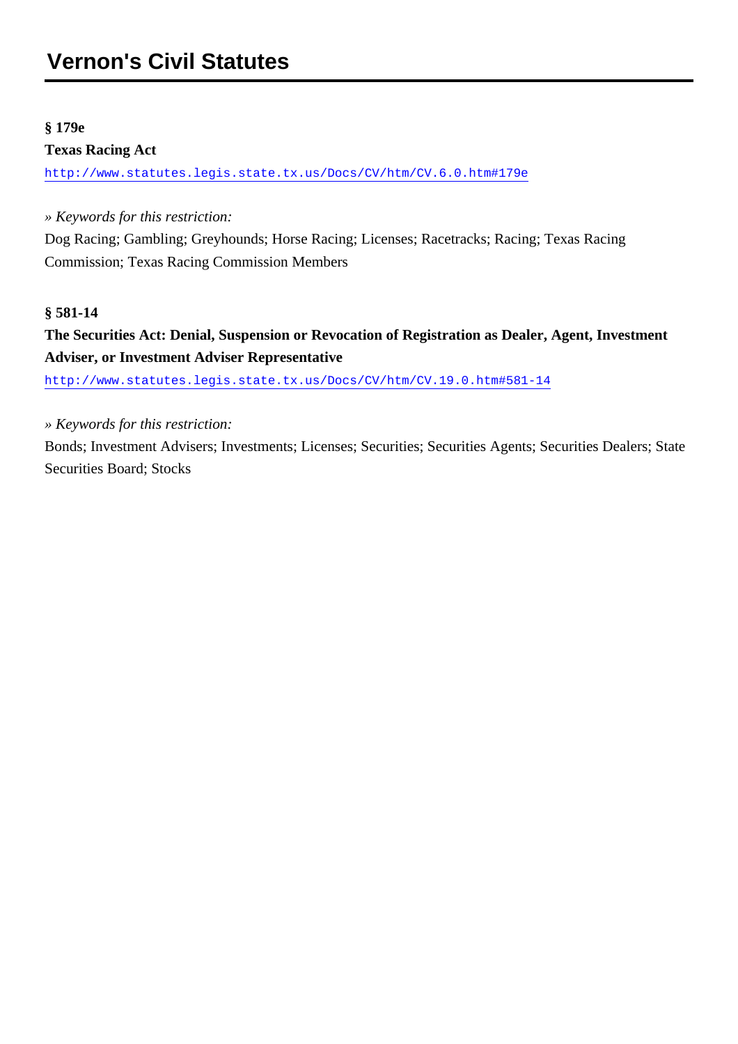# Vernon's Civil Statutes

**§ 179e**

**Texas Racing Act**

http://www.statutes.legis.state.tx.us/Docs/CV/htm/CV.6.0.htm#179e

*» Keywords for this restriction:*

Dog Racing; Gambling; Greyhounds; Horse Racing; Licenses; Racetracks; Racing; Texas Racing Commission; Texas Racing Commission Members

**§ 581-14**

**The Securities Act: Denial, Suspension or Revocation of Registration as Dealer, Agent, Investment Adviser, or Investment Adviser Representative**

http://www.statutes.legis.state.tx.us/Docs/CV/htm/CV.19.0.htm#581-14

*» Keywords for this restriction:*

Bonds; Investment Advisers; Investments; Licenses; Securities; Securities Agents; Securities Dealers; State Securities Board; Stocks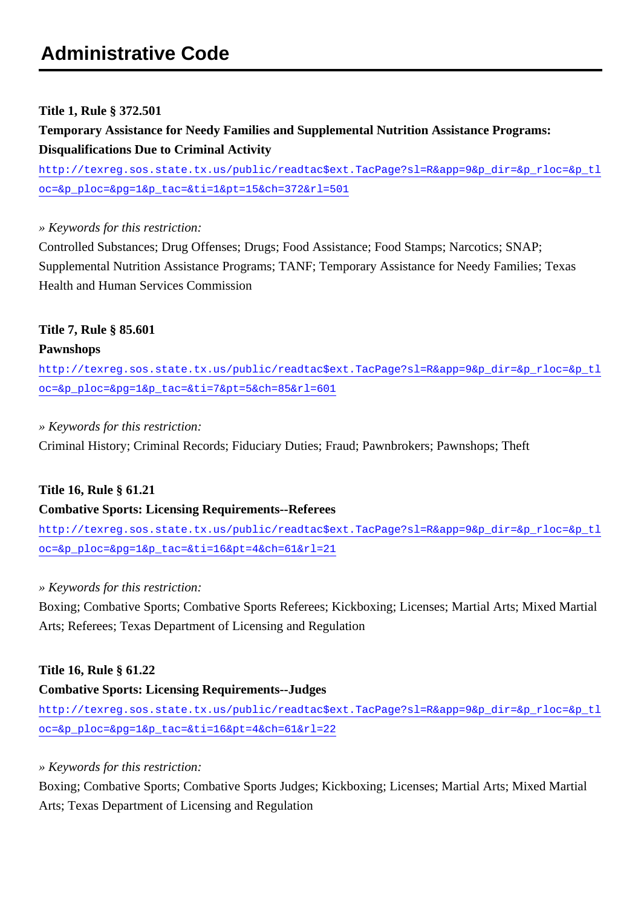# Administrative Code

**Title 1, Rule § 372.501**

**Temporary Assistance for Needy Families and Supplemental Nutrition Assistance Programs: Disqualifications Due to Criminal Activity**

http://texreg.sos.state.tx.us/public/readtac$ext.TacPage?sl=R&app=9&p_dir=&p_rloc=&p_tloc=&p_ploc=&pg=1&p_tac=&ti=1&pt=15&ch=372&rl=501

*» Keywords for this restriction:*

Controlled Substances; Drug Offenses; Drugs; Food Assistance; Food Stamps; Narcotics; SNAP; Supplemental Nutrition Assistance Programs; TANF; Temporary Assistance for Needy Families; Texas Health and Human Services Commission

**Title 7, Rule § 85.601**

**Pawnshops**

http://texreg.sos.state.tx.us/public/readtac$ext.TacPage?sl=R&app=9&p_dir=&p_rloc=&p_tloc=&p_ploc=&pg=1&p_tac=&ti=7&pt=5&ch=85&rl=601

*» Keywords for this restriction:*

Criminal History; Criminal Records; Fiduciary Duties; Fraud; Pawnbrokers; Pawnshops; Theft

**Title 16, Rule § 61.21**

**Combative Sports: Licensing Requirements--Referees**

http://texreg.sos.state.tx.us/public/readtac$ext.TacPage?sl=R&app=9&p_dir=&p_rloc=&p_tloc=&p_ploc=&pg=1&p_tac=&ti=16&pt=4&ch=61&rl=21

*» Keywords for this restriction:*

Boxing; Combative Sports; Combative Sports Referees; Kickboxing; Licenses; Martial Arts; Mixed Martial Arts; Referees; Texas Department of Licensing and Regulation

**Title 16, Rule § 61.22**

**Combative Sports: Licensing Requirements--Judges**

http://texreg.sos.state.tx.us/public/readtac$ext.TacPage?sl=R&app=9&p_dir=&p_rloc=&p_tloc=&p_ploc=&pg=1&p_tac=&ti=16&pt=4&ch=61&rl=22

*» Keywords for this restriction:*

Boxing; Combative Sports; Combative Sports Judges; Kickboxing; Licenses; Martial Arts; Mixed Martial Arts; Texas Department of Licensing and Regulation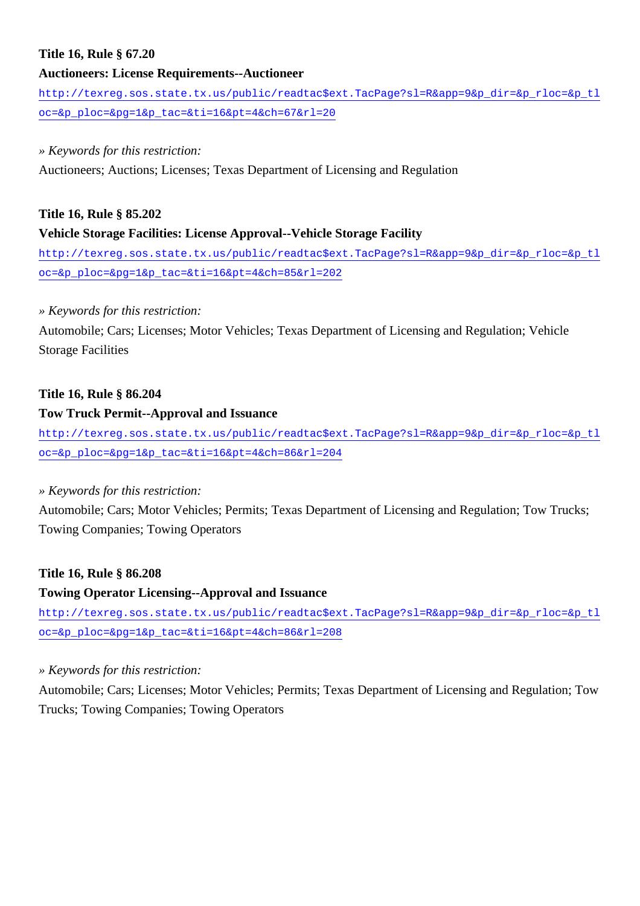**Title 16, Rule § 67.20**

**Auctioneers: License Requirements--Auctioneer**

http://texreg.sos.state.tx.us/public/readtac$ext.TacPage?sl=R&app=9&p_dir=&p_rloc=&p_tloc=&p_ploc=&pg=1&p_tac=&ti=16&pt=4&ch=67&rl=20

*» Keywords for this restriction:*

Auctioneers; Auctions; Licenses; Texas Department of Licensing and Regulation

**Title 16, Rule § 85.202**

**Vehicle Storage Facilities: License Approval--Vehicle Storage Facility**

http://texreg.sos.state.tx.us/public/readtac$ext.TacPage?sl=R&app=9&p_dir=&p_rloc=&p_tloc=&p_ploc=&pg=1&p_tac=&ti=16&pt=4&ch=85&rl=202

*» Keywords for this restriction:*

Automobile; Cars; Licenses; Motor Vehicles; Texas Department of Licensing and Regulation; Vehicle Storage Facilities

**Title 16, Rule § 86.204**

**Tow Truck Permit--Approval and Issuance**

http://texreg.sos.state.tx.us/public/readtac$ext.TacPage?sl=R&app=9&p_dir=&p_rloc=&p_tloc=&p_ploc=&pg=1&p_tac=&ti=16&pt=4&ch=86&rl=204

*» Keywords for this restriction:*

Automobile; Cars; Motor Vehicles; Permits; Texas Department of Licensing and Regulation; Tow Trucks; Towing Companies; Towing Operators

**Title 16, Rule § 86.208**

**Towing Operator Licensing--Approval and Issuance**

http://texreg.sos.state.tx.us/public/readtac$ext.TacPage?sl=R&app=9&p_dir=&p_rloc=&p_tloc=&p_ploc=&pg=1&p_tac=&ti=16&pt=4&ch=86&rl=208

*» Keywords for this restriction:*

Automobile; Cars; Licenses; Motor Vehicles; Permits; Texas Department of Licensing and Regulation; Tow Trucks; Towing Companies; Towing Operators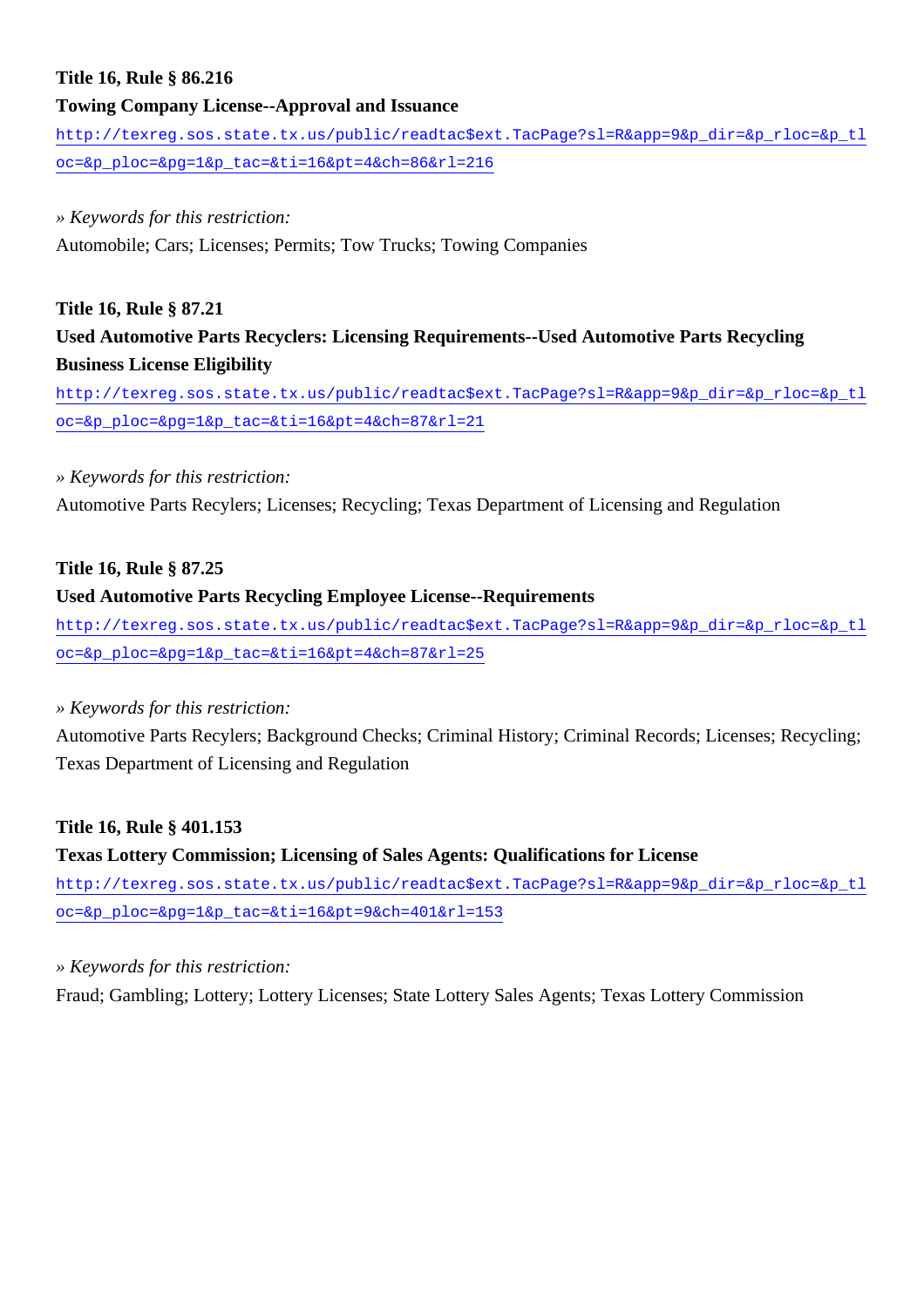**Title 16, Rule § 86.216**

**Towing Company License--Approval and Issuance**

http://texreg.sos.state.tx.us/public/readtac$ext.TacPage?sl=R&app=9&p_dir=&p_rloc=&p_tloc=&p_ploc=&pg=1&p_tac=&ti=16&pt=4&ch=86&rl=216

*» Keywords for this restriction:*

Automobile; Cars; Licenses; Permits; Tow Trucks; Towing Companies

**Title 16, Rule § 87.21**

**Used Automotive Parts Recyclers: Licensing Requirements--Used Automotive Parts Recycling Business License Eligibility**

http://texreg.sos.state.tx.us/public/readtac$ext.TacPage?sl=R&app=9&p_dir=&p_rloc=&p_tloc=&p_ploc=&pg=1&p_tac=&ti=16&pt=4&ch=87&rl=21

*» Keywords for this restriction:*

Automotive Parts Recylers; Licenses; Recycling; Texas Department of Licensing and Regulation

**Title 16, Rule § 87.25**

**Used Automotive Parts Recycling Employee License--Requirements**

http://texreg.sos.state.tx.us/public/readtac$ext.TacPage?sl=R&app=9&p_dir=&p_rloc=&p_tloc=&p_ploc=&pg=1&p_tac=&ti=16&pt=4&ch=87&rl=25

*» Keywords for this restriction:*

Automotive Parts Recylers; Background Checks; Criminal History; Criminal Records; Licenses; Recycling; Texas Department of Licensing and Regulation

**Title 16, Rule § 401.153**

**Texas Lottery Commission; Licensing of Sales Agents: Qualifications for License**

http://texreg.sos.state.tx.us/public/readtac$ext.TacPage?sl=R&app=9&p_dir=&p_rloc=&p_tloc=&p_ploc=&pg=1&p_tac=&ti=16&pt=9&ch=401&rl=153

*» Keywords for this restriction:*

Fraud; Gambling; Lottery; Lottery Licenses; State Lottery Sales Agents; Texas Lottery Commission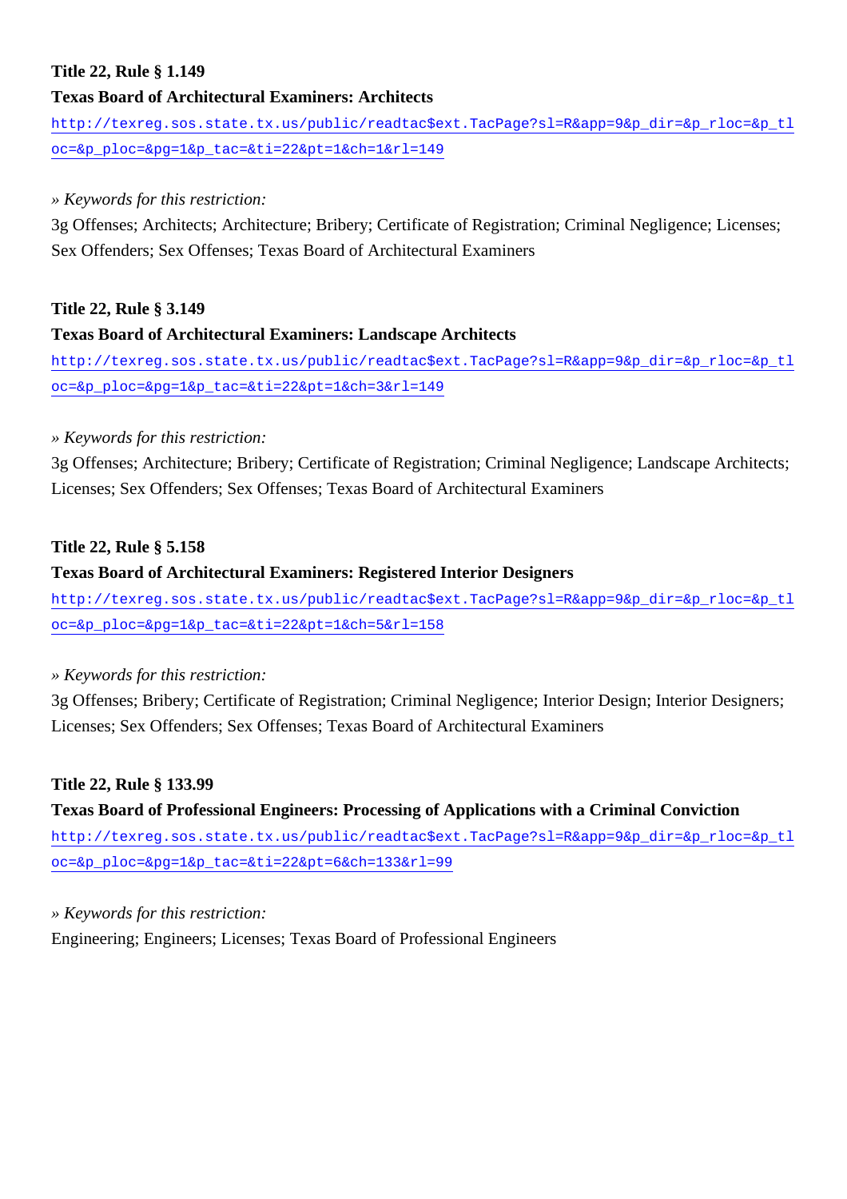**Title 22, Rule § 1.149**

**Texas Board of Architectural Examiners: Architects**

http://texreg.sos.state.tx.us/public/readtac$ext.TacPage?sl=R&app=9&p_dir=&p_rloc=&p_tloc=&p_ploc=&pg=1&p_tac=&ti=22&pt=1&ch=1&rl=149

*» Keywords for this restriction:*

3g Offenses; Architects; Architecture; Bribery; Certificate of Registration; Criminal Negligence; Licenses; Sex Offenders; Sex Offenses; Texas Board of Architectural Examiners

**Title 22, Rule § 3.149**

**Texas Board of Architectural Examiners: Landscape Architects**

http://texreg.sos.state.tx.us/public/readtac$ext.TacPage?sl=R&app=9&p_dir=&p_rloc=&p_tloc=&p_ploc=&pg=1&p_tac=&ti=22&pt=1&ch=3&rl=149

*» Keywords for this restriction:*

3g Offenses; Architecture; Bribery; Certificate of Registration; Criminal Negligence; Landscape Architects; Licenses; Sex Offenders; Sex Offenses; Texas Board of Architectural Examiners

**Title 22, Rule § 5.158**

**Texas Board of Architectural Examiners: Registered Interior Designers**

http://texreg.sos.state.tx.us/public/readtac$ext.TacPage?sl=R&app=9&p_dir=&p_rloc=&p_tloc=&p_ploc=&pg=1&p_tac=&ti=22&pt=1&ch=5&rl=158

*» Keywords for this restriction:*

3g Offenses; Bribery; Certificate of Registration; Criminal Negligence; Interior Design; Interior Designers; Licenses; Sex Offenders; Sex Offenses; Texas Board of Architectural Examiners

**Title 22, Rule § 133.99**

**Texas Board of Professional Engineers: Processing of Applications with a Criminal Conviction**

http://texreg.sos.state.tx.us/public/readtac$ext.TacPage?sl=R&app=9&p_dir=&p_rloc=&p_tloc=&p_ploc=&pg=1&p_tac=&ti=22&pt=6&ch=133&rl=99

*» Keywords for this restriction:*

Engineering; Engineers; Licenses; Texas Board of Professional Engineers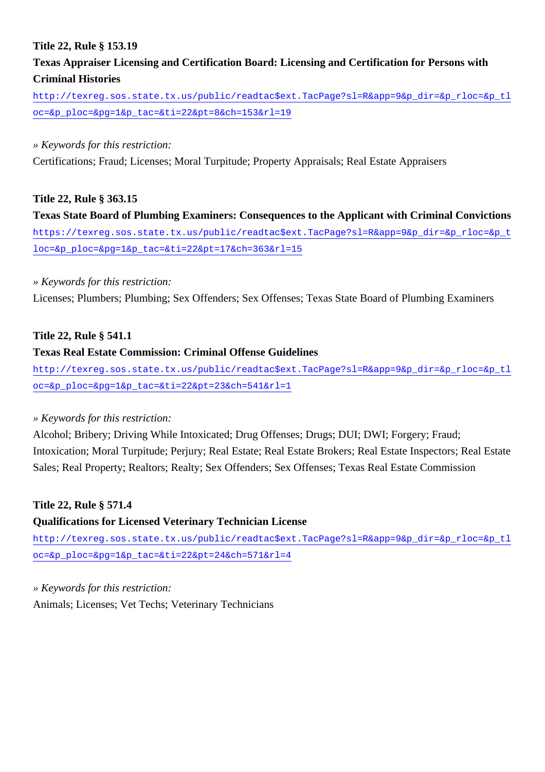**Title 22, Rule § 153.19**

**Texas Appraiser Licensing and Certification Board: Licensing and Certification for Persons with Criminal Histories**

http://texreg.sos.state.tx.us/public/readtac$ext.TacPage?sl=R&app=9&p_dir=&p_rloc=&p_tloc=&p_ploc=&pg=1&p_tac=&ti=22&pt=8&ch=153&rl=19

*» Keywords for this restriction:*

Certifications; Fraud; Licenses; Moral Turpitude; Property Appraisals; Real Estate Appraisers

**Title 22, Rule § 363.15**

**Texas State Board of Plumbing Examiners: Consequences to the Applicant with Criminal Convictions**

https://texreg.sos.state.tx.us/public/readtac$ext.TacPage?sl=R&app=9&p_dir=&p_rloc=&p_tloc=&p_ploc=&pg=1&p_tac=&ti=22&pt=17&ch=363&rl=15

*» Keywords for this restriction:*

Licenses; Plumbers; Plumbing; Sex Offenders; Sex Offenses; Texas State Board of Plumbing Examiners

**Title 22, Rule § 541.1**

**Texas Real Estate Commission: Criminal Offense Guidelines**

http://texreg.sos.state.tx.us/public/readtac$ext.TacPage?sl=R&app=9&p_dir=&p_rloc=&p_tloc=&p_ploc=&pg=1&p_tac=&ti=22&pt=23&ch=541&rl=1

*» Keywords for this restriction:*

Alcohol; Bribery; Driving While Intoxicated; Drug Offenses; Drugs; DUI; DWI; Forgery; Fraud; Intoxication; Moral Turpitude; Perjury; Real Estate; Real Estate Brokers; Real Estate Inspectors; Real Estate Sales; Real Property; Realtors; Realty; Sex Offenders; Sex Offenses; Texas Real Estate Commission

**Title 22, Rule § 571.4**

**Qualifications for Licensed Veterinary Technician License**

http://texreg.sos.state.tx.us/public/readtac$ext.TacPage?sl=R&app=9&p_dir=&p_rloc=&p_tloc=&p_ploc=&pg=1&p_tac=&ti=22&pt=24&ch=571&rl=4

*» Keywords for this restriction:*

Animals; Licenses; Vet Techs; Veterinary Technicians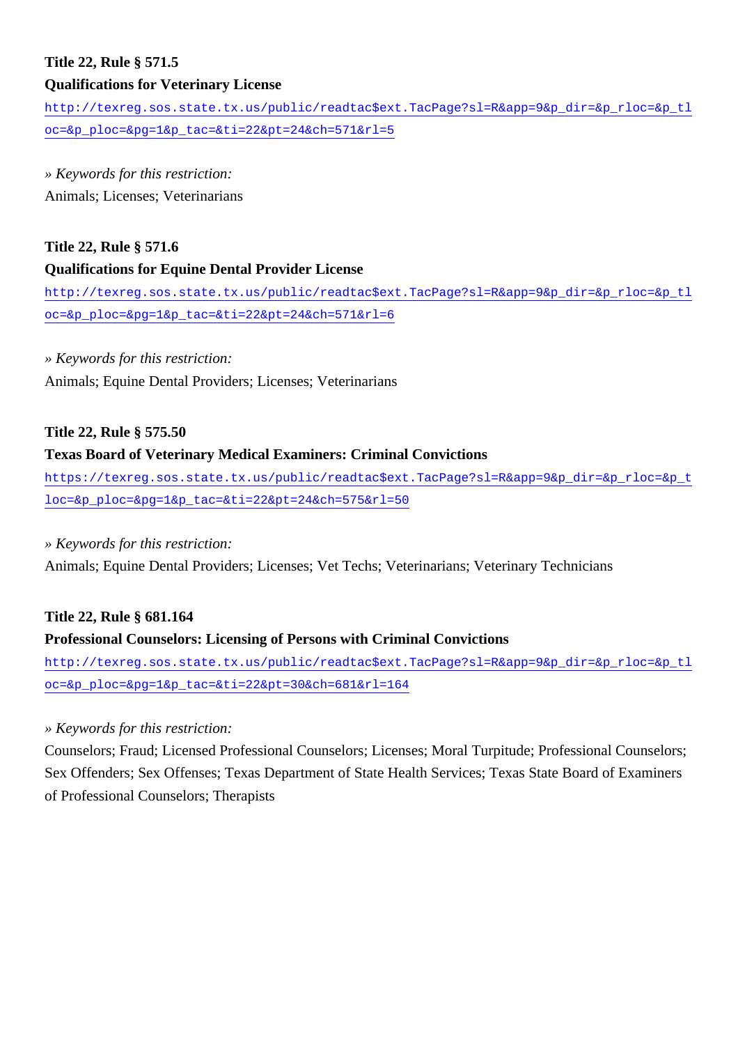**Title 22, Rule § 571.5**

**Qualifications for Veterinary License**

http://texreg.sos.state.tx.us/public/readtac$ext.TacPage?sl=R&app=9&p_dir=&p_rloc=&p_tloc=&p_ploc=&pg=1&p_tac=&ti=22&pt=24&ch=571&rl=5

» *Keywords for this restriction:*

Animals; Licenses; Veterinarians

**Title 22, Rule § 571.6**

**Qualifications for Equine Dental Provider License**

http://texreg.sos.state.tx.us/public/readtac$ext.TacPage?sl=R&app=9&p_dir=&p_rloc=&p_tloc=&p_ploc=&pg=1&p_tac=&ti=22&pt=24&ch=571&rl=6

» *Keywords for this restriction:*

Animals; Equine Dental Providers; Licenses; Veterinarians

**Title 22, Rule § 575.50**

**Texas Board of Veterinary Medical Examiners: Criminal Convictions**

https://texreg.sos.state.tx.us/public/readtac$ext.TacPage?sl=R&app=9&p_dir=&p_rloc=&p_tloc=&p_ploc=&pg=1&p_tac=&ti=22&pt=24&ch=575&rl=50

» *Keywords for this restriction:*

Animals; Equine Dental Providers; Licenses; Vet Techs; Veterinarians; Veterinary Technicians

**Title 22, Rule § 681.164**

**Professional Counselors: Licensing of Persons with Criminal Convictions**

http://texreg.sos.state.tx.us/public/readtac$ext.TacPage?sl=R&app=9&p_dir=&p_rloc=&p_tloc=&p_ploc=&pg=1&p_tac=&ti=22&pt=30&ch=681&rl=164

» *Keywords for this restriction:*

Counselors; Fraud; Licensed Professional Counselors; Licenses; Moral Turpitude; Professional Counselors; Sex Offenders; Sex Offenses; Texas Department of State Health Services; Texas State Board of Examiners of Professional Counselors; Therapists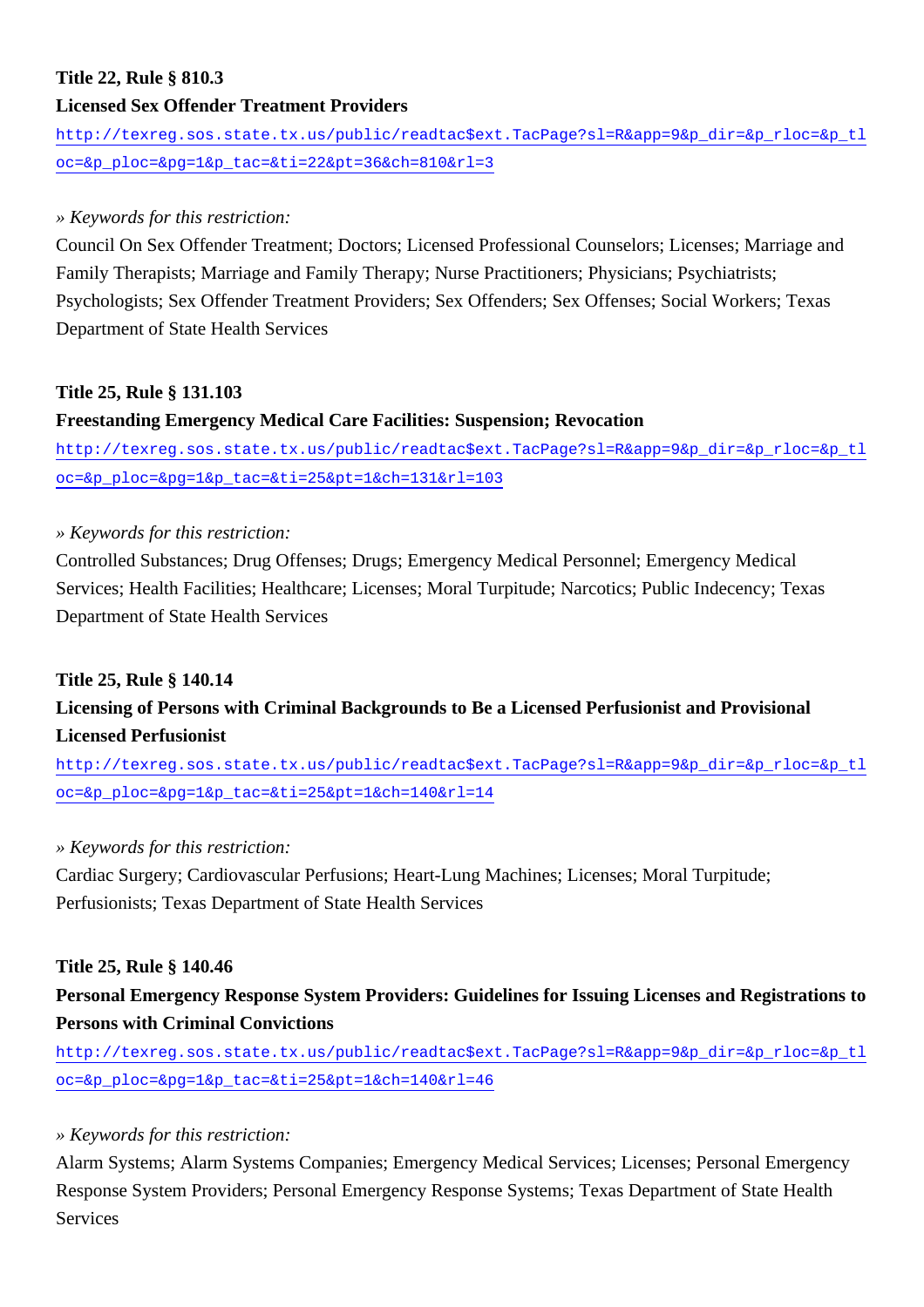**Title 22, Rule § 810.3**

**Licensed Sex Offender Treatment Providers**

http://texreg.sos.state.tx.us/public/readtac$ext.TacPage?sl=R&app=9&p_dir=&p_rloc=&p_tloc=&p_ploc=&pg=1&p_tac=&ti=22&pt=36&ch=810&rl=3

*» Keywords for this restriction:*

Council On Sex Offender Treatment; Doctors; Licensed Professional Counselors; Licenses; Marriage and Family Therapists; Marriage and Family Therapy; Nurse Practitioners; Physicians; Psychiatrists; Psychologists; Sex Offender Treatment Providers; Sex Offenders; Sex Offenses; Social Workers; Texas Department of State Health Services

**Title 25, Rule § 131.103**

**Freestanding Emergency Medical Care Facilities: Suspension; Revocation**

http://texreg.sos.state.tx.us/public/readtac$ext.TacPage?sl=R&app=9&p_dir=&p_rloc=&p_tloc=&p_ploc=&pg=1&p_tac=&ti=25&pt=1&ch=131&rl=103

*» Keywords for this restriction:*

Controlled Substances; Drug Offenses; Drugs; Emergency Medical Personnel; Emergency Medical Services; Health Facilities; Healthcare; Licenses; Moral Turpitude; Narcotics; Public Indecency; Texas Department of State Health Services

**Title 25, Rule § 140.14**

**Licensing of Persons with Criminal Backgrounds to Be a Licensed Perfusionist and Provisional Licensed Perfusionist**

http://texreg.sos.state.tx.us/public/readtac$ext.TacPage?sl=R&app=9&p_dir=&p_rloc=&p_tloc=&p_ploc=&pg=1&p_tac=&ti=25&pt=1&ch=140&rl=14

*» Keywords for this restriction:*

Cardiac Surgery; Cardiovascular Perfusions; Heart-Lung Machines; Licenses; Moral Turpitude; Perfusionists; Texas Department of State Health Services

**Title 25, Rule § 140.46**

**Personal Emergency Response System Providers: Guidelines for Issuing Licenses and Registrations to Persons with Criminal Convictions**

http://texreg.sos.state.tx.us/public/readtac$ext.TacPage?sl=R&app=9&p_dir=&p_rloc=&p_tloc=&p_ploc=&pg=1&p_tac=&ti=25&pt=1&ch=140&rl=46

*» Keywords for this restriction:*

Alarm Systems; Alarm Systems Companies; Emergency Medical Services; Licenses; Personal Emergency Response System Providers; Personal Emergency Response Systems; Texas Department of State Health Services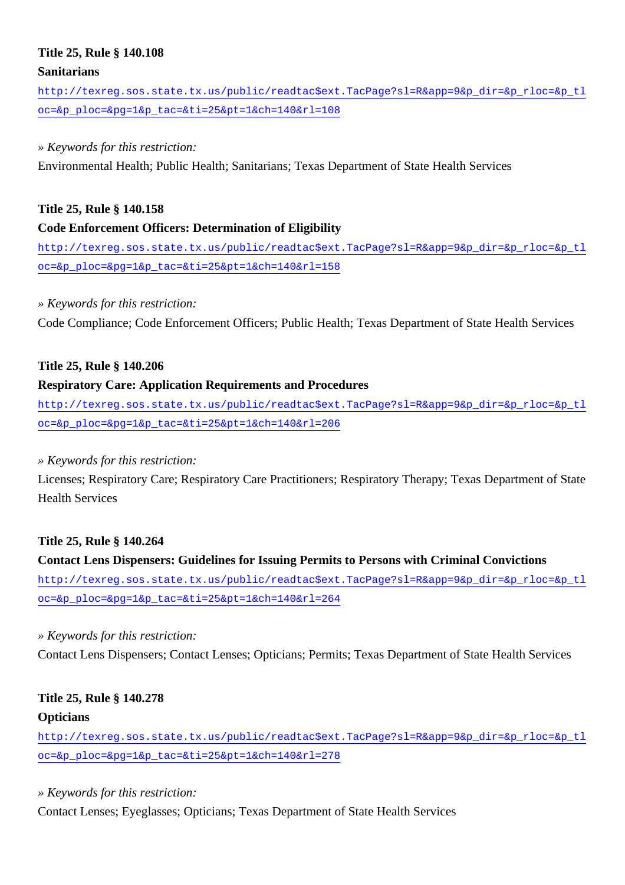**Title 25, Rule § 140.108**

**Sanitarians**

http://texreg.sos.state.tx.us/public/readtac$ext.TacPage?sl=R&app=9&p_dir=&p_rloc=&p_tloc=&p_ploc=&pg=1&p_tac=&ti=25&pt=1&ch=140&rl=108

*» Keywords for this restriction:*

Environmental Health; Public Health; Sanitarians; Texas Department of State Health Services

**Title 25, Rule § 140.158**

**Code Enforcement Officers: Determination of Eligibility**

http://texreg.sos.state.tx.us/public/readtac$ext.TacPage?sl=R&app=9&p_dir=&p_rloc=&p_tloc=&p_ploc=&pg=1&p_tac=&ti=25&pt=1&ch=140&rl=158

*» Keywords for this restriction:*

Code Compliance; Code Enforcement Officers; Public Health; Texas Department of State Health Services

**Title 25, Rule § 140.206**

**Respiratory Care: Application Requirements and Procedures**

http://texreg.sos.state.tx.us/public/readtac$ext.TacPage?sl=R&app=9&p_dir=&p_rloc=&p_tloc=&p_ploc=&pg=1&p_tac=&ti=25&pt=1&ch=140&rl=206

*» Keywords for this restriction:*

Licenses; Respiratory Care; Respiratory Care Practitioners; Respiratory Therapy; Texas Department of State Health Services

**Title 25, Rule § 140.264**

**Contact Lens Dispensers: Guidelines for Issuing Permits to Persons with Criminal Convictions**

http://texreg.sos.state.tx.us/public/readtac$ext.TacPage?sl=R&app=9&p_dir=&p_rloc=&p_tloc=&p_ploc=&pg=1&p_tac=&ti=25&pt=1&ch=140&rl=264

*» Keywords for this restriction:*

Contact Lens Dispensers; Contact Lenses; Opticians; Permits; Texas Department of State Health Services

**Title 25, Rule § 140.278**

**Opticians**

http://texreg.sos.state.tx.us/public/readtac$ext.TacPage?sl=R&app=9&p_dir=&p_rloc=&p_tloc=&p_ploc=&pg=1&p_tac=&ti=25&pt=1&ch=140&rl=278

*» Keywords for this restriction:*

Contact Lenses; Eyeglasses; Opticians; Texas Department of State Health Services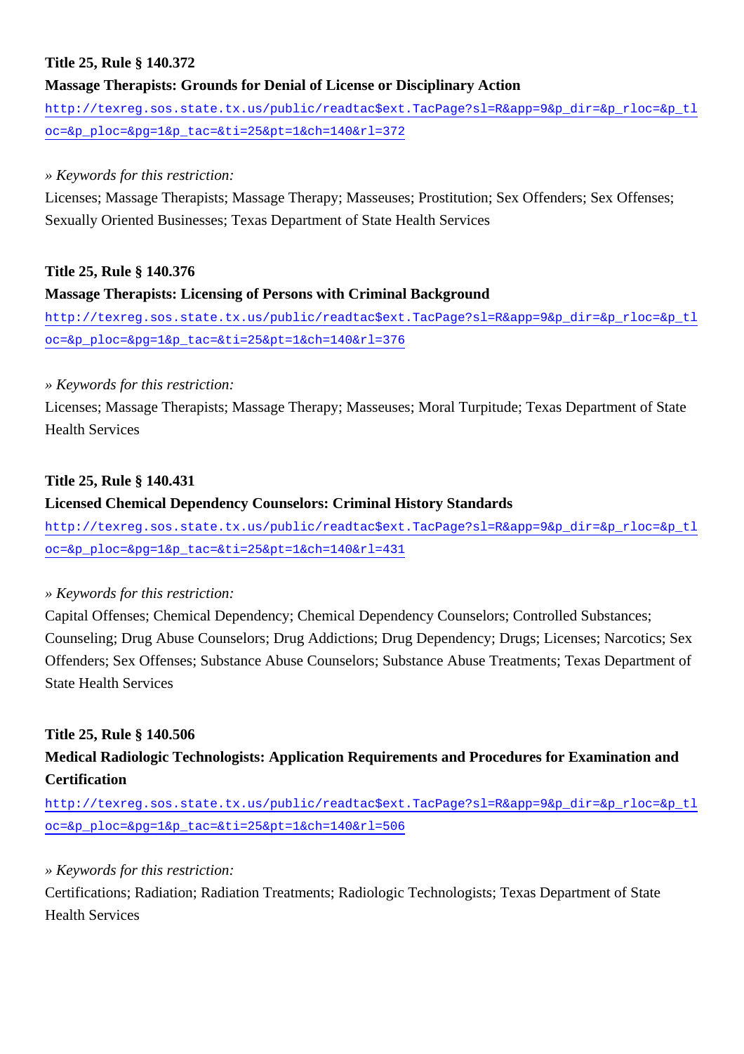**Title 25, Rule § 140.372**

**Massage Therapists: Grounds for Denial of License or Disciplinary Action**

http://texreg.sos.state.tx.us/public/readtac$ext.TacPage?sl=R&app=9&p_dir=&p_rloc=&p_tloc=&p_ploc=&pg=1&p_tac=&ti=25&pt=1&ch=140&rl=372

*» Keywords for this restriction:*

Licenses; Massage Therapists; Massage Therapy; Masseuses; Prostitution; Sex Offenders; Sex Offenses; Sexually Oriented Businesses; Texas Department of State Health Services

**Title 25, Rule § 140.376**

**Massage Therapists: Licensing of Persons with Criminal Background**

http://texreg.sos.state.tx.us/public/readtac$ext.TacPage?sl=R&app=9&p_dir=&p_rloc=&p_tloc=&p_ploc=&pg=1&p_tac=&ti=25&pt=1&ch=140&rl=376

*» Keywords for this restriction:*

Licenses; Massage Therapists; Massage Therapy; Masseuses; Moral Turpitude; Texas Department of State Health Services

**Title 25, Rule § 140.431**

**Licensed Chemical Dependency Counselors: Criminal History Standards**

http://texreg.sos.state.tx.us/public/readtac$ext.TacPage?sl=R&app=9&p_dir=&p_rloc=&p_tloc=&p_ploc=&pg=1&p_tac=&ti=25&pt=1&ch=140&rl=431

*» Keywords for this restriction:*

Capital Offenses; Chemical Dependency; Chemical Dependency Counselors; Controlled Substances; Counseling; Drug Abuse Counselors; Drug Addictions; Drug Dependency; Drugs; Licenses; Narcotics; Sex Offenders; Sex Offenses; Substance Abuse Counselors; Substance Abuse Treatments; Texas Department of State Health Services

**Title 25, Rule § 140.506**

**Medical Radiologic Technologists: Application Requirements and Procedures for Examination and Certification**

http://texreg.sos.state.tx.us/public/readtac$ext.TacPage?sl=R&app=9&p_dir=&p_rloc=&p_tloc=&p_ploc=&pg=1&p_tac=&ti=25&pt=1&ch=140&rl=506

*» Keywords for this restriction:*

Certifications; Radiation; Radiation Treatments; Radiologic Technologists; Texas Department of State Health Services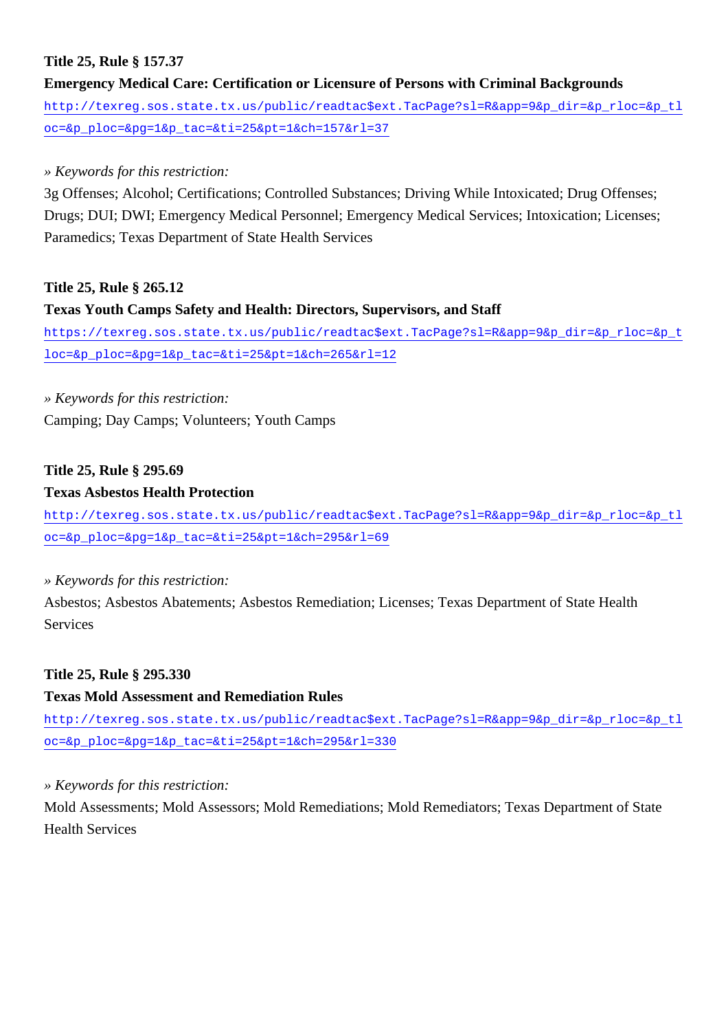**Title 25, Rule § 157.37**

**Emergency Medical Care: Certification or Licensure of Persons with Criminal Backgrounds**

http://texreg.sos.state.tx.us/public/readtac$ext.TacPage?sl=R&app=9&p_dir=&p_rloc=&p_tloc=&p_ploc=&pg=1&p_tac=&ti=25&pt=1&ch=157&rl=37

*» Keywords for this restriction:*

3g Offenses; Alcohol; Certifications; Controlled Substances; Driving While Intoxicated; Drug Offenses; Drugs; DUI; DWI; Emergency Medical Personnel; Emergency Medical Services; Intoxication; Licenses; Paramedics; Texas Department of State Health Services

**Title 25, Rule § 265.12**

**Texas Youth Camps Safety and Health: Directors, Supervisors, and Staff**

https://texreg.sos.state.tx.us/public/readtac$ext.TacPage?sl=R&app=9&p_dir=&p_rloc=&p_tloc=&p_ploc=&pg=1&p_tac=&ti=25&pt=1&ch=265&rl=12

*» Keywords for this restriction:*

Camping; Day Camps; Volunteers; Youth Camps

**Title 25, Rule § 295.69**

**Texas Asbestos Health Protection**

http://texreg.sos.state.tx.us/public/readtac$ext.TacPage?sl=R&app=9&p_dir=&p_rloc=&p_tloc=&p_ploc=&pg=1&p_tac=&ti=25&pt=1&ch=295&rl=69

*» Keywords for this restriction:*

Asbestos; Asbestos Abatements; Asbestos Remediation; Licenses; Texas Department of State Health Services

**Title 25, Rule § 295.330**

**Texas Mold Assessment and Remediation Rules**

http://texreg.sos.state.tx.us/public/readtac$ext.TacPage?sl=R&app=9&p_dir=&p_rloc=&p_tloc=&p_ploc=&pg=1&p_tac=&ti=25&pt=1&ch=295&rl=330

*» Keywords for this restriction:*

Mold Assessments; Mold Assessors; Mold Remediations; Mold Remediators; Texas Department of State Health Services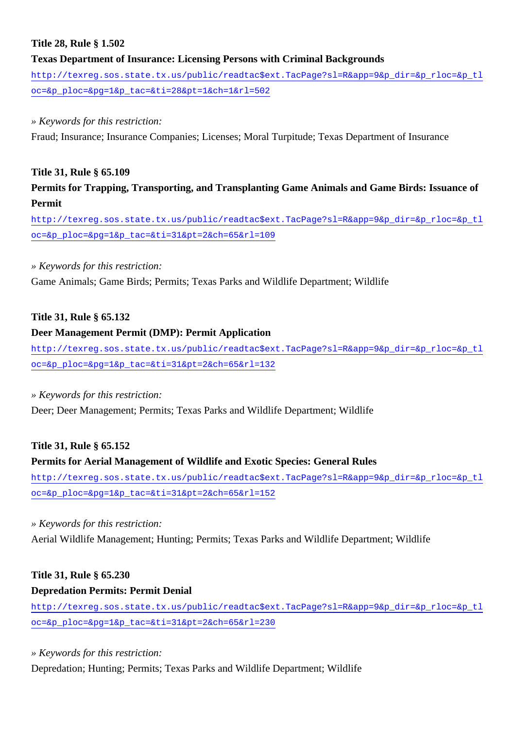**Title 28, Rule § 1.502**

**Texas Department of Insurance: Licensing Persons with Criminal Backgrounds**

http://texreg.sos.state.tx.us/public/readtac$ext.TacPage?sl=R&app=9&p_dir=&p_rloc=&p_tloc=&p_ploc=&pg=1&p_tac=&ti=28&pt=1&ch=1&rl=502

*» Keywords for this restriction:*

Fraud; Insurance; Insurance Companies; Licenses; Moral Turpitude; Texas Department of Insurance

**Title 31, Rule § 65.109**

**Permits for Trapping, Transporting, and Transplanting Game Animals and Game Birds: Issuance of Permit**

http://texreg.sos.state.tx.us/public/readtac$ext.TacPage?sl=R&app=9&p_dir=&p_rloc=&p_tloc=&p_ploc=&pg=1&p_tac=&ti=31&pt=2&ch=65&rl=109

*» Keywords for this restriction:*

Game Animals; Game Birds; Permits; Texas Parks and Wildlife Department; Wildlife

**Title 31, Rule § 65.132**

**Deer Management Permit (DMP): Permit Application**

http://texreg.sos.state.tx.us/public/readtac$ext.TacPage?sl=R&app=9&p_dir=&p_rloc=&p_tloc=&p_ploc=&pg=1&p_tac=&ti=31&pt=2&ch=65&rl=132

*» Keywords for this restriction:*

Deer; Deer Management; Permits; Texas Parks and Wildlife Department; Wildlife

**Title 31, Rule § 65.152**

**Permits for Aerial Management of Wildlife and Exotic Species: General Rules**

http://texreg.sos.state.tx.us/public/readtac$ext.TacPage?sl=R&app=9&p_dir=&p_rloc=&p_tloc=&p_ploc=&pg=1&p_tac=&ti=31&pt=2&ch=65&rl=152

*» Keywords for this restriction:*

Aerial Wildlife Management; Hunting; Permits; Texas Parks and Wildlife Department; Wildlife

**Title 31, Rule § 65.230**

**Depredation Permits: Permit Denial**

http://texreg.sos.state.tx.us/public/readtac$ext.TacPage?sl=R&app=9&p_dir=&p_rloc=&p_tloc=&p_ploc=&pg=1&p_tac=&ti=31&pt=2&ch=65&rl=230

*» Keywords for this restriction:*

Depredation; Hunting; Permits; Texas Parks and Wildlife Department; Wildlife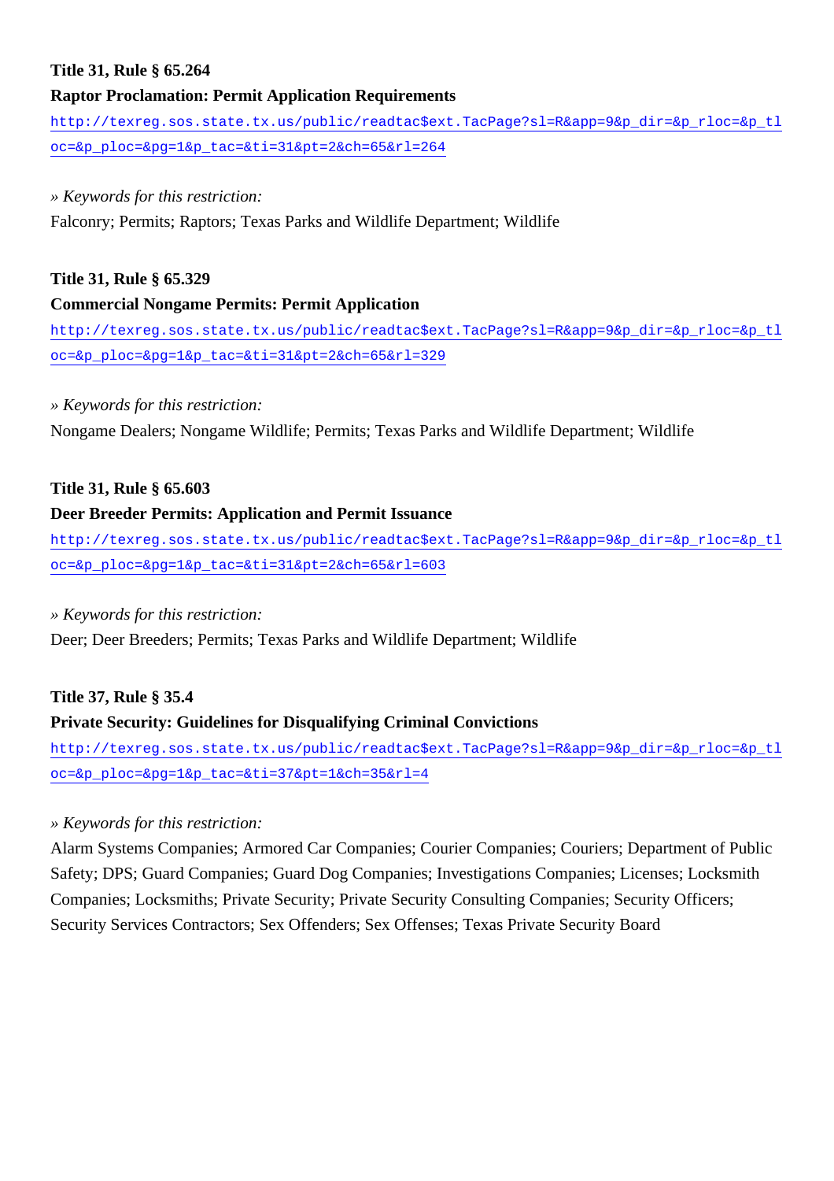**Title 31, Rule § 65.264**

**Raptor Proclamation: Permit Application Requirements**

http://texreg.sos.state.tx.us/public/readtac$ext.TacPage?sl=R&app=9&p_dir=&p_rloc=&p_tloc=&p_ploc=&pg=1&p_tac=&ti=31&pt=2&ch=65&rl=264

*» Keywords for this restriction:*

Falconry; Permits; Raptors; Texas Parks and Wildlife Department; Wildlife

**Title 31, Rule § 65.329**

**Commercial Nongame Permits: Permit Application**

http://texreg.sos.state.tx.us/public/readtac$ext.TacPage?sl=R&app=9&p_dir=&p_rloc=&p_tloc=&p_ploc=&pg=1&p_tac=&ti=31&pt=2&ch=65&rl=329

*» Keywords for this restriction:*

Nongame Dealers; Nongame Wildlife; Permits; Texas Parks and Wildlife Department; Wildlife

**Title 31, Rule § 65.603**

**Deer Breeder Permits: Application and Permit Issuance**

http://texreg.sos.state.tx.us/public/readtac$ext.TacPage?sl=R&app=9&p_dir=&p_rloc=&p_tloc=&p_ploc=&pg=1&p_tac=&ti=31&pt=2&ch=65&rl=603

*» Keywords for this restriction:*

Deer; Deer Breeders; Permits; Texas Parks and Wildlife Department; Wildlife

**Title 37, Rule § 35.4**

**Private Security: Guidelines for Disqualifying Criminal Convictions**

http://texreg.sos.state.tx.us/public/readtac$ext.TacPage?sl=R&app=9&p_dir=&p_rloc=&p_tloc=&p_ploc=&pg=1&p_tac=&ti=37&pt=1&ch=35&rl=4

*» Keywords for this restriction:*

Alarm Systems Companies; Armored Car Companies; Courier Companies; Couriers; Department of Public Safety; DPS; Guard Companies; Guard Dog Companies; Investigations Companies; Licenses; Locksmith Companies; Locksmiths; Private Security; Private Security Consulting Companies; Security Officers; Security Services Contractors; Sex Offenders; Sex Offenses; Texas Private Security Board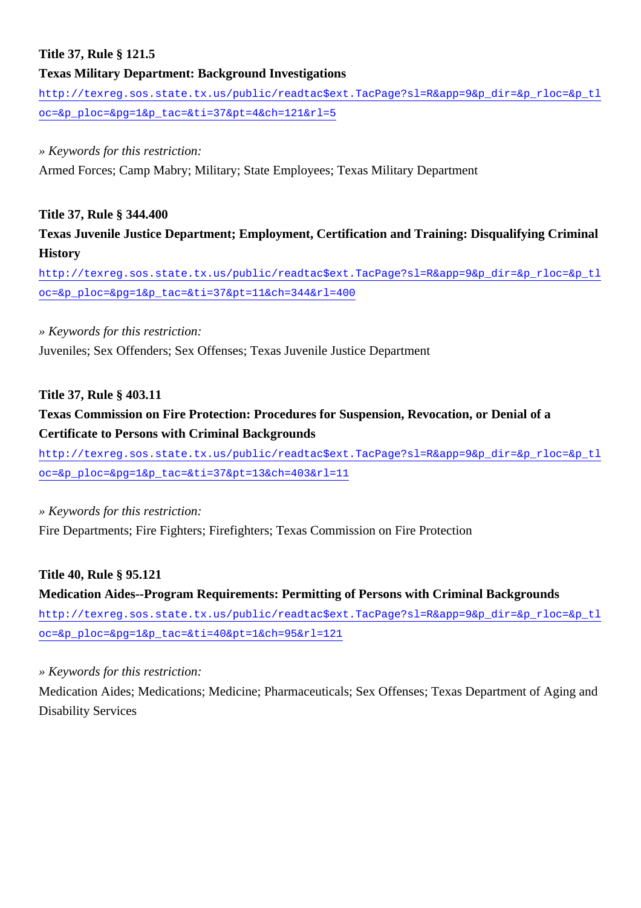**Title 37, Rule § 121.5**

**Texas Military Department: Background Investigations**

http://texreg.sos.state.tx.us/public/readtac$ext.TacPage?sl=R&app=9&p_dir=&p_rloc=&p_tloc=&p_ploc=&pg=1&p_tac=&ti=37&pt=4&ch=121&rl=5

*» Keywords for this restriction:*

Armed Forces; Camp Mabry; Military; State Employees; Texas Military Department

**Title 37, Rule § 344.400**

**Texas Juvenile Justice Department; Employment, Certification and Training: Disqualifying Criminal History**

http://texreg.sos.state.tx.us/public/readtac$ext.TacPage?sl=R&app=9&p_dir=&p_rloc=&p_tloc=&p_ploc=&pg=1&p_tac=&ti=37&pt=11&ch=344&rl=400

*» Keywords for this restriction:*

Juveniles; Sex Offenders; Sex Offenses; Texas Juvenile Justice Department

**Title 37, Rule § 403.11**

**Texas Commission on Fire Protection: Procedures for Suspension, Revocation, or Denial of a Certificate to Persons with Criminal Backgrounds**

http://texreg.sos.state.tx.us/public/readtac$ext.TacPage?sl=R&app=9&p_dir=&p_rloc=&p_tloc=&p_ploc=&pg=1&p_tac=&ti=37&pt=13&ch=403&rl=11

*» Keywords for this restriction:*

Fire Departments; Fire Fighters; Firefighters; Texas Commission on Fire Protection

**Title 40, Rule § 95.121**

**Medication Aides--Program Requirements: Permitting of Persons with Criminal Backgrounds**

http://texreg.sos.state.tx.us/public/readtac$ext.TacPage?sl=R&app=9&p_dir=&p_rloc=&p_tloc=&p_ploc=&pg=1&p_tac=&ti=40&pt=1&ch=95&rl=121

*» Keywords for this restriction:*

Medication Aides; Medications; Medicine; Pharmaceuticals; Sex Offenses; Texas Department of Aging and Disability Services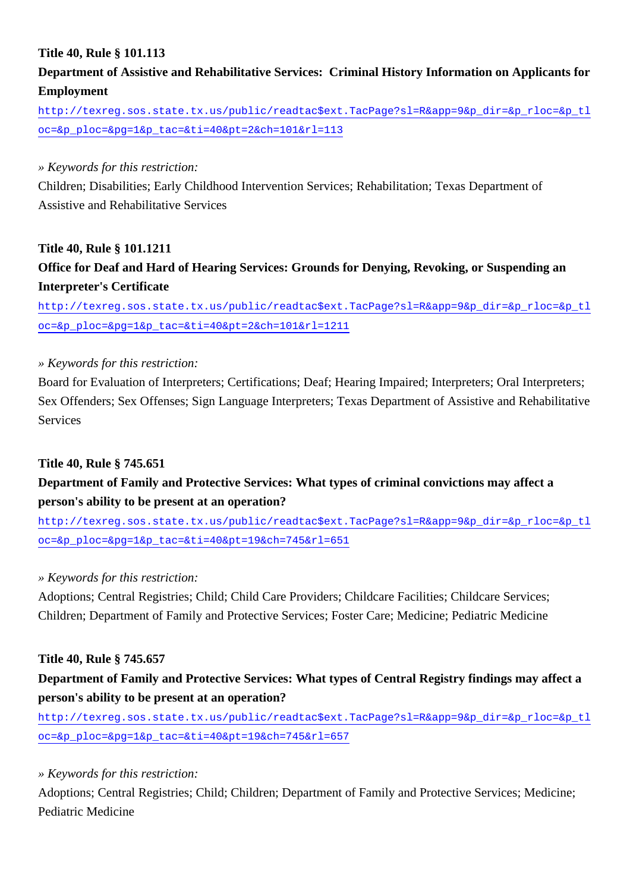**Title 40, Rule § 101.113**

**Department of Assistive and Rehabilitative Services: Criminal History Information on Applicants for Employment**

http://texreg.sos.state.tx.us/public/readtac$ext.TacPage?sl=R&app=9&p_dir=&p_rloc=&p_tloc=&p_ploc=&pg=1&p_tac=&ti=40&pt=2&ch=101&rl=113

*» Keywords for this restriction:*

Children; Disabilities; Early Childhood Intervention Services; Rehabilitation; Texas Department of Assistive and Rehabilitative Services

**Title 40, Rule § 101.1211**

**Office for Deaf and Hard of Hearing Services: Grounds for Denying, Revoking, or Suspending an Interpreter's Certificate**

http://texreg.sos.state.tx.us/public/readtac$ext.TacPage?sl=R&app=9&p_dir=&p_rloc=&p_tloc=&p_ploc=&pg=1&p_tac=&ti=40&pt=2&ch=101&rl=1211

*» Keywords for this restriction:*

Board for Evaluation of Interpreters; Certifications; Deaf; Hearing Impaired; Interpreters; Oral Interpreters; Sex Offenders; Sex Offenses; Sign Language Interpreters; Texas Department of Assistive and Rehabilitative Services

**Title 40, Rule § 745.651**

**Department of Family and Protective Services: What types of criminal convictions may affect a person's ability to be present at an operation?**

http://texreg.sos.state.tx.us/public/readtac$ext.TacPage?sl=R&app=9&p_dir=&p_rloc=&p_tloc=&p_ploc=&pg=1&p_tac=&ti=40&pt=19&ch=745&rl=651

*» Keywords for this restriction:*

Adoptions; Central Registries; Child; Child Care Providers; Childcare Facilities; Childcare Services; Children; Department of Family and Protective Services; Foster Care; Medicine; Pediatric Medicine

**Title 40, Rule § 745.657**

**Department of Family and Protective Services: What types of Central Registry findings may affect a person's ability to be present at an operation?**

http://texreg.sos.state.tx.us/public/readtac$ext.TacPage?sl=R&app=9&p_dir=&p_rloc=&p_tloc=&p_ploc=&pg=1&p_tac=&ti=40&pt=19&ch=745&rl=657

*» Keywords for this restriction:*

Adoptions; Central Registries; Child; Children; Department of Family and Protective Services; Medicine; Pediatric Medicine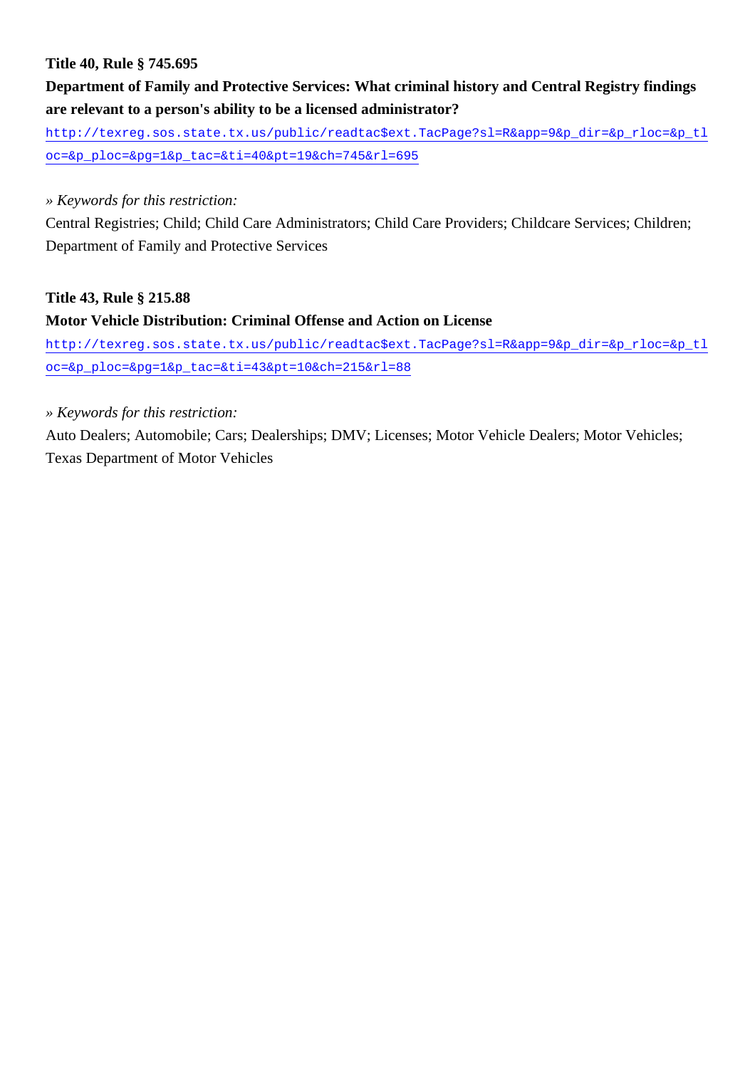**Title 40, Rule § 745.695**

**Department of Family and Protective Services: What criminal history and Central Registry findings are relevant to a person's ability to be a licensed administrator?**

http://texreg.sos.state.tx.us/public/readtac$ext.TacPage?sl=R&app=9&p_dir=&p_rloc=&p_tloc=&p_ploc=&pg=1&p_tac=&ti=40&pt=19&ch=745&rl=695

» *Keywords for this restriction:*

Central Registries; Child; Child Care Administrators; Child Care Providers; Childcare Services; Children; Department of Family and Protective Services

**Title 43, Rule § 215.88**

**Motor Vehicle Distribution: Criminal Offense and Action on License**

http://texreg.sos.state.tx.us/public/readtac$ext.TacPage?sl=R&app=9&p_dir=&p_rloc=&p_tloc=&p_ploc=&pg=1&p_tac=&ti=43&pt=10&ch=215&rl=88

» *Keywords for this restriction:*

Auto Dealers; Automobile; Cars; Dealerships; DMV; Licenses; Motor Vehicle Dealers; Motor Vehicles; Texas Department of Motor Vehicles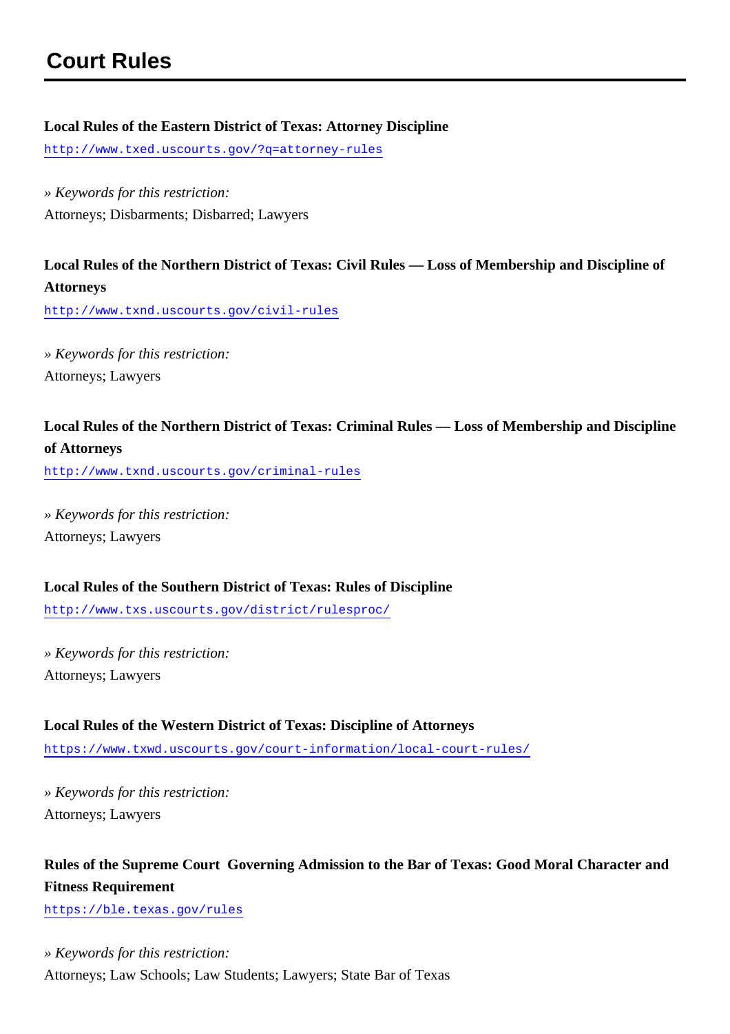# Court Rules

**Local Rules of the Eastern District of Texas: Attorney Discipline**

http://www.txed.uscourts.gov/?q=attorney-rules

*» Keywords for this restriction:*

Attorneys; Disbarments; Disbarred; Lawyers

**Local Rules of the Northern District of Texas: Civil Rules — Loss of Membership and Discipline of Attorneys**

http://www.txnd.uscourts.gov/civil-rules

*» Keywords for this restriction:*

Attorneys; Lawyers

**Local Rules of the Northern District of Texas: Criminal Rules — Loss of Membership and Discipline of Attorneys**

http://www.txnd.uscourts.gov/criminal-rules

*» Keywords for this restriction:*

Attorneys; Lawyers

**Local Rules of the Southern District of Texas: Rules of Discipline**

http://www.txs.uscourts.gov/district/rulesproc/

*» Keywords for this restriction:*

Attorneys; Lawyers

**Local Rules of the Western District of Texas: Discipline of Attorneys**

https://www.txwd.uscourts.gov/court-information/local-court-rules/

*» Keywords for this restriction:*

Attorneys; Lawyers

**Rules of the Supreme Court Governing Admission to the Bar of Texas: Good Moral Character and Fitness Requirement**

https://ble.texas.gov/rules

*» Keywords for this restriction:*

Attorneys; Law Schools; Law Students; Lawyers; State Bar of Texas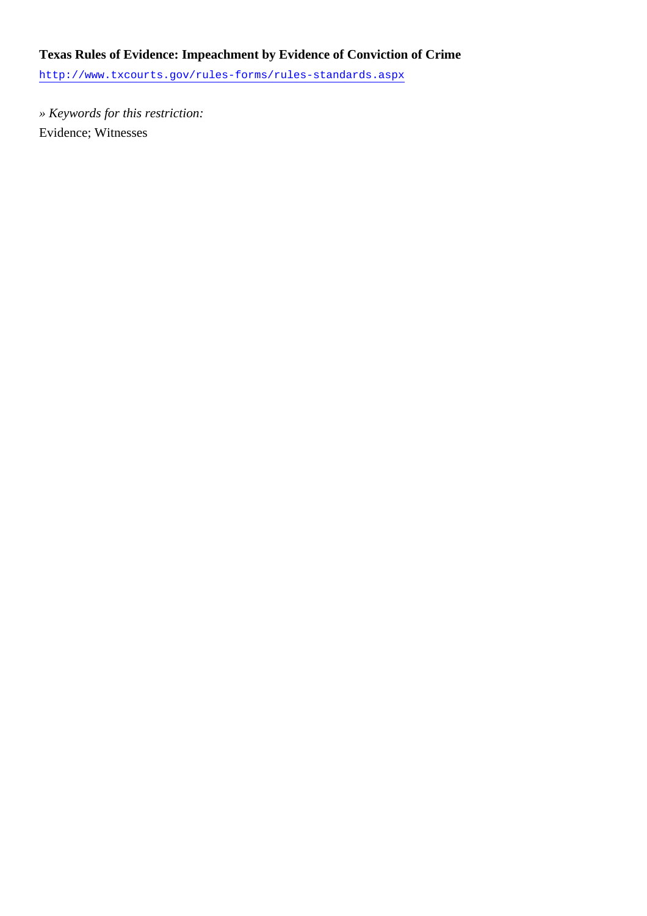**Texas Rules of Evidence: Impeachment by Evidence of Conviction of Crime**

http://www.txcourts.gov/rules-forms/rules-standards.aspx

*» Keywords for this restriction:*

Evidence; Witnesses